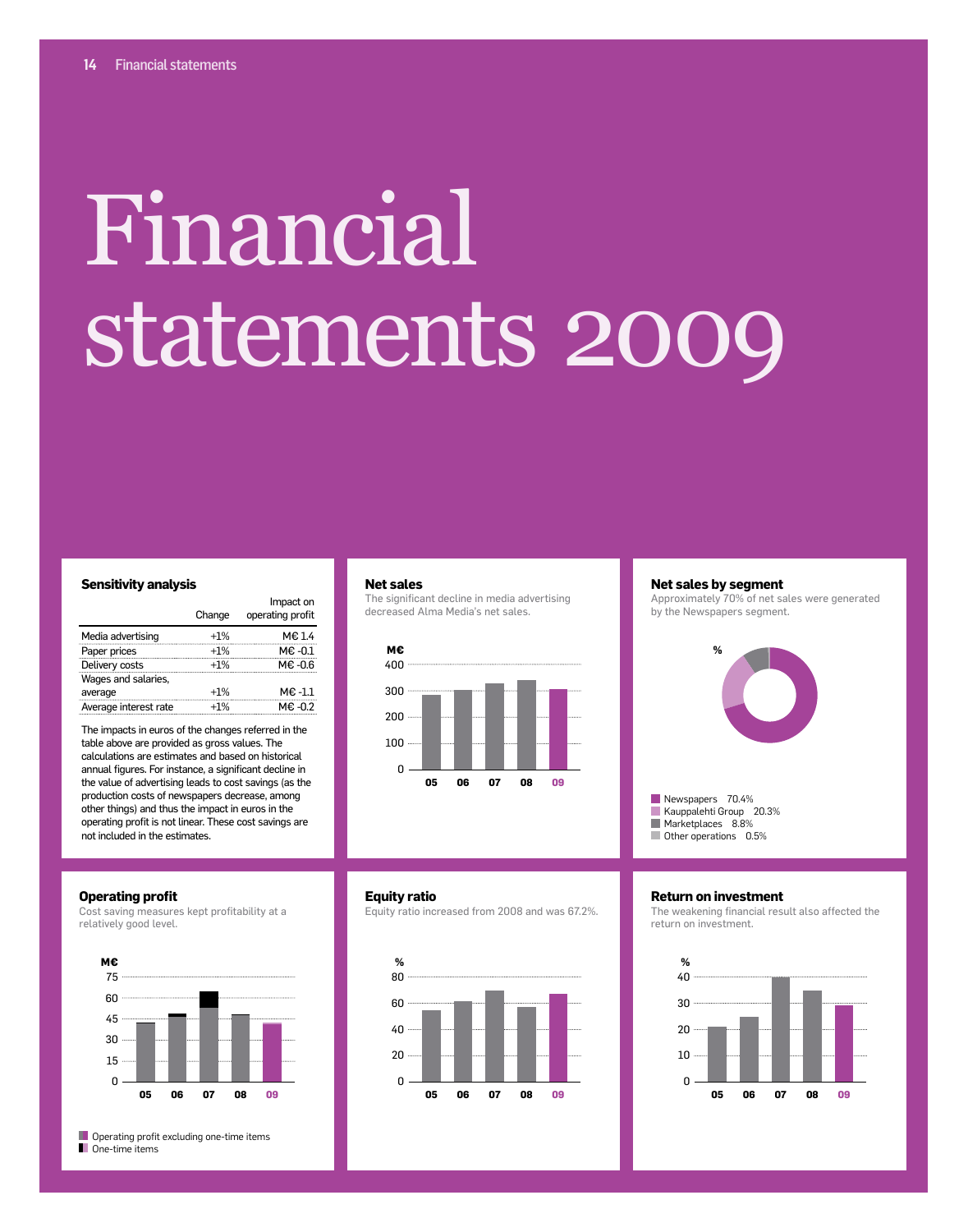# Financial statements 2009

### Sensitivity analysis

| | Change | Impact on operating profit |
|---|---|---|
| Media advertising | +1% | M€ 1.4 |
| Paper prices | +1% | M€ -0.1 |
| Delivery costs | +1% | M€ -0.6 |
| Wages and salaries, average | +1% | M€ -1.1 |
| Average interest rate | +1% | M€ -0.2 |

The impacts in euros of the changes referred in the table above are provided as gross values. The calculations are estimates and based on historical annual figures. For instance, a significant decline in the value of advertising leads to cost savings (as the production costs of newspapers decrease, among other things) and thus the impact in euros in the operating profit is not linear. These cost savings are not included in the estimates.

### Net sales

The significant decline in media advertising decreased Alma Media's net sales.

### Net sales by segment

Approximately 70% of net sales were generated by the Newspapers segment.

- Newspapers 70.4%
- Kauppalehti Group 20.3%
- Marketplaces 8.8%
- Other operations 0.5%

### Operating profit

Cost saving measures kept profitability at a relatively good level.

- Operating profit excluding one-time items
- One-time items

### Equity ratio

Equity ratio increased from 2008 and was 67.2%.

### Return on investment

The weakening financial result also affected the return on investment.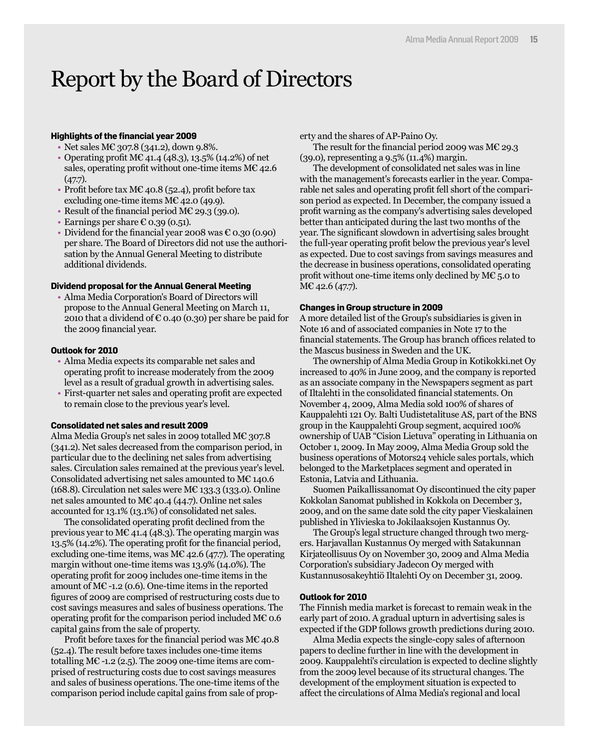# Report by the Board of Directors

**Highlights of the financial year 2009**

- Net sales M€ 307.8 (341.2), down 9.8%.
- Operating profit M€ 41.4 (48.3), 13.5% (14.2%) of net sales, operating profit without one-time items M€ 42.6 (47.7).
- Profit before tax M€ 40.8 (52.4), profit before tax excluding one-time items M€ 42.0 (49.9).
- Result of the financial period M€ 29.3 (39.0).
- Earnings per share € 0.39 (0.51).
- Dividend for the financial year 2008 was € 0.30 (0.90) per share. The Board of Directors did not use the authorisation by the Annual General Meeting to distribute additional dividends.

**Dividend proposal for the Annual General Meeting**

- Alma Media Corporation's Board of Directors will propose to the Annual General Meeting on March 11, 2010 that a dividend of € 0.40 (0.30) per share be paid for the 2009 financial year.

**Outlook for 2010**

- Alma Media expects its comparable net sales and operating profit to increase moderately from the 2009 level as a result of gradual growth in advertising sales.
- First-quarter net sales and operating profit are expected to remain close to the previous year's level.

**Consolidated net sales and result 2009**

Alma Media Group's net sales in 2009 totalled M€ 307.8 (341.2). Net sales decreased from the comparison period, in particular due to the declining net sales from advertising sales. Circulation sales remained at the previous year's level. Consolidated advertising net sales amounted to M€ 140.6 (168.8). Circulation net sales were M€ 133.3 (133.0). Online net sales amounted to M€ 40.4 (44.7). Online net sales accounted for 13.1% (13.1%) of consolidated net sales.

The consolidated operating profit declined from the previous year to M€ 41.4 (48.3). The operating margin was 13.5% (14.2%). The operating profit for the financial period, excluding one-time items, was M€ 42.6 (47.7). The operating margin without one-time items was 13.9% (14.0%). The operating profit for 2009 includes one-time items in the amount of M€ -1.2 (0.6). One-time items in the reported figures of 2009 are comprised of restructuring costs due to cost savings measures and sales of business operations. The operating profit for the comparison period included M€ 0.6 capital gains from the sale of property.

Profit before taxes for the financial period was M€ 40.8 (52.4). The result before taxes includes one-time items totalling M€ -1.2 (2.5). The 2009 one-time items are comprised of restructuring costs due to cost savings measures and sales of business operations. The one-time items of the comparison period include capital gains from sale of property and the shares of AP-Paino Oy.

The result for the financial period 2009 was M€ 29.3 (39.0), representing a 9.5% (11.4%) margin.

The development of consolidated net sales was in line with the management's forecasts earlier in the year. Comparable net sales and operating profit fell short of the comparison period as expected. In December, the company issued a profit warning as the company's advertising sales developed better than anticipated during the last two months of the year. The significant slowdown in advertising sales brought the full-year operating profit below the previous year's level as expected. Due to cost savings from savings measures and the decrease in business operations, consolidated operating profit without one-time items only declined by M€ 5.0 to M€ 42.6 (47.7).

**Changes in Group structure in 2009**

A more detailed list of the Group's subsidiaries is given in Note 16 and of associated companies in Note 17 to the financial statements. The Group has branch offices related to the Mascus business in Sweden and the UK.

The ownership of Alma Media Group in Kotikokki.net Oy increased to 40% in June 2009, and the company is reported as an associate company in the Newspapers segment as part of Iltalehti in the consolidated financial statements. On November 4, 2009, Alma Media sold 100% of shares of Kauppalehti 121 Oy. Balti Uudistetalituse AS, part of the BNS group in the Kauppalehti Group segment, acquired 100% ownership of UAB "Cision Lietuva" operating in Lithuania on October 1, 2009. In May 2009, Alma Media Group sold the business operations of Motors24 vehicle sales portals, which belonged to the Marketplaces segment and operated in Estonia, Latvia and Lithuania.

Suomen Paikallissanomat Oy discontinued the city paper Kokkolan Sanomat published in Kokkola on December 3, 2009, and on the same date sold the city paper Vieskalainen published in Ylivieska to Jokilaaksojen Kustannus Oy.

The Group's legal structure changed through two mergers. Harjavallan Kustannus Oy merged with Satakunnan Kirjateollisuus Oy on November 30, 2009 and Alma Media Corporation's subsidiary Jadecon Oy merged with Kustannusosakeyhtiö Iltalehti Oy on December 31, 2009.

**Outlook for 2010**

The Finnish media market is forecast to remain weak in the early part of 2010. A gradual upturn in advertising sales is expected if the GDP follows growth predictions during 2010.

Alma Media expects the single-copy sales of afternoon papers to decline further in line with the development in 2009. Kauppalehti's circulation is expected to decline slightly from the 2009 level because of its structural changes. The development of the employment situation is expected to affect the circulations of Alma Media's regional and local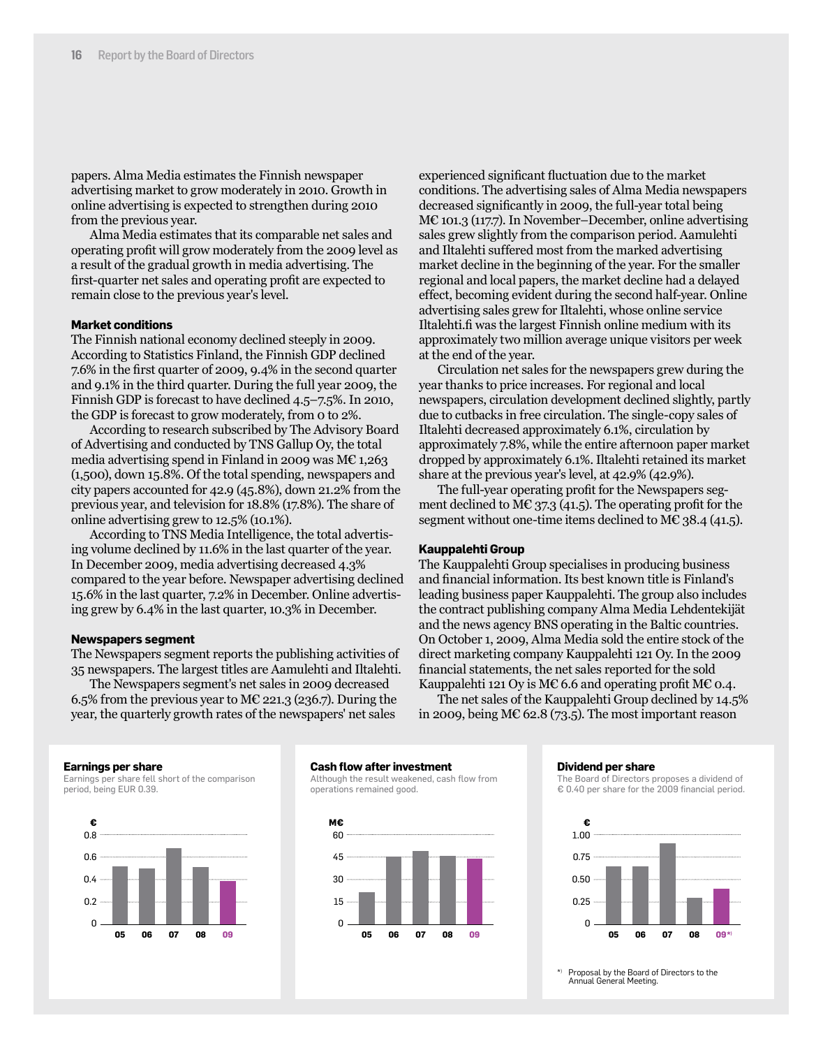papers. Alma Media estimates the Finnish newspaper advertising market to grow moderately in 2010. Growth in online advertising is expected to strengthen during 2010 from the previous year.

Alma Media estimates that its comparable net sales and operating profit will grow moderately from the 2009 level as a result of the gradual growth in media advertising. The first-quarter net sales and operating profit are expected to remain close to the previous year's level.

**Market conditions**

The Finnish national economy declined steeply in 2009. According to Statistics Finland, the Finnish GDP declined 7.6% in the first quarter of 2009, 9.4% in the second quarter and 9.1% in the third quarter. During the full year 2009, the Finnish GDP is forecast to have declined 4.5–7.5%. In 2010, the GDP is forecast to grow moderately, from 0 to 2%.

According to research subscribed by The Advisory Board of Advertising and conducted by TNS Gallup Oy, the total media advertising spend in Finland in 2009 was M€ 1,263 (1,500), down 15.8%. Of the total spending, newspapers and city papers accounted for 42.9 (45.8%), down 21.2% from the previous year, and television for 18.8% (17.8%). The share of online advertising grew to 12.5% (10.1%).

According to TNS Media Intelligence, the total advertising volume declined by 11.6% in the last quarter of the year. In December 2009, media advertising decreased 4.3% compared to the year before. Newspaper advertising declined 15.6% in the last quarter, 7.2% in December. Online advertising grew by 6.4% in the last quarter, 10.3% in December.

**Newspapers segment**

The Newspapers segment reports the publishing activities of 35 newspapers. The largest titles are Aamulehti and Iltalehti.

The Newspapers segment's net sales in 2009 decreased 6.5% from the previous year to M€ 221.3 (236.7). During the year, the quarterly growth rates of the newspapers' net sales experienced significant fluctuation due to the market conditions. The advertising sales of Alma Media newspapers decreased significantly in 2009, the full-year total being M€ 101.3 (117.7). In November–December, online advertising sales grew slightly from the comparison period. Aamulehti and Iltalehti suffered most from the marked advertising market decline in the beginning of the year. For the smaller regional and local papers, the market decline had a delayed effect, becoming evident during the second half-year. Online advertising sales grew for Iltalehti, whose online service Iltalehti.fi was the largest Finnish online medium with its approximately two million average unique visitors per week at the end of the year.

Circulation net sales for the newspapers grew during the year thanks to price increases. For regional and local newspapers, circulation development declined slightly, partly due to cutbacks in free circulation. The single-copy sales of Iltalehti decreased approximately 6.1%, circulation by approximately 7.8%, while the entire afternoon paper market dropped by approximately 6.1%. Iltalehti retained its market share at the previous year's level, at 42.9% (42.9%).

The full-year operating profit for the Newspapers segment declined to M€ 37.3 (41.5). The operating profit for the segment without one-time items declined to M€ 38.4 (41.5).

**Kauppalehti Group**

The Kauppalehti Group specialises in producing business and financial information. Its best known title is Finland's leading business paper Kauppalehti. The group also includes the contract publishing company Alma Media Lehdentekijät and the news agency BNS operating in the Baltic countries. On October 1, 2009, Alma Media sold the entire stock of the direct marketing company Kauppalehti 121 Oy. In the 2009 financial statements, the net sales reported for the sold Kauppalehti 121 Oy is M€ 6.6 and operating profit M€ 0.4.

The net sales of the Kauppalehti Group declined by 14.5% in 2009, being M€ 62.8 (73.5). The most important reason

**Earnings per share**

Earnings per share fell short of the comparison period, being EUR 0.39.

| € | 05 | 06 | 07 | 08 | 09 |
|---|---|---|---|---|---|
| Earnings per share | 0.52 | 0.50 | 0.68 | 0.51 | 0.39 |

**Cash flow after investment**

Although the result weakened, cash flow from operations remained good.

| M€ | 05 | 06 | 07 | 08 | 09 |
|---|---|---|---|---|---|
| Cash flow after investment | 21 | 45 | 49 | 46 | 44 |

**Dividend per share**

The Board of Directors proposes a dividend of € 0.40 per share for the 2009 financial period.

| € | 05 | 06 | 07 | 08 | 09*) |
|---|---|---|---|---|---|
| Dividend per share | 0.65 | 0.65 | 0.90 | 0.30 | 0.40 |

*) Proposal by the Board of Directors to the Annual General Meeting.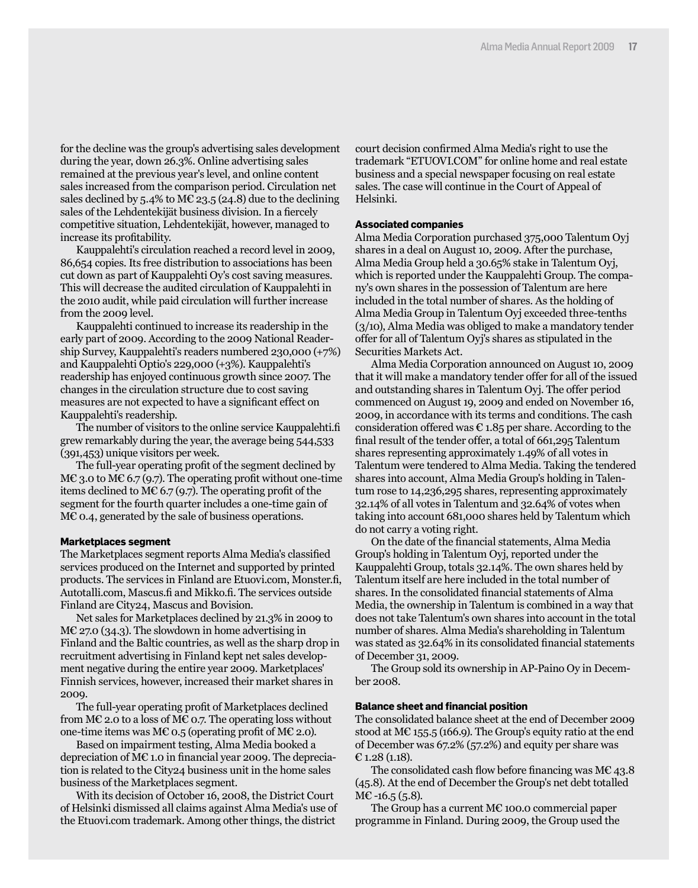for the decline was the group's advertising sales development during the year, down 26.3%. Online advertising sales remained at the previous year's level, and online content sales increased from the comparison period. Circulation net sales declined by 5.4% to M€ 23.5 (24.8) due to the declining sales of the Lehdentekijät business division. In a fiercely competitive situation, Lehdentekijät, however, managed to increase its profitability.

Kauppalehti's circulation reached a record level in 2009, 86,654 copies. Its free distribution to associations has been cut down as part of Kauppalehti Oy's cost saving measures. This will decrease the audited circulation of Kauppalehti in the 2010 audit, while paid circulation will further increase from the 2009 level.

Kauppalehti continued to increase its readership in the early part of 2009. According to the 2009 National Readership Survey, Kauppalehti's readers numbered 230,000 (+7%) and Kauppalehti Optio's 229,000 (+3%). Kauppalehti's readership has enjoyed continuous growth since 2007. The changes in the circulation structure due to cost saving measures are not expected to have a significant effect on Kauppalehti's readership.

The number of visitors to the online service Kauppalehti.fi grew remarkably during the year, the average being 544,533 (391,453) unique visitors per week.

The full-year operating profit of the segment declined by M€ 3.0 to M€ 6.7 (9.7). The operating profit without one-time items declined to M€ 6.7 (9.7). The operating profit of the segment for the fourth quarter includes a one-time gain of M€ 0.4, generated by the sale of business operations.

**Marketplaces segment**

The Marketplaces segment reports Alma Media's classified services produced on the Internet and supported by printed products. The services in Finland are Etuovi.com, Monster.fi, Autotalli.com, Mascus.fi and Mikko.fi. The services outside Finland are City24, Mascus and Bovision.

Net sales for Marketplaces declined by 21.3% in 2009 to M€ 27.0 (34.3). The slowdown in home advertising in Finland and the Baltic countries, as well as the sharp drop in recruitment advertising in Finland kept net sales development negative during the entire year 2009. Marketplaces' Finnish services, however, increased their market shares in 2009.

The full-year operating profit of Marketplaces declined from M€ 2.0 to a loss of M€ 0.7. The operating loss without one-time items was M€ 0.5 (operating profit of M€ 2.0).

Based on impairment testing, Alma Media booked a depreciation of M€ 1.0 in financial year 2009. The depreciation is related to the City24 business unit in the home sales business of the Marketplaces segment.

With its decision of October 16, 2008, the District Court of Helsinki dismissed all claims against Alma Media's use of the Etuovi.com trademark. Among other things, the district court decision confirmed Alma Media's right to use the trademark "ETUOVI.COM" for online home and real estate business and a special newspaper focusing on real estate sales. The case will continue in the Court of Appeal of Helsinki.

**Associated companies**

Alma Media Corporation purchased 375,000 Talentum Oyj shares in a deal on August 10, 2009. After the purchase, Alma Media Group held a 30.65% stake in Talentum Oyj, which is reported under the Kauppalehti Group. The company's own shares in the possession of Talentum are here included in the total number of shares. As the holding of Alma Media Group in Talentum Oyj exceeded three-tenths (3/10), Alma Media was obliged to make a mandatory tender offer for all of Talentum Oyj's shares as stipulated in the Securities Markets Act.

Alma Media Corporation announced on August 10, 2009 that it will make a mandatory tender offer for all of the issued and outstanding shares in Talentum Oyj. The offer period commenced on August 19, 2009 and ended on November 16, 2009, in accordance with its terms and conditions. The cash consideration offered was € 1.85 per share. According to the final result of the tender offer, a total of 661,295 Talentum shares representing approximately 1.49% of all votes in Talentum were tendered to Alma Media. Taking the tendered shares into account, Alma Media Group's holding in Talentum rose to 14,236,295 shares, representing approximately 32.14% of all votes in Talentum and 32.64% of votes when taking into account 681,000 shares held by Talentum which do not carry a voting right.

On the date of the financial statements, Alma Media Group's holding in Talentum Oyj, reported under the Kauppalehti Group, totals 32.14%. The own shares held by Talentum itself are here included in the total number of shares. In the consolidated financial statements of Alma Media, the ownership in Talentum is combined in a way that does not take Talentum's own shares into account in the total number of shares. Alma Media's shareholding in Talentum was stated as 32.64% in its consolidated financial statements of December 31, 2009.

The Group sold its ownership in AP-Paino Oy in December 2008.

**Balance sheet and financial position**

The consolidated balance sheet at the end of December 2009 stood at M€ 155.5 (166.9). The Group's equity ratio at the end of December was 67.2% (57.2%) and equity per share was € 1.28 (1.18).

The consolidated cash flow before financing was M€ 43.8 (45.8). At the end of December the Group's net debt totalled M€ -16.5 (5.8).

The Group has a current M€ 100.0 commercial paper programme in Finland. During 2009, the Group used the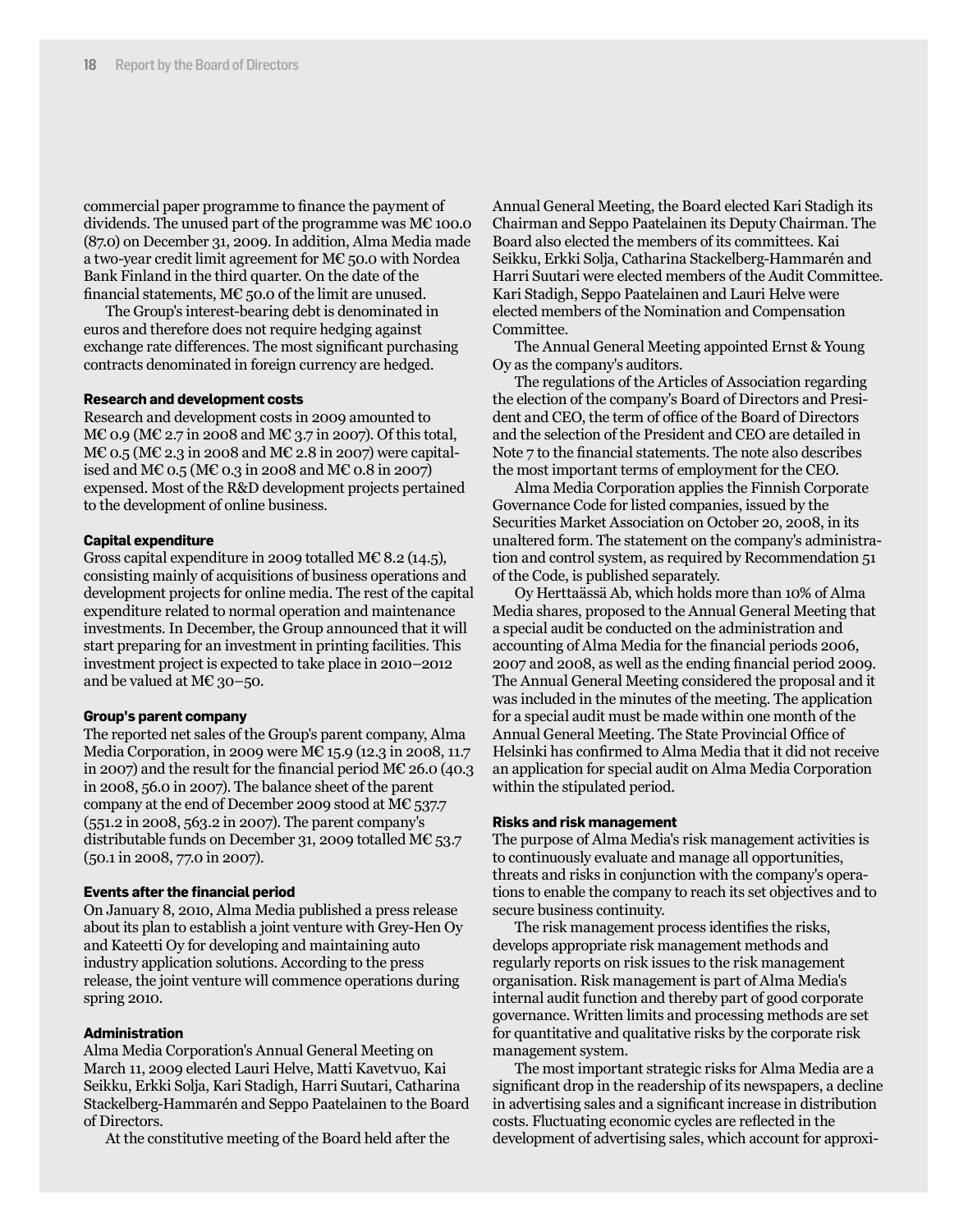commercial paper programme to finance the payment of dividends. The unused part of the programme was M€ 100.0 (87.0) on December 31, 2009. In addition, Alma Media made a two-year credit limit agreement for M€ 50.0 with Nordea Bank Finland in the third quarter. On the date of the financial statements, M€ 50.0 of the limit are unused.

The Group's interest-bearing debt is denominated in euros and therefore does not require hedging against exchange rate differences. The most significant purchasing contracts denominated in foreign currency are hedged.

#### Research and development costs

Research and development costs in 2009 amounted to M€ 0.9 (M€ 2.7 in 2008 and M€ 3.7 in 2007). Of this total, M€ 0.5 (M€ 2.3 in 2008 and M€ 2.8 in 2007) were capitalised and M€ 0.5 (M€ 0.3 in 2008 and M€ 0.8 in 2007) expensed. Most of the R&D development projects pertained to the development of online business.

#### Capital expenditure

Gross capital expenditure in 2009 totalled M€ 8.2 (14.5), consisting mainly of acquisitions of business operations and development projects for online media. The rest of the capital expenditure related to normal operation and maintenance investments. In December, the Group announced that it will start preparing for an investment in printing facilities. This investment project is expected to take place in 2010–2012 and be valued at M€ 30–50.

#### Group's parent company

The reported net sales of the Group's parent company, Alma Media Corporation, in 2009 were M€ 15.9 (12.3 in 2008, 11.7 in 2007) and the result for the financial period M€ 26.0 (40.3 in 2008, 56.0 in 2007). The balance sheet of the parent company at the end of December 2009 stood at M€ 537.7 (551.2 in 2008, 563.2 in 2007). The parent company's distributable funds on December 31, 2009 totalled M€ 53.7 (50.1 in 2008, 77.0 in 2007).

#### Events after the financial period

On January 8, 2010, Alma Media published a press release about its plan to establish a joint venture with Grey-Hen Oy and Kateetti Oy for developing and maintaining auto industry application solutions. According to the press release, the joint venture will commence operations during spring 2010.

#### Administration

Alma Media Corporation's Annual General Meeting on March 11, 2009 elected Lauri Helve, Matti Kavetvuo, Kai Seikku, Erkki Solja, Kari Stadigh, Harri Suutari, Catharina Stackelberg-Hammarén and Seppo Paatelainen to the Board of Directors.

At the constitutive meeting of the Board held after the Annual General Meeting, the Board elected Kari Stadigh its Chairman and Seppo Paatelainen its Deputy Chairman. The Board also elected the members of its committees. Kai Seikku, Erkki Solja, Catharina Stackelberg-Hammarén and Harri Suutari were elected members of the Audit Committee. Kari Stadigh, Seppo Paatelainen and Lauri Helve were elected members of the Nomination and Compensation Committee.

The Annual General Meeting appointed Ernst & Young Oy as the company's auditors.

The regulations of the Articles of Association regarding the election of the company's Board of Directors and President and CEO, the term of office of the Board of Directors and the selection of the President and CEO are detailed in Note 7 to the financial statements. The note also describes the most important terms of employment for the CEO.

Alma Media Corporation applies the Finnish Corporate Governance Code for listed companies, issued by the Securities Market Association on October 20, 2008, in its unaltered form. The statement on the company's administration and control system, as required by Recommendation 51 of the Code, is published separately.

Oy Herttaässä Ab, which holds more than 10% of Alma Media shares, proposed to the Annual General Meeting that a special audit be conducted on the administration and accounting of Alma Media for the financial periods 2006, 2007 and 2008, as well as the ending financial period 2009. The Annual General Meeting considered the proposal and it was included in the minutes of the meeting. The application for a special audit must be made within one month of the Annual General Meeting. The State Provincial Office of Helsinki has confirmed to Alma Media that it did not receive an application for special audit on Alma Media Corporation within the stipulated period.

#### Risks and risk management

The purpose of Alma Media's risk management activities is to continuously evaluate and manage all opportunities, threats and risks in conjunction with the company's operations to enable the company to reach its set objectives and to secure business continuity.

The risk management process identifies the risks, develops appropriate risk management methods and regularly reports on risk issues to the risk management organisation. Risk management is part of Alma Media's internal audit function and thereby part of good corporate governance. Written limits and processing methods are set for quantitative and qualitative risks by the corporate risk management system.

The most important strategic risks for Alma Media are a significant drop in the readership of its newspapers, a decline in advertising sales and a significant increase in distribution costs. Fluctuating economic cycles are reflected in the development of advertising sales, which account for approxi-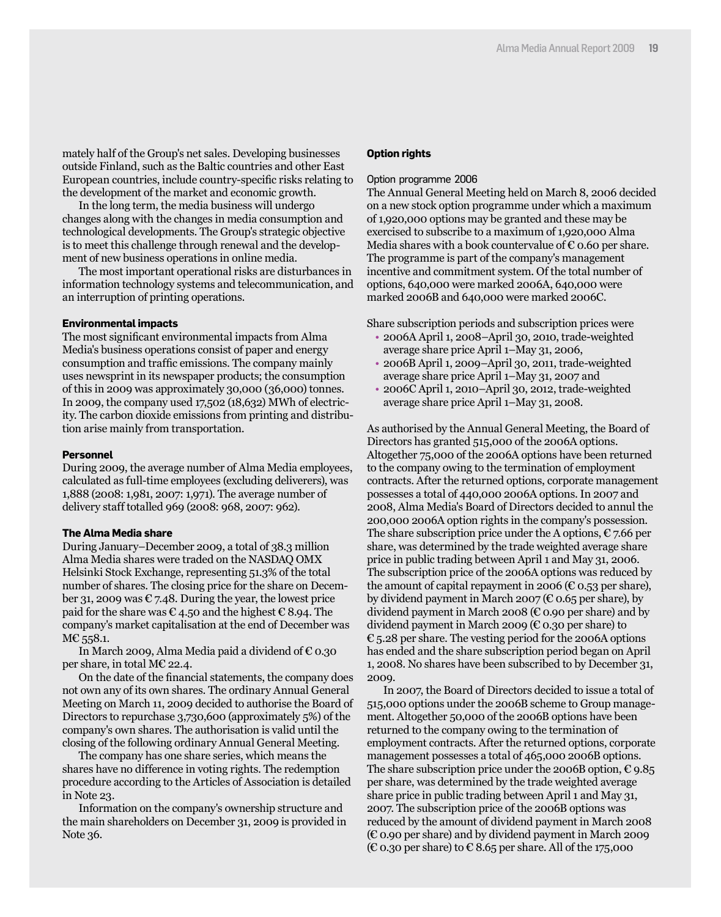mately half of the Group's net sales. Developing businesses outside Finland, such as the Baltic countries and other East European countries, include country-specific risks relating to the development of the market and economic growth.

In the long term, the media business will undergo changes along with the changes in media consumption and technological developments. The Group's strategic objective is to meet this challenge through renewal and the development of new business operations in online media.

The most important operational risks are disturbances in information technology systems and telecommunication, and an interruption of printing operations.

#### Environmental impacts

The most significant environmental impacts from Alma Media's business operations consist of paper and energy consumption and traffic emissions. The company mainly uses newsprint in its newspaper products; the consumption of this in 2009 was approximately 30,000 (36,000) tonnes. In 2009, the company used 17,502 (18,632) MWh of electricity. The carbon dioxide emissions from printing and distribution arise mainly from transportation.

#### Personnel

During 2009, the average number of Alma Media employees, calculated as full-time employees (excluding deliverers), was 1,888 (2008: 1,981, 2007: 1,971). The average number of delivery staff totalled 969 (2008: 968, 2007: 962).

#### The Alma Media share

During January–December 2009, a total of 38.3 million Alma Media shares were traded on the NASDAQ OMX Helsinki Stock Exchange, representing 51.3% of the total number of shares. The closing price for the share on December 31, 2009 was € 7.48. During the year, the lowest price paid for the share was € 4.50 and the highest € 8.94. The company's market capitalisation at the end of December was M€ 558.1.

In March 2009, Alma Media paid a dividend of € 0.30 per share, in total M€ 22.4.

On the date of the financial statements, the company does not own any of its own shares. The ordinary Annual General Meeting on March 11, 2009 decided to authorise the Board of Directors to repurchase 3,730,600 (approximately 5%) of the company's own shares. The authorisation is valid until the closing of the following ordinary Annual General Meeting.

The company has one share series, which means the shares have no difference in voting rights. The redemption procedure according to the Articles of Association is detailed in Note 23.

Information on the company's ownership structure and the main shareholders on December 31, 2009 is provided in Note 36.

#### Option rights

##### Option programme 2006

The Annual General Meeting held on March 8, 2006 decided on a new stock option programme under which a maximum of 1,920,000 options may be granted and these may be exercised to subscribe to a maximum of 1,920,000 Alma Media shares with a book countervalue of € 0.60 per share. The programme is part of the company's management incentive and commitment system. Of the total number of options, 640,000 were marked 2006A, 640,000 were marked 2006B and 640,000 were marked 2006C.

Share subscription periods and subscription prices were

- 2006A April 1, 2008–April 30, 2010, trade-weighted average share price April 1–May 31, 2006,
- 2006B April 1, 2009–April 30, 2011, trade-weighted average share price April 1–May 31, 2007 and
- 2006C April 1, 2010–April 30, 2012, trade-weighted average share price April 1–May 31, 2008.

As authorised by the Annual General Meeting, the Board of Directors has granted 515,000 of the 2006A options. Altogether 75,000 of the 2006A options have been returned to the company owing to the termination of employment contracts. After the returned options, corporate management possesses a total of 440,000 2006A options. In 2007 and 2008, Alma Media's Board of Directors decided to annul the 200,000 2006A option rights in the company's possession. The share subscription price under the A options, € 7.66 per share, was determined by the trade weighted average share price in public trading between April 1 and May 31, 2006. The subscription price of the 2006A options was reduced by the amount of capital repayment in 2006 (€ 0.53 per share), by dividend payment in March 2007 (€ 0.65 per share), by dividend payment in March 2008 (€ 0.90 per share) and by dividend payment in March 2009 (€ 0.30 per share) to € 5.28 per share. The vesting period for the 2006A options has ended and the share subscription period began on April 1, 2008. No shares have been subscribed to by December 31, 2009.

In 2007, the Board of Directors decided to issue a total of 515,000 options under the 2006B scheme to Group management. Altogether 50,000 of the 2006B options have been returned to the company owing to the termination of employment contracts. After the returned options, corporate management possesses a total of 465,000 2006B options. The share subscription price under the 2006B option, € 9.85 per share, was determined by the trade weighted average share price in public trading between April 1 and May 31, 2007. The subscription price of the 2006B options was reduced by the amount of dividend payment in March 2008 (€ 0.90 per share) and by dividend payment in March 2009 (€ 0.30 per share) to € 8.65 per share. All of the 175,000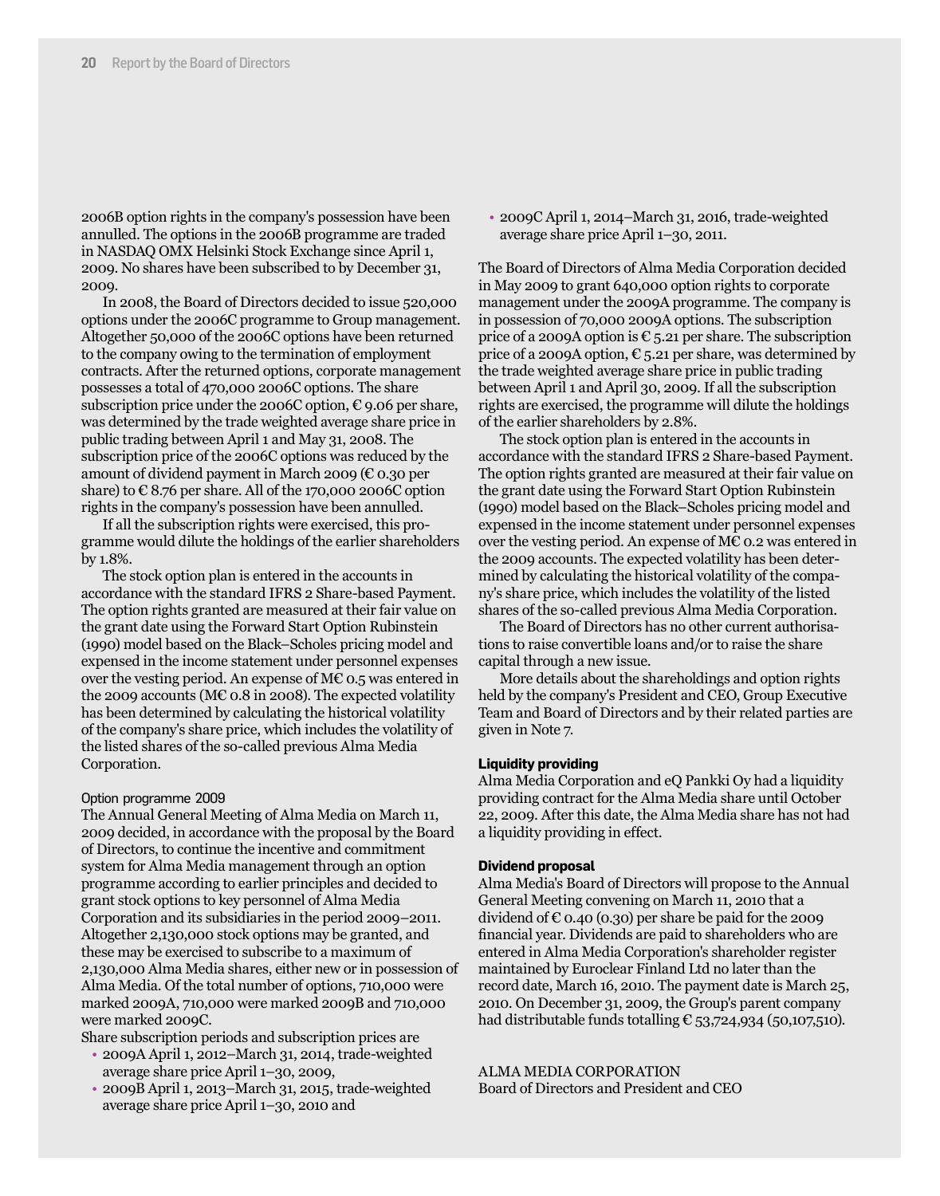2006B option rights in the company's possession have been annulled. The options in the 2006B programme are traded in NASDAQ OMX Helsinki Stock Exchange since April 1, 2009. No shares have been subscribed to by December 31, 2009.

In 2008, the Board of Directors decided to issue 520,000 options under the 2006C programme to Group management. Altogether 50,000 of the 2006C options have been returned to the company owing to the termination of employment contracts. After the returned options, corporate management possesses a total of 470,000 2006C options. The share subscription price under the 2006C option, € 9.06 per share, was determined by the trade weighted average share price in public trading between April 1 and May 31, 2008. The subscription price of the 2006C options was reduced by the amount of dividend payment in March 2009 (€ 0.30 per share) to € 8.76 per share. All of the 170,000 2006C option rights in the company's possession have been annulled.

If all the subscription rights were exercised, this programme would dilute the holdings of the earlier shareholders by 1.8%.

The stock option plan is entered in the accounts in accordance with the standard IFRS 2 Share-based Payment. The option rights granted are measured at their fair value on the grant date using the Forward Start Option Rubinstein (1990) model based on the Black–Scholes pricing model and expensed in the income statement under personnel expenses over the vesting period. An expense of M€ 0.5 was entered in the 2009 accounts (M€ 0.8 in 2008). The expected volatility has been determined by calculating the historical volatility of the company's share price, which includes the volatility of the listed shares of the so-called previous Alma Media Corporation.

### Option programme 2009

The Annual General Meeting of Alma Media on March 11, 2009 decided, in accordance with the proposal by the Board of Directors, to continue the incentive and commitment system for Alma Media management through an option programme according to earlier principles and decided to grant stock options to key personnel of Alma Media Corporation and its subsidiaries in the period 2009–2011. Altogether 2,130,000 stock options may be granted, and these may be exercised to subscribe to a maximum of 2,130,000 Alma Media shares, either new or in possession of Alma Media. Of the total number of options, 710,000 were marked 2009A, 710,000 were marked 2009B and 710,000 were marked 2009C.

Share subscription periods and subscription prices are

- 2009A April 1, 2012–March 31, 2014, trade-weighted average share price April 1–30, 2009,
- 2009B April 1, 2013–March 31, 2015, trade-weighted average share price April 1–30, 2010 and
- 2009C April 1, 2014–March 31, 2016, trade-weighted average share price April 1–30, 2011.

The Board of Directors of Alma Media Corporation decided in May 2009 to grant 640,000 option rights to corporate management under the 2009A programme. The company is in possession of 70,000 2009A options. The subscription price of a 2009A option is € 5.21 per share. The subscription price of a 2009A option, € 5.21 per share, was determined by the trade weighted average share price in public trading between April 1 and April 30, 2009. If all the subscription rights are exercised, the programme will dilute the holdings of the earlier shareholders by 2.8%.

The stock option plan is entered in the accounts in accordance with the standard IFRS 2 Share-based Payment. The option rights granted are measured at their fair value on the grant date using the Forward Start Option Rubinstein (1990) model based on the Black–Scholes pricing model and expensed in the income statement under personnel expenses over the vesting period. An expense of M€ 0.2 was entered in the 2009 accounts. The expected volatility has been determined by calculating the historical volatility of the company's share price, which includes the volatility of the listed shares of the so-called previous Alma Media Corporation.

The Board of Directors has no other current authorisations to raise convertible loans and/or to raise the share capital through a new issue.

More details about the shareholdings and option rights held by the company's President and CEO, Group Executive Team and Board of Directors and by their related parties are given in Note 7.

#### Liquidity providing

Alma Media Corporation and eQ Pankki Oy had a liquidity providing contract for the Alma Media share until October 22, 2009. After this date, the Alma Media share has not had a liquidity providing in effect.

#### Dividend proposal

Alma Media's Board of Directors will propose to the Annual General Meeting convening on March 11, 2010 that a dividend of € 0.40 (0.30) per share be paid for the 2009 financial year. Dividends are paid to shareholders who are entered in Alma Media Corporation's shareholder register maintained by Euroclear Finland Ltd no later than the record date, March 16, 2010. The payment date is March 25, 2010. On December 31, 2009, the Group's parent company had distributable funds totalling € 53,724,934 (50,107,510).

ALMA MEDIA CORPORATION
Board of Directors and President and CEO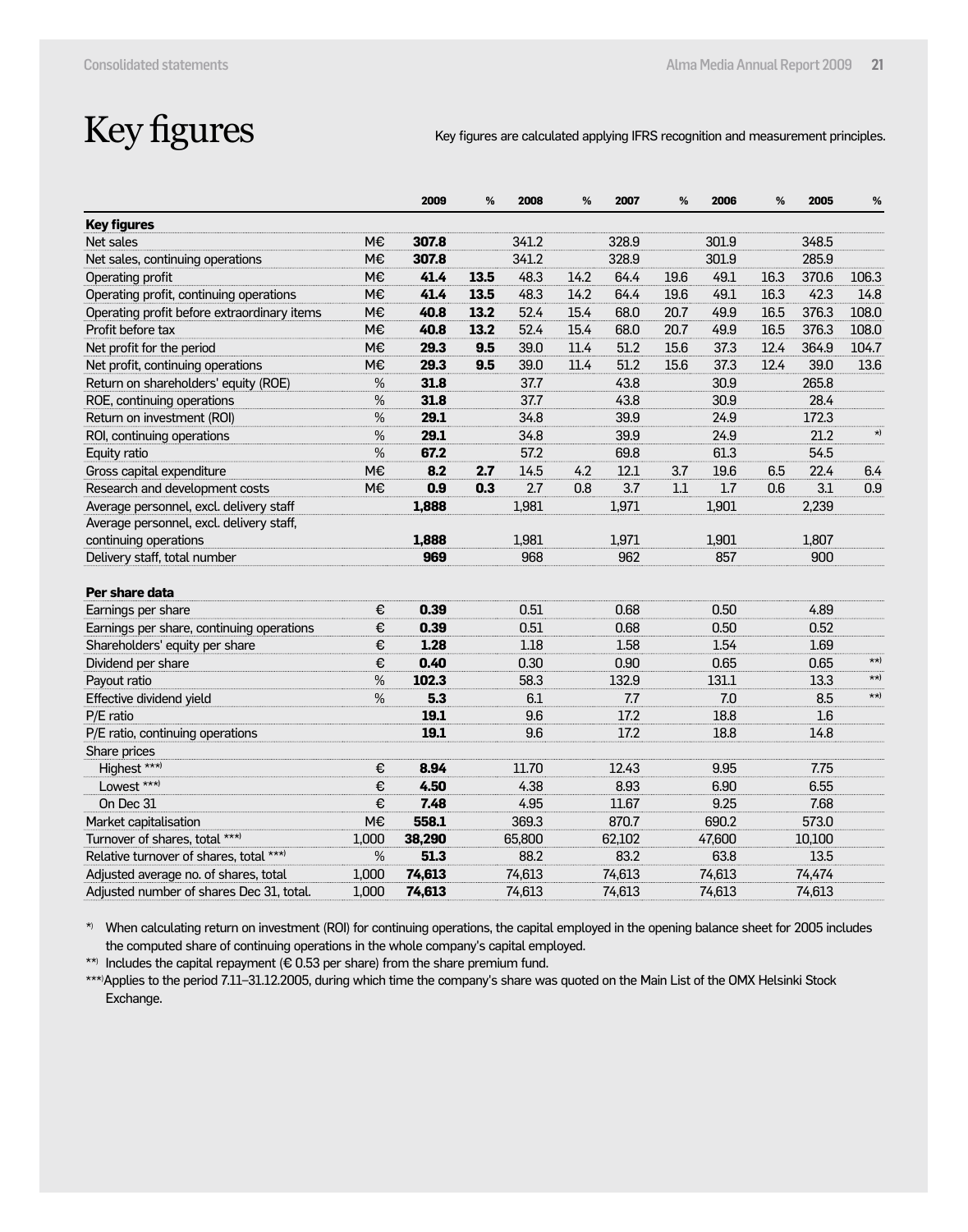# Key figures

Key figures are calculated applying IFRS recognition and measurement principles.

| | | 2009 | % | 2008 | % | 2007 | % | 2006 | % | 2005 | % |
|---|---|---|---|---|---|---|---|---|---|---|---|
| **Key figures** | | | | | | | | | | | |
| Net sales | M€ | **307.8** | | 341.2 | | 328.9 | | 301.9 | | 348.5 | |
| Net sales, continuing operations | M€ | **307.8** | | 341.2 | | 328.9 | | 301.9 | | 285.9 | |
| Operating profit | M€ | **41.4** | **13.5** | 48.3 | 14.2 | 64.4 | 19.6 | 49.1 | 16.3 | 370.6 | 106.3 |
| Operating profit, continuing operations | M€ | **41.4** | **13.5** | 48.3 | 14.2 | 64.4 | 19.6 | 49.1 | 16.3 | 42.3 | 14.8 |
| Operating profit before extraordinary items | M€ | **40.8** | **13.2** | 52.4 | 15.4 | 68.0 | 20.7 | 49.9 | 16.5 | 376.3 | 108.0 |
| Profit before tax | M€ | **40.8** | **13.2** | 52.4 | 15.4 | 68.0 | 20.7 | 49.9 | 16.5 | 376.3 | 108.0 |
| Net profit for the period | M€ | **29.3** | **9.5** | 39.0 | 11.4 | 51.2 | 15.6 | 37.3 | 12.4 | 364.9 | 104.7 |
| Net profit, continuing operations | M€ | **29.3** | **9.5** | 39.0 | 11.4 | 51.2 | 15.6 | 37.3 | 12.4 | 39.0 | 13.6 |
| Return on shareholders' equity (ROE) | % | **31.8** | | 37.7 | | 43.8 | | 30.9 | | 265.8 | |
| ROE, continuing operations | % | **31.8** | | 37.7 | | 43.8 | | 30.9 | | 28.4 | |
| Return on investment (ROI) | % | **29.1** | | 34.8 | | 39.9 | | 24.9 | | 172.3 | |
| ROI, continuing operations | % | **29.1** | | 34.8 | | 39.9 | | 24.9 | | 21.2 | *) |
| Equity ratio | % | **67.2** | | 57.2 | | 69.8 | | 61.3 | | 54.5 | |
| Gross capital expenditure | M€ | **8.2** | **2.7** | 14.5 | 4.2 | 12.1 | 3.7 | 19.6 | 6.5 | 22.4 | 6.4 |
| Research and development costs | M€ | **0.9** | **0.3** | 2.7 | 0.8 | 3.7 | 1.1 | 1.7 | 0.6 | 3.1 | 0.9 |
| Average personnel, excl. delivery staff | | **1,888** | | 1,981 | | 1,971 | | 1,901 | | 2,239 | |
| Average personnel, excl. delivery staff, continuing operations | | **1,888** | | 1,981 | | 1,971 | | 1,901 | | 1,807 | |
| Delivery staff, total number | | **969** | | 968 | | 962 | | 857 | | 900 | |
| **Per share data** | | | | | | | | | | | |
| Earnings per share | € | **0.39** | | 0.51 | | 0.68 | | 0.50 | | 4.89 | |
| Earnings per share, continuing operations | € | **0.39** | | 0.51 | | 0.68 | | 0.50 | | 0.52 | |
| Shareholders' equity per share | € | **1.28** | | 1.18 | | 1.58 | | 1.54 | | 1.69 | |
| Dividend per share | € | **0.40** | | 0.30 | | 0.90 | | 0.65 | | 0.65 | **) |
| Payout ratio | % | **102.3** | | 58.3 | | 132.9 | | 131.1 | | 13.3 | **) |
| Effective dividend yield | % | **5.3** | | 6.1 | | 7.7 | | 7.0 | | 8.5 | **) |
| P/E ratio | | **19.1** | | 9.6 | | 17.2 | | 18.8 | | 1.6 | |
| P/E ratio, continuing operations | | **19.1** | | 9.6 | | 17.2 | | 18.8 | | 14.8 | |
| Share prices | | | | | | | | | | | |
| Highest ***) | € | **8.94** | | 11.70 | | 12.43 | | 9.95 | | 7.75 | |
| Lowest ***) | € | **4.50** | | 4.38 | | 8.93 | | 6.90 | | 6.55 | |
| On Dec 31 | € | **7.48** | | 4.95 | | 11.67 | | 9.25 | | 7.68 | |
| Market capitalisation | M€ | **558.1** | | 369.3 | | 870.7 | | 690.2 | | 573.0 | |
| Turnover of shares, total ***) | 1,000 | **38,290** | | 65,800 | | 62,102 | | 47,600 | | 10,100 | |
| Relative turnover of shares, total ***) | % | **51.3** | | 88.2 | | 83.2 | | 63.8 | | 13.5 | |
| Adjusted average no. of shares, total | 1,000 | **74,613** | | 74,613 | | 74,613 | | 74,613 | | 74,474 | |
| Adjusted number of shares Dec 31, total. | 1,000 | **74,613** | | 74,613 | | 74,613 | | 74,613 | | 74,613 | |

*) When calculating return on investment (ROI) for continuing operations, the capital employed in the opening balance sheet for 2005 includes the computed share of continuing operations in the whole company's capital employed.

**) Includes the capital repayment (€ 0.53 per share) from the share premium fund.

***) Applies to the period 7.11–31.12.2005, during which time the company's share was quoted on the Main List of the OMX Helsinki Stock Exchange.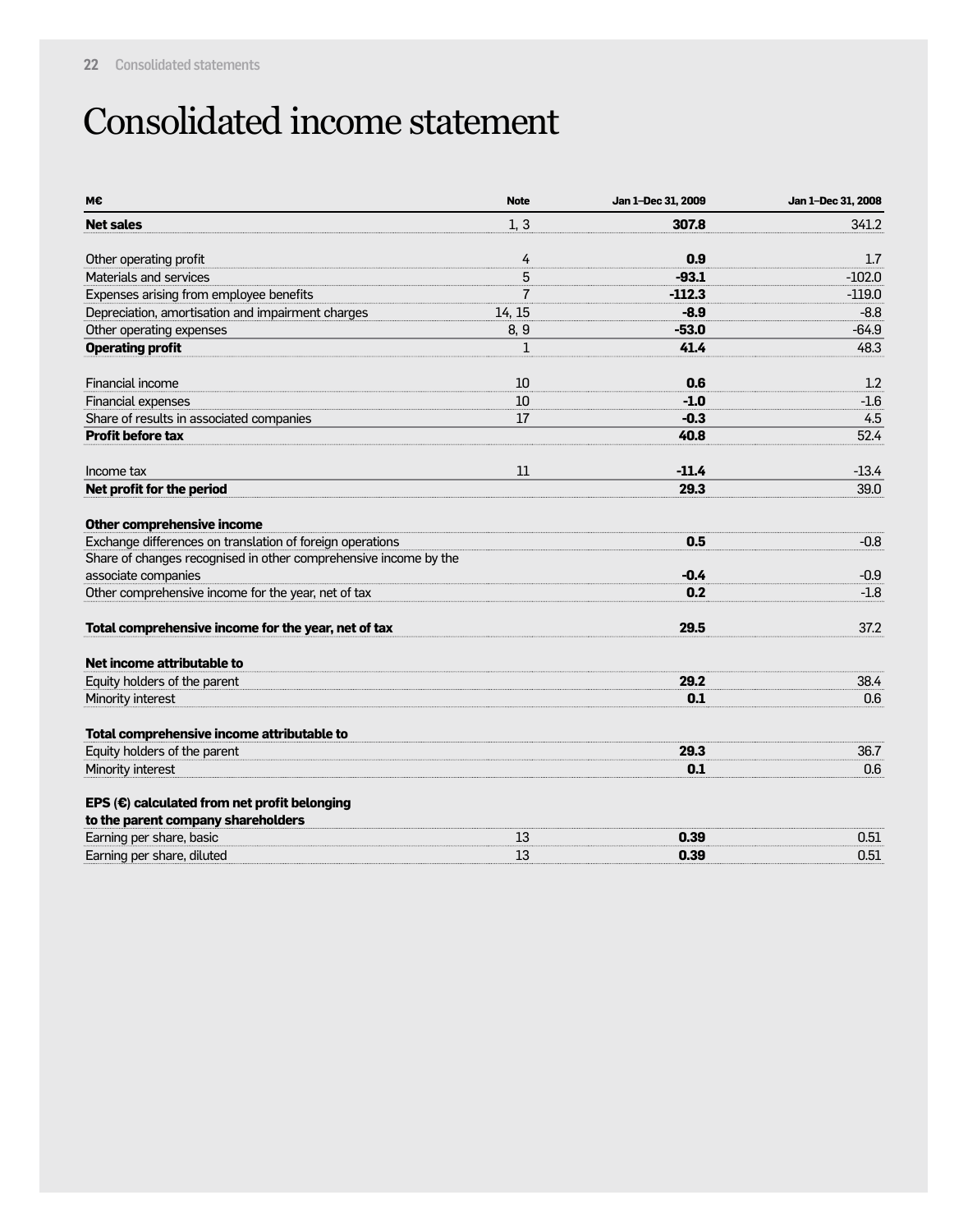# Consolidated income statement

| M€ | Note | Jan 1–Dec 31, 2009 | Jan 1–Dec 31, 2008 |
|---|---|---|---|
| **Net sales** | 1, 3 | **307.8** | 341.2 |
| | | | |
| Other operating profit | 4 | **0.9** | 1.7 |
| Materials and services | 5 | **-93.1** | -102.0 |
| Expenses arising from employee benefits | 7 | **-112.3** | -119.0 |
| Depreciation, amortisation and impairment charges | 14, 15 | **-8.9** | -8.8 |
| Other operating expenses | 8, 9 | **-53.0** | -64.9 |
| **Operating profit** | 1 | **41.4** | 48.3 |
| | | | |
| Financial income | 10 | **0.6** | 1.2 |
| Financial expenses | 10 | **-1.0** | -1.6 |
| Share of results in associated companies | 17 | **-0.3** | 4.5 |
| **Profit before tax** | | **40.8** | 52.4 |
| | | | |
| Income tax | 11 | **-11.4** | -13.4 |
| **Net profit for the period** | | **29.3** | 39.0 |
| | | | |
| **Other comprehensive income** | | | |
| Exchange differences on translation of foreign operations | | **0.5** | -0.8 |
| Share of changes recognised in other comprehensive income by the associate companies | | **-0.4** | -0.9 |
| Other comprehensive income for the year, net of tax | | **0.2** | -1.8 |
| | | | |
| **Total comprehensive income for the year, net of tax** | | **29.5** | 37.2 |
| | | | |
| **Net income attributable to** | | | |
| Equity holders of the parent | | **29.2** | 38.4 |
| Minority interest | | **0.1** | 0.6 |
| | | | |
| **Total comprehensive income attributable to** | | | |
| Equity holders of the parent | | **29.3** | 36.7 |
| Minority interest | | **0.1** | 0.6 |
| | | | |
| **EPS (€) calculated from net profit belonging to the parent company shareholders** | | | |
| Earning per share, basic | 13 | **0.39** | 0.51 |
| Earning per share, diluted | 13 | **0.39** | 0.51 |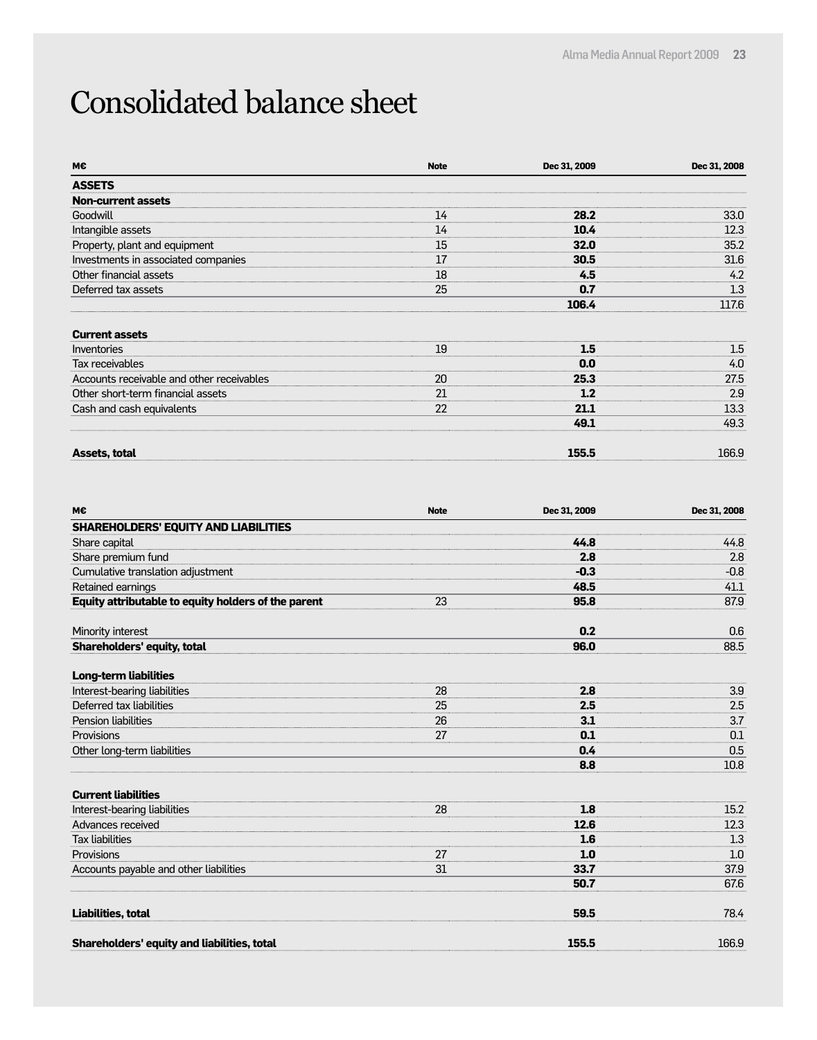# Consolidated balance sheet

| M€ | Note | Dec 31, 2009 | Dec 31, 2008 |
|---|---|---|---|
| **ASSETS** | | | |
| **Non-current assets** | | | |
| Goodwill | 14 | **28.2** | 33.0 |
| Intangible assets | 14 | **10.4** | 12.3 |
| Property, plant and equipment | 15 | **32.0** | 35.2 |
| Investments in associated companies | 17 | **30.5** | 31.6 |
| Other financial assets | 18 | **4.5** | 4.2 |
| Deferred tax assets | 25 | **0.7** | 1.3 |
| | | **106.4** | 117.6 |
| | | | |
| **Current assets** | | | |
| Inventories | 19 | **1.5** | 1.5 |
| Tax receivables | | **0.0** | 4.0 |
| Accounts receivable and other receivables | 20 | **25.3** | 27.5 |
| Other short-term financial assets | 21 | **1.2** | 2.9 |
| Cash and cash equivalents | 22 | **21.1** | 13.3 |
| | | **49.1** | 49.3 |
| | | | |
| **Assets, total** | | **155.5** | 166.9 |

| M€ | Note | Dec 31, 2009 | Dec 31, 2008 |
|---|---|---|---|
| **SHAREHOLDERS' EQUITY AND LIABILITIES** | | | |
| Share capital | | **44.8** | 44.8 |
| Share premium fund | | **2.8** | 2.8 |
| Cumulative translation adjustment | | **-0.3** | -0.8 |
| Retained earnings | | **48.5** | 41.1 |
| **Equity attributable to equity holders of the parent** | 23 | **95.8** | 87.9 |
| | | | |
| Minority interest | | **0.2** | 0.6 |
| **Shareholders' equity, total** | | **96.0** | 88.5 |
| | | | |
| **Long-term liabilities** | | | |
| Interest-bearing liabilities | 28 | **2.8** | 3.9 |
| Deferred tax liabilities | 25 | **2.5** | 2.5 |
| Pension liabilities | 26 | **3.1** | 3.7 |
| Provisions | 27 | **0.1** | 0.1 |
| Other long-term liabilities | | **0.4** | 0.5 |
| | | **8.8** | 10.8 |
| | | | |
| **Current liabilities** | | | |
| Interest-bearing liabilities | 28 | **1.8** | 15.2 |
| Advances received | | **12.6** | 12.3 |
| Tax liabilities | | **1.6** | 1.3 |
| Provisions | 27 | **1.0** | 1.0 |
| Accounts payable and other liabilities | 31 | **33.7** | 37.9 |
| | | **50.7** | 67.6 |
| | | | |
| **Liabilities, total** | | **59.5** | 78.4 |
| | | | |
| **Shareholders' equity and liabilities, total** | | **155.5** | 166.9 |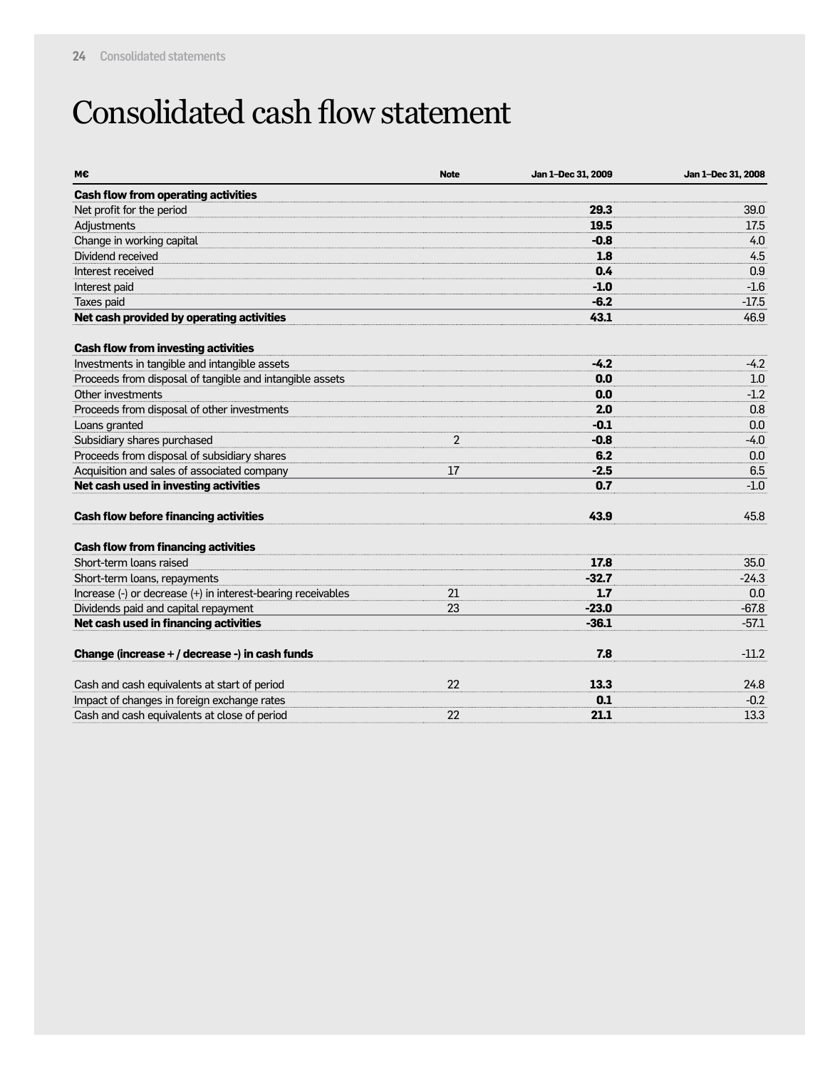# Consolidated cash flow statement

| M€ | Note | Jan 1–Dec 31, 2009 | Jan 1–Dec 31, 2008 |
|---|---|---|---|
| **Cash flow from operating activities** | | | |
| Net profit for the period | | **29.3** | 39.0 |
| Adjustments | | **19.5** | 17.5 |
| Change in working capital | | **-0.8** | 4.0 |
| Dividend received | | **1.8** | 4.5 |
| Interest received | | **0.4** | 0.9 |
| Interest paid | | **-1.0** | -1.6 |
| Taxes paid | | **-6.2** | -17.5 |
| **Net cash provided by operating activities** | | **43.1** | 46.9 |
| | | | |
| **Cash flow from investing activities** | | | |
| Investments in tangible and intangible assets | | **-4.2** | -4.2 |
| Proceeds from disposal of tangible and intangible assets | | **0.0** | 1.0 |
| Other investments | | **0.0** | -1.2 |
| Proceeds from disposal of other investments | | **2.0** | 0.8 |
| Loans granted | | **-0.1** | 0.0 |
| Subsidiary shares purchased | 2 | **-0.8** | -4.0 |
| Proceeds from disposal of subsidiary shares | | **6.2** | 0.0 |
| Acquisition and sales of associated company | 17 | **-2.5** | 6.5 |
| **Net cash used in investing activities** | | **0.7** | -1.0 |
| | | | |
| **Cash flow before financing activities** | | **43.9** | 45.8 |
| | | | |
| **Cash flow from financing activities** | | | |
| Short-term loans raised | | **17.8** | 35.0 |
| Short-term loans, repayments | | **-32.7** | -24.3 |
| Increase (-) or decrease (+) in interest-bearing receivables | 21 | **1.7** | 0.0 |
| Dividends paid and capital repayment | 23 | **-23.0** | -67.8 |
| **Net cash used in financing activities** | | **-36.1** | -57.1 |
| | | | |
| **Change (increase + / decrease -) in cash funds** | | **7.8** | -11.2 |
| | | | |
| Cash and cash equivalents at start of period | 22 | **13.3** | 24.8 |
| Impact of changes in foreign exchange rates | | **0.1** | -0.2 |
| Cash and cash equivalents at close of period | 22 | **21.1** | 13.3 |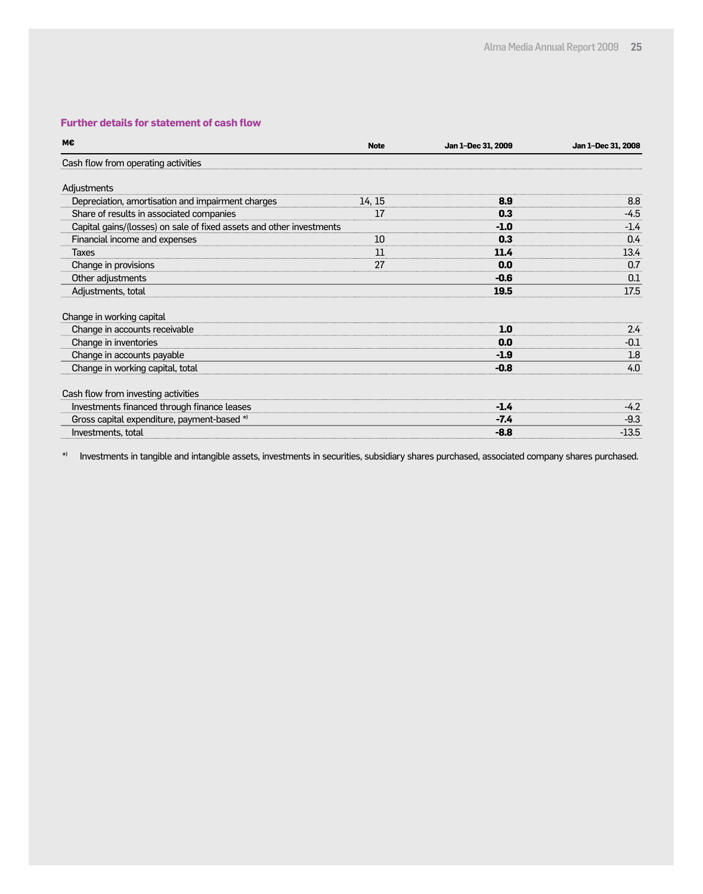### Further details for statement of cash flow

| M€ | Note | Jan 1–Dec 31, 2009 | Jan 1–Dec 31, 2008 |
|---|---|---|---|
| Cash flow from operating activities | | | |
| | | | |
| Adjustments | | | |
| Depreciation, amortisation and impairment charges | 14, 15 | **8.9** | 8.8 |
| Share of results in associated companies | 17 | **0.3** | -4.5 |
| Capital gains/(losses) on sale of fixed assets and other investments | | **-1.0** | -1.4 |
| Financial income and expenses | 10 | **0.3** | 0.4 |
| Taxes | 11 | **11.4** | 13.4 |
| Change in provisions | 27 | **0.0** | 0.7 |
| Other adjustments | | **-0.6** | 0.1 |
| Adjustments, total | | **19.5** | 17.5 |
| | | | |
| Change in working capital | | | |
| Change in accounts receivable | | **1.0** | 2.4 |
| Change in inventories | | **0.0** | -0.1 |
| Change in accounts payable | | **-1.9** | 1.8 |
| Change in working capital, total | | **-0.8** | 4.0 |
| | | | |
| Cash flow from investing activities | | | |
| Investments financed through finance leases | | **-1.4** | -4.2 |
| Gross capital expenditure, payment-based *) | | **-7.4** | -9.3 |
| Investments, total | | **-8.8** | -13.5 |

*) Investments in tangible and intangible assets, investments in securities, subsidiary shares purchased, associated company shares purchased.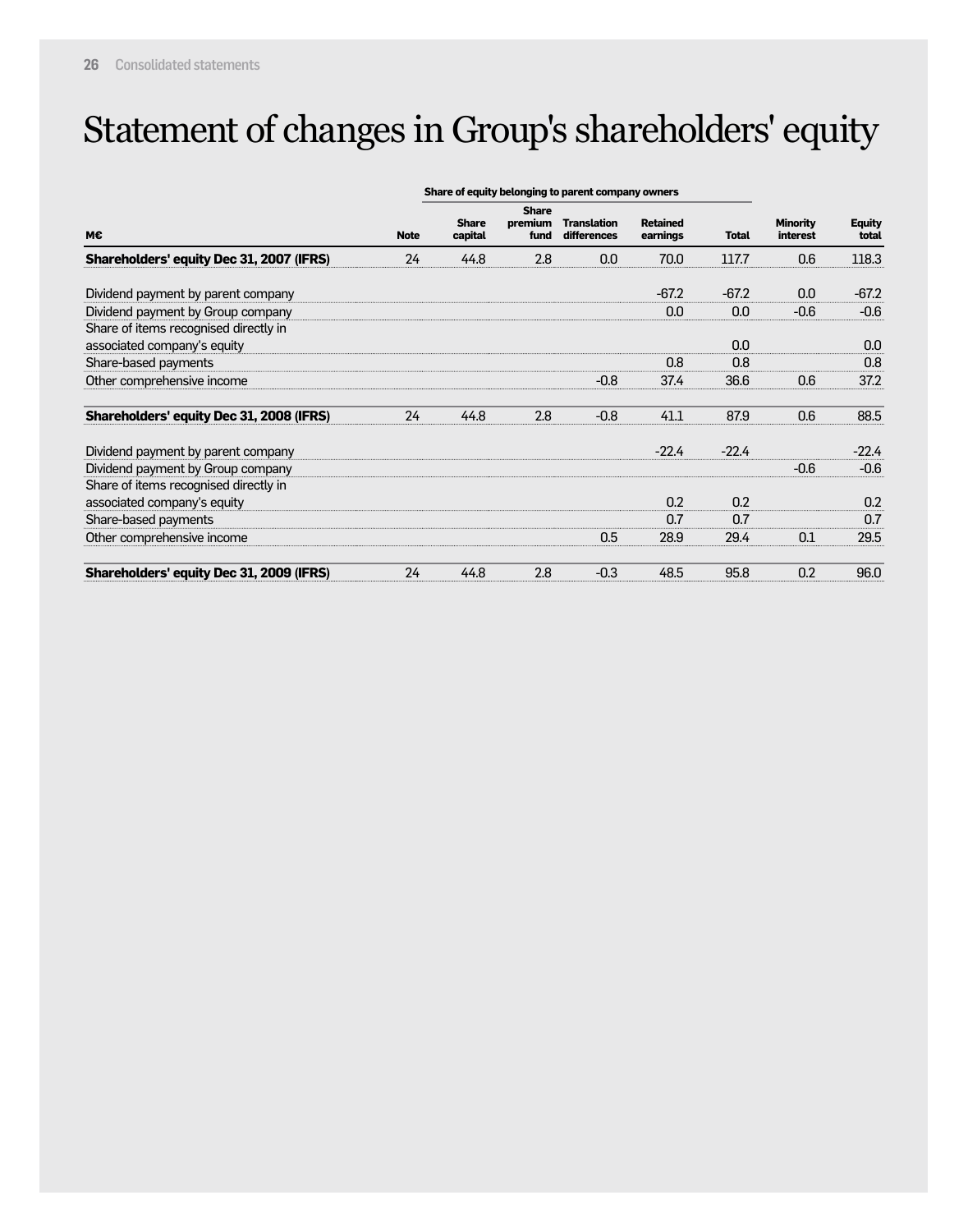# Statement of changes in Group's shareholders' equity

| M€ | Note | Share of equity belonging to parent company owners | | | | | Minority interest | Equity total |
|---|---|---|---|---|---|---|---|---|
| | | Share capital | Share premium fund | Translation differences | Retained earnings | Total | | |
| **Shareholders' equity Dec 31, 2007 (IFRS)** | 24 | 44.8 | 2.8 | 0.0 | 70.0 | 117.7 | 0.6 | 118.3 |
| Dividend payment by parent company | | | | | -67.2 | -67.2 | 0.0 | -67.2 |
| Dividend payment by Group company | | | | | 0.0 | 0.0 | -0.6 | -0.6 |
| Share of items recognised directly in associated company's equity | | | | | | 0.0 | | 0.0 |
| Share-based payments | | | | | 0.8 | 0.8 | | 0.8 |
| Other comprehensive income | | | | -0.8 | 37.4 | 36.6 | 0.6 | 37.2 |
| **Shareholders' equity Dec 31, 2008 (IFRS)** | 24 | 44.8 | 2.8 | -0.8 | 41.1 | 87.9 | 0.6 | 88.5 |
| Dividend payment by parent company | | | | | -22.4 | -22.4 | | -22.4 |
| Dividend payment by Group company | | | | | | | -0.6 | -0.6 |
| Share of items recognised directly in associated company's equity | | | | | 0.2 | 0.2 | | 0.2 |
| Share-based payments | | | | | 0.7 | 0.7 | | 0.7 |
| Other comprehensive income | | | | 0.5 | 28.9 | 29.4 | 0.1 | 29.5 |
| **Shareholders' equity Dec 31, 2009 (IFRS)** | 24 | 44.8 | 2.8 | -0.3 | 48.5 | 95.8 | 0.2 | 96.0 |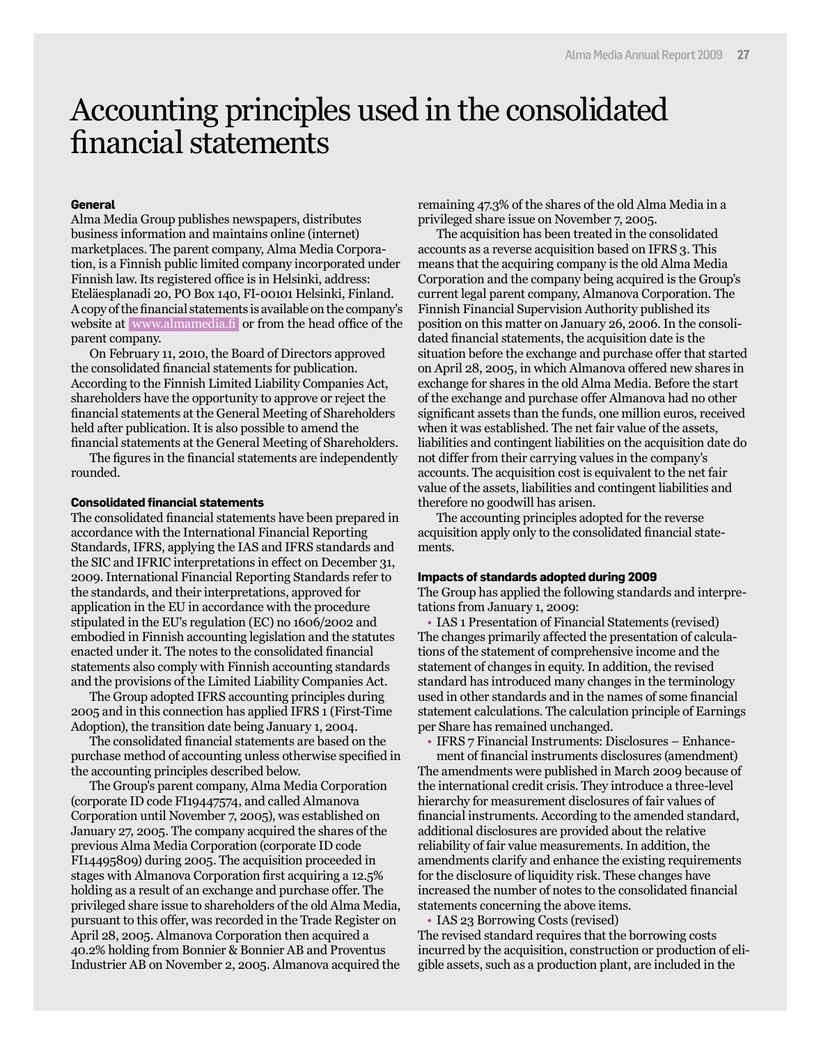// Accounting principles used in the consolidated financial statements

# Accounting principles used in the consolidated financial statements

**General**

Alma Media Group publishes newspapers, distributes business information and maintains online (internet) marketplaces. The parent company, Alma Media Corporation, is a Finnish public limited company incorporated under Finnish law. Its registered office is in Helsinki, address: Eteläesplanadi 20, PO Box 140, FI-00101 Helsinki, Finland. A copy of the financial statements is available on the company's website at www.almamedia.fi or from the head office of the parent company.

On February 11, 2010, the Board of Directors approved the consolidated financial statements for publication. According to the Finnish Limited Liability Companies Act, shareholders have the opportunity to approve or reject the financial statements at the General Meeting of Shareholders held after publication. It is also possible to amend the financial statements at the General Meeting of Shareholders.

The figures in the financial statements are independently rounded.

**Consolidated financial statements**

The consolidated financial statements have been prepared in accordance with the International Financial Reporting Standards, IFRS, applying the IAS and IFRS standards and the SIC and IFRIC interpretations in effect on December 31, 2009. International Financial Reporting Standards refer to the standards, and their interpretations, approved for application in the EU in accordance with the procedure stipulated in the EU's regulation (EC) no 1606/2002 and embodied in Finnish accounting legislation and the statutes enacted under it. The notes to the consolidated financial statements also comply with Finnish accounting standards and the provisions of the Limited Liability Companies Act.

The Group adopted IFRS accounting principles during 2005 and in this connection has applied IFRS 1 (First-Time Adoption), the transition date being January 1, 2004.

The consolidated financial statements are based on the purchase method of accounting unless otherwise specified in the accounting principles described below.

The Group's parent company, Alma Media Corporation (corporate ID code FI19447574, and called Almanova Corporation until November 7, 2005), was established on January 27, 2005. The company acquired the shares of the previous Alma Media Corporation (corporate ID code FI14495809) during 2005. The acquisition proceeded in stages with Almanova Corporation first acquiring a 12.5% holding as a result of an exchange and purchase offer. The privileged share issue to shareholders of the old Alma Media, pursuant to this offer, was recorded in the Trade Register on April 28, 2005. Almanova Corporation then acquired a 40.2% holding from Bonnier & Bonnier AB and Proventus Industrier AB on November 2, 2005. Almanova acquired the remaining 47.3% of the shares of the old Alma Media in a privileged share issue on November 7, 2005.

The acquisition has been treated in the consolidated accounts as a reverse acquisition based on IFRS 3. This means that the acquiring company is the old Alma Media Corporation and the company being acquired is the Group's current legal parent company, Almanova Corporation. The Finnish Financial Supervision Authority published its position on this matter on January 26, 2006. In the consolidated financial statements, the acquisition date is the situation before the exchange and purchase offer that started on April 28, 2005, in which Almanova offered new shares in exchange for shares in the old Alma Media. Before the start of the exchange and purchase offer Almanova had no other significant assets than the funds, one million euros, received when it was established. The net fair value of the assets, liabilities and contingent liabilities on the acquisition date do not differ from their carrying values in the company's accounts. The acquisition cost is equivalent to the net fair value of the assets, liabilities and contingent liabilities and therefore no goodwill has arisen.

The accounting principles adopted for the reverse acquisition apply only to the consolidated financial statements.

**Impacts of standards adopted during 2009**

The Group has applied the following standards and interpretations from January 1, 2009:

- IAS 1 Presentation of Financial Statements (revised)

The changes primarily affected the presentation of calculations of the statement of comprehensive income and the statement of changes in equity. In addition, the revised standard has introduced many changes in the terminology used in other standards and in the names of some financial statement calculations. The calculation principle of Earnings per Share has remained unchanged.

- IFRS 7 Financial Instruments: Disclosures – Enhancement of financial instruments disclosures (amendment)

The amendments were published in March 2009 because of the international credit crisis. They introduce a three-level hierarchy for measurement disclosures of fair values of financial instruments. According to the amended standard, additional disclosures are provided about the relative reliability of fair value measurements. In addition, the amendments clarify and enhance the existing requirements for the disclosure of liquidity risk. These changes have increased the number of notes to the consolidated financial statements concerning the above items.

- IAS 23 Borrowing Costs (revised)

The revised standard requires that the borrowing costs incurred by the acquisition, construction or production of eligible assets, such as a production plant, are included in the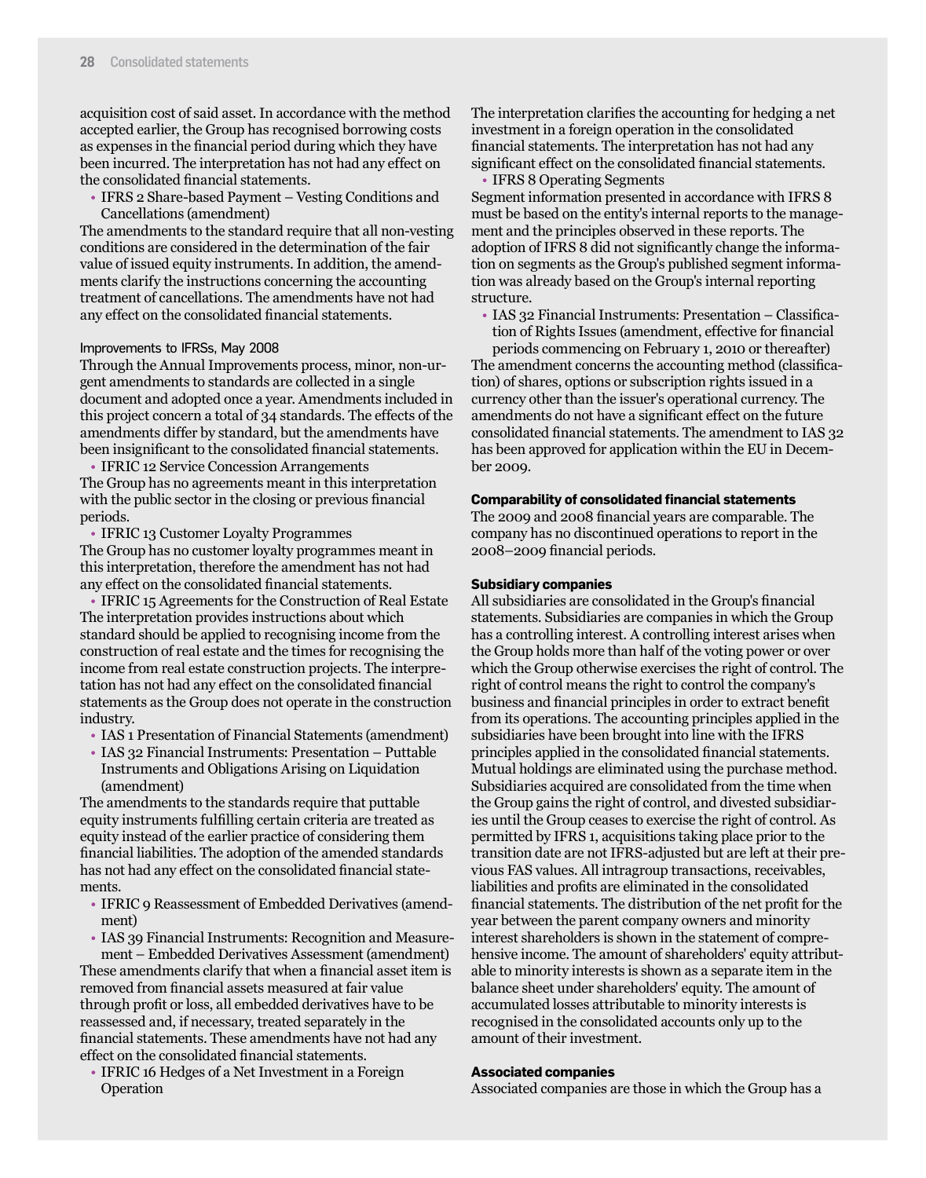acquisition cost of said asset. In accordance with the method accepted earlier, the Group has recognised borrowing costs as expenses in the financial period during which they have been incurred. The interpretation has not had any effect on the consolidated financial statements.

- IFRS 2 Share-based Payment – Vesting Conditions and Cancellations (amendment)

The amendments to the standard require that all non-vesting conditions are considered in the determination of the fair value of issued equity instruments. In addition, the amendments clarify the instructions concerning the accounting treatment of cancellations. The amendments have not had any effect on the consolidated financial statements.

Improvements to IFRSs, May 2008

Through the Annual Improvements process, minor, non-urgent amendments to standards are collected in a single document and adopted once a year. Amendments included in this project concern a total of 34 standards. The effects of the amendments differ by standard, but the amendments have been insignificant to the consolidated financial statements.

- IFRIC 12 Service Concession Arrangements

The Group has no agreements meant in this interpretation with the public sector in the closing or previous financial periods.

- IFRIC 13 Customer Loyalty Programmes

The Group has no customer loyalty programmes meant in this interpretation, therefore the amendment has not had any effect on the consolidated financial statements.

- IFRIC 15 Agreements for the Construction of Real Estate

The interpretation provides instructions about which standard should be applied to recognising income from the construction of real estate and the times for recognising the income from real estate construction projects. The interpretation has not had any effect on the consolidated financial statements as the Group does not operate in the construction industry.

- IAS 1 Presentation of Financial Statements (amendment)
- IAS 32 Financial Instruments: Presentation – Puttable Instruments and Obligations Arising on Liquidation (amendment)

The amendments to the standards require that puttable equity instruments fulfilling certain criteria are treated as equity instead of the earlier practice of considering them financial liabilities. The adoption of the amended standards has not had any effect on the consolidated financial statements.

- IFRIC 9 Reassessment of Embedded Derivatives (amendment)
- IAS 39 Financial Instruments: Recognition and Measurement – Embedded Derivatives Assessment (amendment)

These amendments clarify that when a financial asset item is removed from financial assets measured at fair value through profit or loss, all embedded derivatives have to be reassessed and, if necessary, treated separately in the financial statements. These amendments have not had any effect on the consolidated financial statements.

- IFRIC 16 Hedges of a Net Investment in a Foreign Operation

The interpretation clarifies the accounting for hedging a net investment in a foreign operation in the consolidated financial statements. The interpretation has not had any significant effect on the consolidated financial statements.

- IFRS 8 Operating Segments

Segment information presented in accordance with IFRS 8 must be based on the entity's internal reports to the management and the principles observed in these reports. The adoption of IFRS 8 did not significantly change the information on segments as the Group's published segment information was already based on the Group's internal reporting structure.

- IAS 32 Financial Instruments: Presentation – Classification of Rights Issues (amendment, effective for financial periods commencing on February 1, 2010 or thereafter)

The amendment concerns the accounting method (classification) of shares, options or subscription rights issued in a currency other than the issuer's operational currency. The amendments do not have a significant effect on the future consolidated financial statements. The amendment to IAS 32 has been approved for application within the EU in December 2009.

**Comparability of consolidated financial statements**

The 2009 and 2008 financial years are comparable. The company has no discontinued operations to report in the 2008–2009 financial periods.

**Subsidiary companies**

All subsidiaries are consolidated in the Group's financial statements. Subsidiaries are companies in which the Group has a controlling interest. A controlling interest arises when the Group holds more than half of the voting power or over which the Group otherwise exercises the right of control. The right of control means the right to control the company's business and financial principles in order to extract benefit from its operations. The accounting principles applied in the subsidiaries have been brought into line with the IFRS principles applied in the consolidated financial statements. Mutual holdings are eliminated using the purchase method. Subsidiaries acquired are consolidated from the time when the Group gains the right of control, and divested subsidiaries until the Group ceases to exercise the right of control. As permitted by IFRS 1, acquisitions taking place prior to the transition date are not IFRS-adjusted but are left at their previous FAS values. All intragroup transactions, receivables, liabilities and profits are eliminated in the consolidated financial statements. The distribution of the net profit for the year between the parent company owners and minority interest shareholders is shown in the statement of comprehensive income. The amount of shareholders' equity attributable to minority interests is shown as a separate item in the balance sheet under shareholders' equity. The amount of accumulated losses attributable to minority interests is recognised in the consolidated accounts only up to the amount of their investment.

**Associated companies**

Associated companies are those in which the Group has a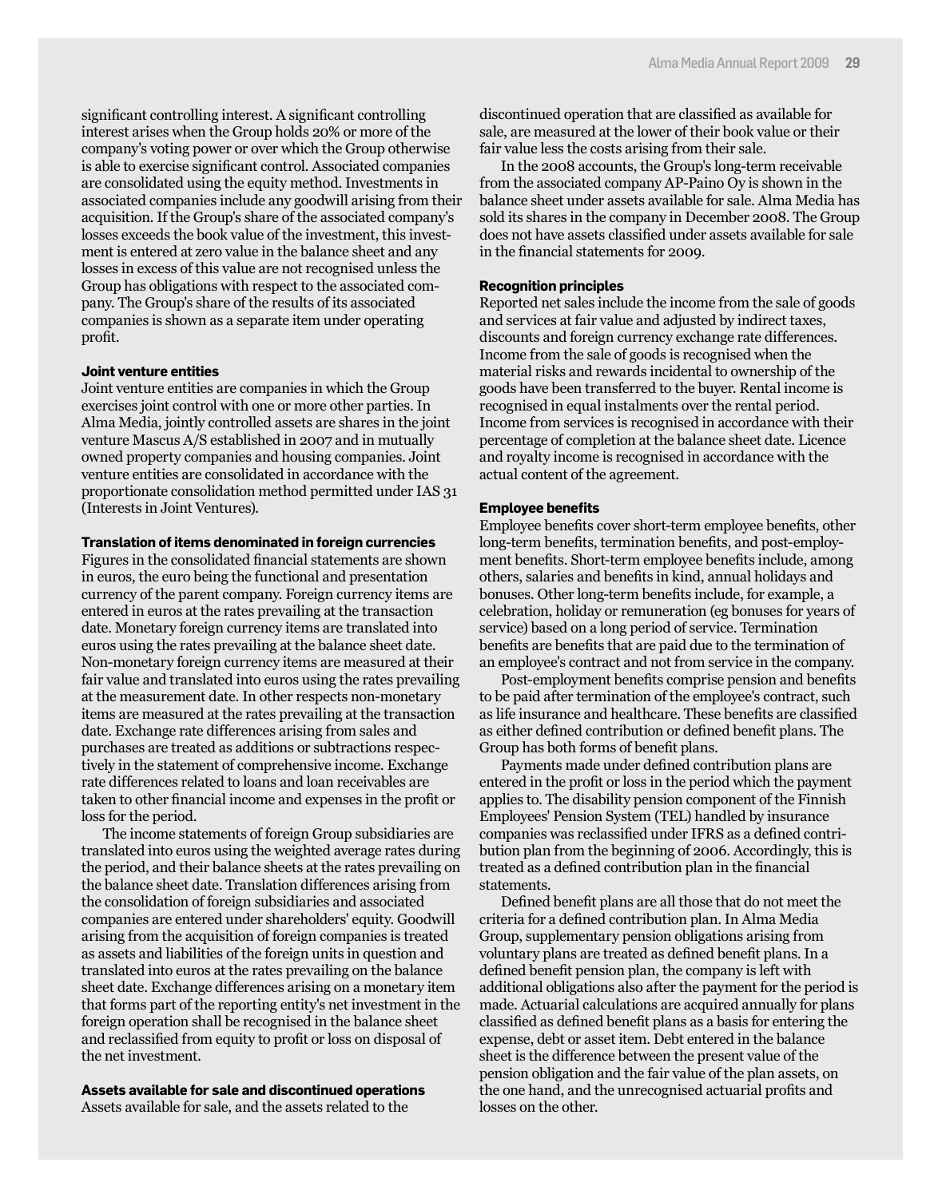significant controlling interest. A significant controlling interest arises when the Group holds 20% or more of the company's voting power or over which the Group otherwise is able to exercise significant control. Associated companies are consolidated using the equity method. Investments in associated companies include any goodwill arising from their acquisition. If the Group's share of the associated company's losses exceeds the book value of the investment, this investment is entered at zero value in the balance sheet and any losses in excess of this value are not recognised unless the Group has obligations with respect to the associated company. The Group's share of the results of its associated companies is shown as a separate item under operating profit.

**Joint venture entities**

Joint venture entities are companies in which the Group exercises joint control with one or more other parties. In Alma Media, jointly controlled assets are shares in the joint venture Mascus A/S established in 2007 and in mutually owned property companies and housing companies. Joint venture entities are consolidated in accordance with the proportionate consolidation method permitted under IAS 31 (Interests in Joint Ventures).

**Translation of items denominated in foreign currencies**

Figures in the consolidated financial statements are shown in euros, the euro being the functional and presentation currency of the parent company. Foreign currency items are entered in euros at the rates prevailing at the transaction date. Monetary foreign currency items are translated into euros using the rates prevailing at the balance sheet date. Non-monetary foreign currency items are measured at their fair value and translated into euros using the rates prevailing at the measurement date. In other respects non-monetary items are measured at the rates prevailing at the transaction date. Exchange rate differences arising from sales and purchases are treated as additions or subtractions respectively in the statement of comprehensive income. Exchange rate differences related to loans and loan receivables are taken to other financial income and expenses in the profit or loss for the period.

The income statements of foreign Group subsidiaries are translated into euros using the weighted average rates during the period, and their balance sheets at the rates prevailing on the balance sheet date. Translation differences arising from the consolidation of foreign subsidiaries and associated companies are entered under shareholders' equity. Goodwill arising from the acquisition of foreign companies is treated as assets and liabilities of the foreign units in question and translated into euros at the rates prevailing on the balance sheet date. Exchange differences arising on a monetary item that forms part of the reporting entity's net investment in the foreign operation shall be recognised in the balance sheet and reclassified from equity to profit or loss on disposal of the net investment.

**Assets available for sale and discontinued operations**

Assets available for sale, and the assets related to the discontinued operation that are classified as available for sale, are measured at the lower of their book value or their fair value less the costs arising from their sale.

In the 2008 accounts, the Group's long-term receivable from the associated company AP-Paino Oy is shown in the balance sheet under assets available for sale. Alma Media has sold its shares in the company in December 2008. The Group does not have assets classified under assets available for sale in the financial statements for 2009.

**Recognition principles**

Reported net sales include the income from the sale of goods and services at fair value and adjusted by indirect taxes, discounts and foreign currency exchange rate differences. Income from the sale of goods is recognised when the material risks and rewards incidental to ownership of the goods have been transferred to the buyer. Rental income is recognised in equal instalments over the rental period. Income from services is recognised in accordance with their percentage of completion at the balance sheet date. Licence and royalty income is recognised in accordance with the actual content of the agreement.

**Employee benefits**

Employee benefits cover short-term employee benefits, other long-term benefits, termination benefits, and post-employment benefits. Short-term employee benefits include, among others, salaries and benefits in kind, annual holidays and bonuses. Other long-term benefits include, for example, a celebration, holiday or remuneration (eg bonuses for years of service) based on a long period of service. Termination benefits are benefits that are paid due to the termination of an employee's contract and not from service in the company.

Post-employment benefits comprise pension and benefits to be paid after termination of the employee's contract, such as life insurance and healthcare. These benefits are classified as either defined contribution or defined benefit plans. The Group has both forms of benefit plans.

Payments made under defined contribution plans are entered in the profit or loss in the period which the payment applies to. The disability pension component of the Finnish Employees' Pension System (TEL) handled by insurance companies was reclassified under IFRS as a defined contribution plan from the beginning of 2006. Accordingly, this is treated as a defined contribution plan in the financial statements.

Defined benefit plans are all those that do not meet the criteria for a defined contribution plan. In Alma Media Group, supplementary pension obligations arising from voluntary plans are treated as defined benefit plans. In a defined benefit pension plan, the company is left with additional obligations also after the payment for the period is made. Actuarial calculations are acquired annually for plans classified as defined benefit plans as a basis for entering the expense, debt or asset item. Debt entered in the balance sheet is the difference between the present value of the pension obligation and the fair value of the plan assets, on the one hand, and the unrecognised actuarial profits and losses on the other.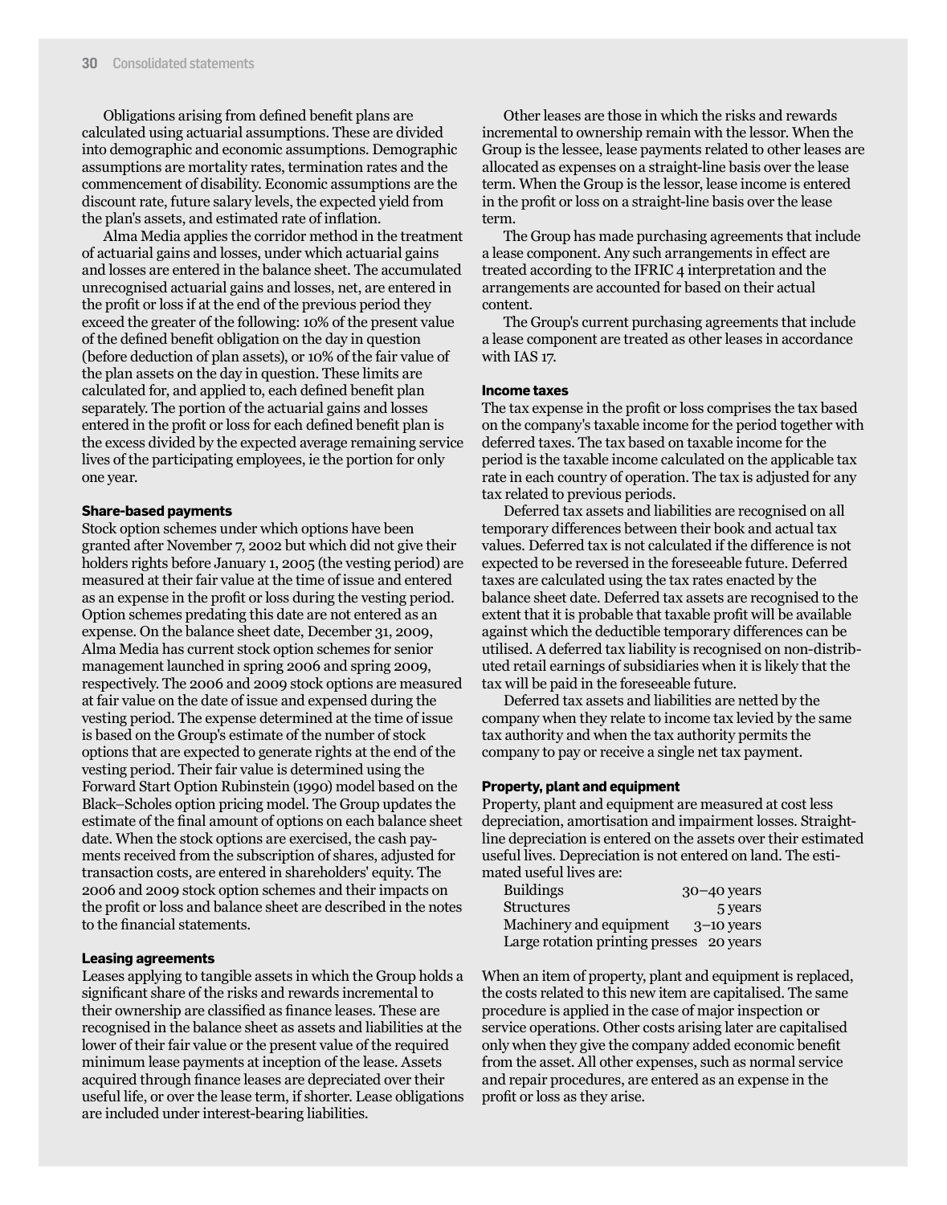Obligations arising from defined benefit plans are calculated using actuarial assumptions. These are divided into demographic and economic assumptions. Demographic assumptions are mortality rates, termination rates and the commencement of disability. Economic assumptions are the discount rate, future salary levels, the expected yield from the plan's assets, and estimated rate of inflation.

Alma Media applies the corridor method in the treatment of actuarial gains and losses, under which actuarial gains and losses are entered in the balance sheet. The accumulated unrecognised actuarial gains and losses, net, are entered in the profit or loss if at the end of the previous period they exceed the greater of the following: 10% of the present value of the defined benefit obligation on the day in question (before deduction of plan assets), or 10% of the fair value of the plan assets on the day in question. These limits are calculated for, and applied to, each defined benefit plan separately. The portion of the actuarial gains and losses entered in the profit or loss for each defined benefit plan is the excess divided by the expected average remaining service lives of the participating employees, ie the portion for only one year.

#### Share-based payments

Stock option schemes under which options have been granted after November 7, 2002 but which did not give their holders rights before January 1, 2005 (the vesting period) are measured at their fair value at the time of issue and entered as an expense in the profit or loss during the vesting period. Option schemes predating this date are not entered as an expense. On the balance sheet date, December 31, 2009, Alma Media has current stock option schemes for senior management launched in spring 2006 and spring 2009, respectively. The 2006 and 2009 stock options are measured at fair value on the date of issue and expensed during the vesting period. The expense determined at the time of issue is based on the Group's estimate of the number of stock options that are expected to generate rights at the end of the vesting period. Their fair value is determined using the Forward Start Option Rubinstein (1990) model based on the Black–Scholes option pricing model. The Group updates the estimate of the final amount of options on each balance sheet date. When the stock options are exercised, the cash payments received from the subscription of shares, adjusted for transaction costs, are entered in shareholders' equity. The 2006 and 2009 stock option schemes and their impacts on the profit or loss and balance sheet are described in the notes to the financial statements.

#### Leasing agreements

Leases applying to tangible assets in which the Group holds a significant share of the risks and rewards incremental to their ownership are classified as finance leases. These are recognised in the balance sheet as assets and liabilities at the lower of their fair value or the present value of the required minimum lease payments at inception of the lease. Assets acquired through finance leases are depreciated over their useful life, or over the lease term, if shorter. Lease obligations are included under interest-bearing liabilities.

Other leases are those in which the risks and rewards incremental to ownership remain with the lessor. When the Group is the lessee, lease payments related to other leases are allocated as expenses on a straight-line basis over the lease term. When the Group is the lessor, lease income is entered in the profit or loss on a straight-line basis over the lease term.

The Group has made purchasing agreements that include a lease component. Any such arrangements in effect are treated according to the IFRIC 4 interpretation and the arrangements are accounted for based on their actual content.

The Group's current purchasing agreements that include a lease component are treated as other leases in accordance with IAS 17.

#### Income taxes

The tax expense in the profit or loss comprises the tax based on the company's taxable income for the period together with deferred taxes. The tax based on taxable income for the period is the taxable income calculated on the applicable tax rate in each country of operation. The tax is adjusted for any tax related to previous periods.

Deferred tax assets and liabilities are recognised on all temporary differences between their book and actual tax values. Deferred tax is not calculated if the difference is not expected to be reversed in the foreseeable future. Deferred taxes are calculated using the tax rates enacted by the balance sheet date. Deferred tax assets are recognised to the extent that it is probable that taxable profit will be available against which the deductible temporary differences can be utilised. A deferred tax liability is recognised on non-distributed retail earnings of subsidiaries when it is likely that the tax will be paid in the foreseeable future.

Deferred tax assets and liabilities are netted by the company when they relate to income tax levied by the same tax authority and when the tax authority permits the company to pay or receive a single net tax payment.

#### Property, plant and equipment

Property, plant and equipment are measured at cost less depreciation, amortisation and impairment losses. Straight-line depreciation is entered on the assets over their estimated useful lives. Depreciation is not entered on land. The estimated useful lives are:

| | |
|---|---|
| Buildings | 30–40 years |
| Structures | 5 years |
| Machinery and equipment | 3–10 years |
| Large rotation printing presses | 20 years |

When an item of property, plant and equipment is replaced, the costs related to this new item are capitalised. The same procedure is applied in the case of major inspection or service operations. Other costs arising later are capitalised only when they give the company added economic benefit from the asset. All other expenses, such as normal service and repair procedures, are entered as an expense in the profit or loss as they arise.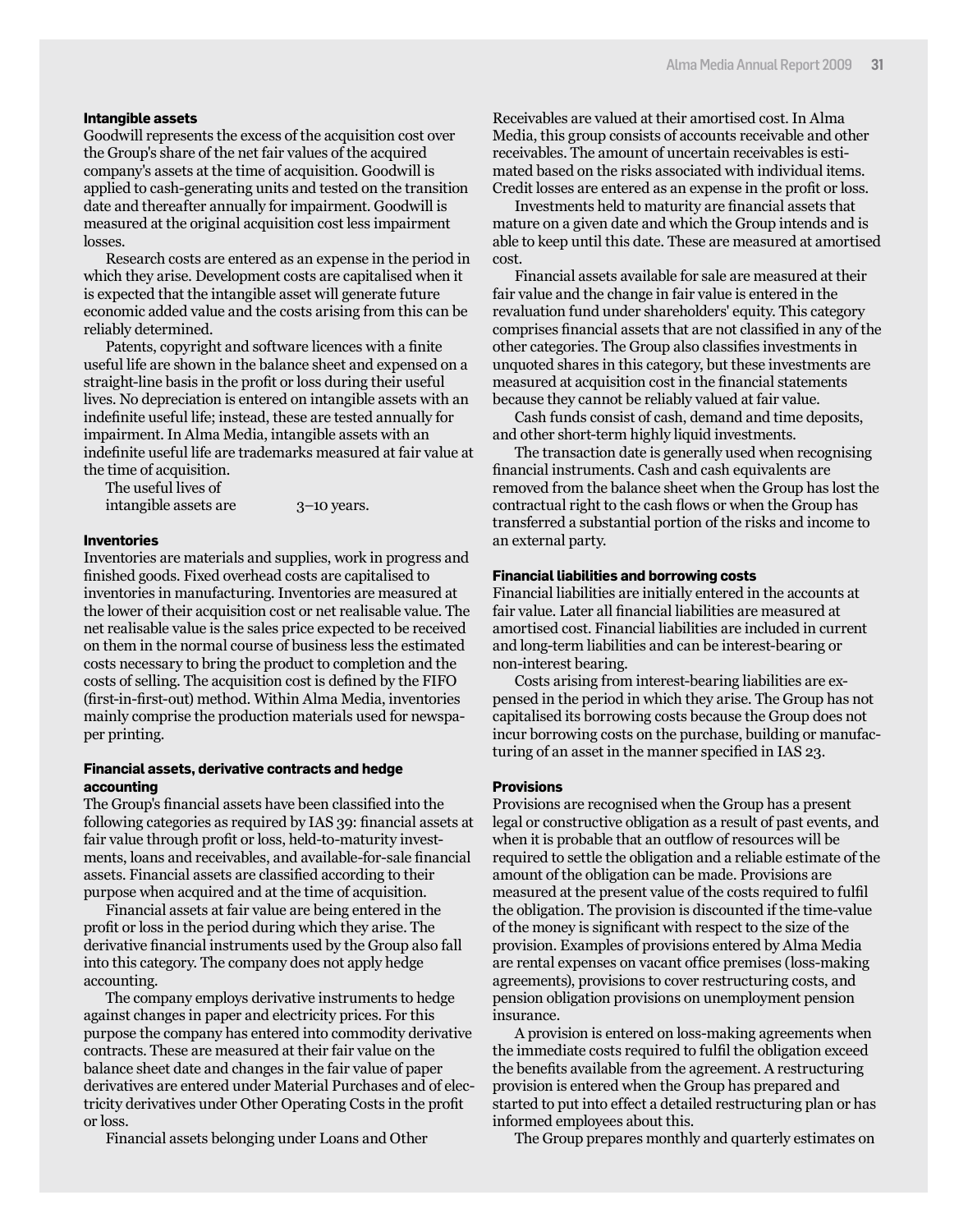### Intangible assets

Goodwill represents the excess of the acquisition cost over the Group's share of the net fair values of the acquired company's assets at the time of acquisition. Goodwill is applied to cash-generating units and tested on the transition date and thereafter annually for impairment. Goodwill is measured at the original acquisition cost less impairment losses.

Research costs are entered as an expense in the period in which they arise. Development costs are capitalised when it is expected that the intangible asset will generate future economic added value and the costs arising from this can be reliably determined.

Patents, copyright and software licences with a finite useful life are shown in the balance sheet and expensed on a straight-line basis in the profit or loss during their useful lives. No depreciation is entered on intangible assets with an indefinite useful life; instead, these are tested annually for impairment. In Alma Media, intangible assets with an indefinite useful life are trademarks measured at fair value at the time of acquisition.

| | |
|---|---|
| The useful lives of intangible assets are | 3–10 years. |

### Inventories

Inventories are materials and supplies, work in progress and finished goods. Fixed overhead costs are capitalised to inventories in manufacturing. Inventories are measured at the lower of their acquisition cost or net realisable value. The net realisable value is the sales price expected to be received on them in the normal course of business less the estimated costs necessary to bring the product to completion and the costs of selling. The acquisition cost is defined by the FIFO (first-in-first-out) method. Within Alma Media, inventories mainly comprise the production materials used for newspaper printing.

### Financial assets, derivative contracts and hedge accounting

The Group's financial assets have been classified into the following categories as required by IAS 39: financial assets at fair value through profit or loss, held-to-maturity investments, loans and receivables, and available-for-sale financial assets. Financial assets are classified according to their purpose when acquired and at the time of acquisition.

Financial assets at fair value are being entered in the profit or loss in the period during which they arise. The derivative financial instruments used by the Group also fall into this category. The company does not apply hedge accounting.

The company employs derivative instruments to hedge against changes in paper and electricity prices. For this purpose the company has entered into commodity derivative contracts. These are measured at their fair value on the balance sheet date and changes in the fair value of paper derivatives are entered under Material Purchases and of electricity derivatives under Other Operating Costs in the profit or loss.

Financial assets belonging under Loans and Other Receivables are valued at their amortised cost. In Alma Media, this group consists of accounts receivable and other receivables. The amount of uncertain receivables is estimated based on the risks associated with individual items. Credit losses are entered as an expense in the profit or loss.

Investments held to maturity are financial assets that mature on a given date and which the Group intends and is able to keep until this date. These are measured at amortised cost.

Financial assets available for sale are measured at their fair value and the change in fair value is entered in the revaluation fund under shareholders' equity. This category comprises financial assets that are not classified in any of the other categories. The Group also classifies investments in unquoted shares in this category, but these investments are measured at acquisition cost in the financial statements because they cannot be reliably valued at fair value.

Cash funds consist of cash, demand and time deposits, and other short-term highly liquid investments.

The transaction date is generally used when recognising financial instruments. Cash and cash equivalents are removed from the balance sheet when the Group has lost the contractual right to the cash flows or when the Group has transferred a substantial portion of the risks and income to an external party.

### Financial liabilities and borrowing costs

Financial liabilities are initially entered in the accounts at fair value. Later all financial liabilities are measured at amortised cost. Financial liabilities are included in current and long-term liabilities and can be interest-bearing or non-interest bearing.

Costs arising from interest-bearing liabilities are expensed in the period in which they arise. The Group has not capitalised its borrowing costs because the Group does not incur borrowing costs on the purchase, building or manufacturing of an asset in the manner specified in IAS 23.

### Provisions

Provisions are recognised when the Group has a present legal or constructive obligation as a result of past events, and when it is probable that an outflow of resources will be required to settle the obligation and a reliable estimate of the amount of the obligation can be made. Provisions are measured at the present value of the costs required to fulfil the obligation. The provision is discounted if the time-value of the money is significant with respect to the size of the provision. Examples of provisions entered by Alma Media are rental expenses on vacant office premises (loss-making agreements), provisions to cover restructuring costs, and pension obligation provisions on unemployment pension insurance.

A provision is entered on loss-making agreements when the immediate costs required to fulfil the obligation exceed the benefits available from the agreement. A restructuring provision is entered when the Group has prepared and started to put into effect a detailed restructuring plan or has informed employees about this.

The Group prepares monthly and quarterly estimates on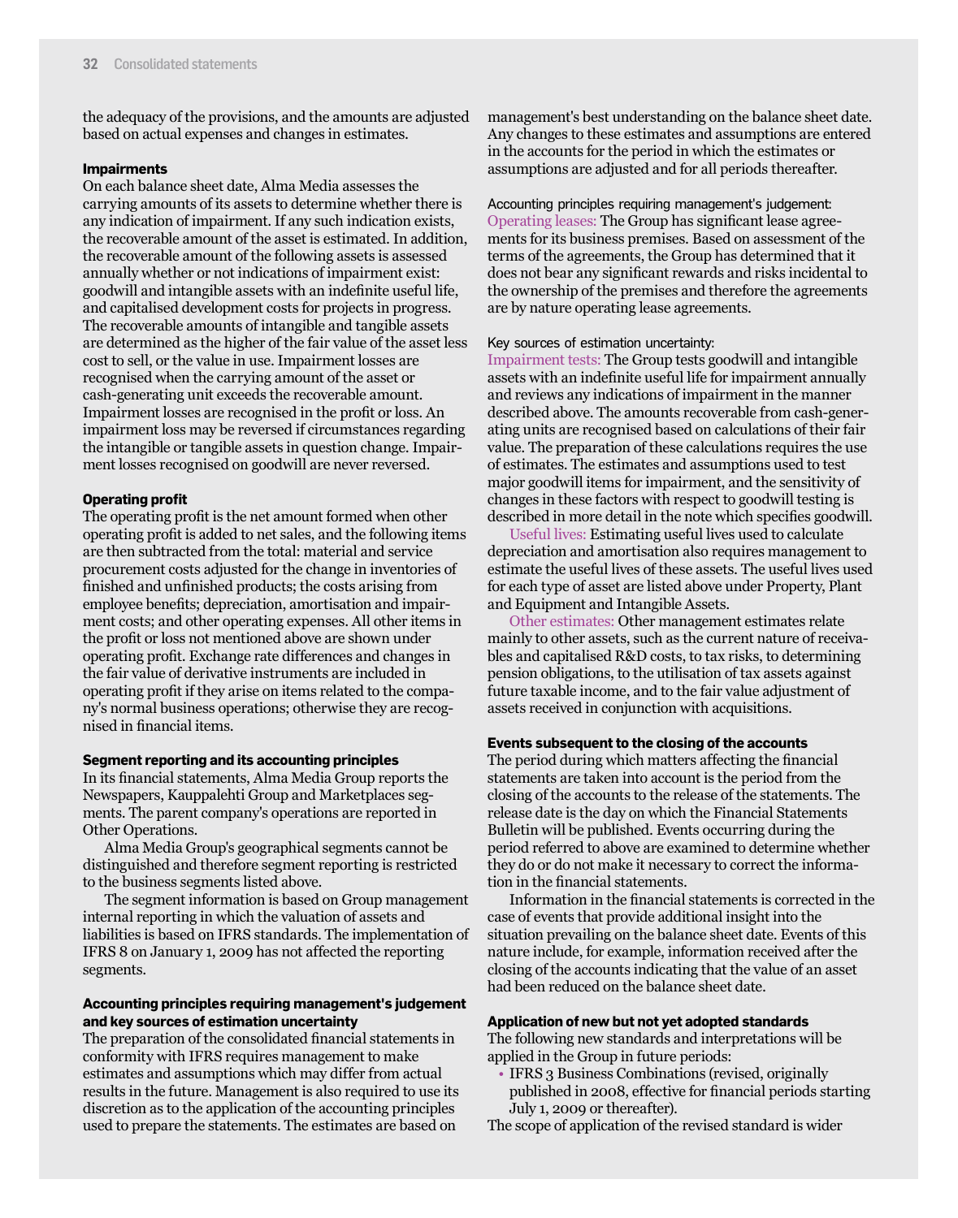the adequacy of the provisions, and the amounts are adjusted based on actual expenses and changes in estimates.

**Impairments**

On each balance sheet date, Alma Media assesses the carrying amounts of its assets to determine whether there is any indication of impairment. If any such indication exists, the recoverable amount of the asset is estimated. In addition, the recoverable amount of the following assets is assessed annually whether or not indications of impairment exist: goodwill and intangible assets with an indefinite useful life, and capitalised development costs for projects in progress. The recoverable amounts of intangible and tangible assets are determined as the higher of the fair value of the asset less cost to sell, or the value in use. Impairment losses are recognised when the carrying amount of the asset or cash-generating unit exceeds the recoverable amount. Impairment losses are recognised in the profit or loss. An impairment loss may be reversed if circumstances regarding the intangible or tangible assets in question change. Impairment losses recognised on goodwill are never reversed.

**Operating profit**

The operating profit is the net amount formed when other operating profit is added to net sales, and the following items are then subtracted from the total: material and service procurement costs adjusted for the change in inventories of finished and unfinished products; the costs arising from employee benefits; depreciation, amortisation and impairment costs; and other operating expenses. All other items in the profit or loss not mentioned above are shown under operating profit. Exchange rate differences and changes in the fair value of derivative instruments are included in operating profit if they arise on items related to the company's normal business operations; otherwise they are recognised in financial items.

**Segment reporting and its accounting principles**

In its financial statements, Alma Media Group reports the Newspapers, Kauppalehti Group and Marketplaces segments. The parent company's operations are reported in Other Operations.

Alma Media Group's geographical segments cannot be distinguished and therefore segment reporting is restricted to the business segments listed above.

The segment information is based on Group management internal reporting in which the valuation of assets and liabilities is based on IFRS standards. The implementation of IFRS 8 on January 1, 2009 has not affected the reporting segments.

**Accounting principles requiring management's judgement and key sources of estimation uncertainty**

The preparation of the consolidated financial statements in conformity with IFRS requires management to make estimates and assumptions which may differ from actual results in the future. Management is also required to use its discretion as to the application of the accounting principles used to prepare the statements. The estimates are based on management's best understanding on the balance sheet date. Any changes to these estimates and assumptions are entered in the accounts for the period in which the estimates or assumptions are adjusted and for all periods thereafter.

Accounting principles requiring management's judgement:

Operating leases: The Group has significant lease agreements for its business premises. Based on assessment of the terms of the agreements, the Group has determined that it does not bear any significant rewards and risks incidental to the ownership of the premises and therefore the agreements are by nature operating lease agreements.

Key sources of estimation uncertainty:

Impairment tests: The Group tests goodwill and intangible assets with an indefinite useful life for impairment annually and reviews any indications of impairment in the manner described above. The amounts recoverable from cash-generating units are recognised based on calculations of their fair value. The preparation of these calculations requires the use of estimates. The estimates and assumptions used to test major goodwill items for impairment, and the sensitivity of changes in these factors with respect to goodwill testing is described in more detail in the note which specifies goodwill.

Useful lives: Estimating useful lives used to calculate depreciation and amortisation also requires management to estimate the useful lives of these assets. The useful lives used for each type of asset are listed above under Property, Plant and Equipment and Intangible Assets.

Other estimates: Other management estimates relate mainly to other assets, such as the current nature of receivables and capitalised R&D costs, to tax risks, to determining pension obligations, to the utilisation of tax assets against future taxable income, and to the fair value adjustment of assets received in conjunction with acquisitions.

**Events subsequent to the closing of the accounts**

The period during which matters affecting the financial statements are taken into account is the period from the closing of the accounts to the release of the statements. The release date is the day on which the Financial Statements Bulletin will be published. Events occurring during the period referred to above are examined to determine whether they do or do not make it necessary to correct the information in the financial statements.

Information in the financial statements is corrected in the case of events that provide additional insight into the situation prevailing on the balance sheet date. Events of this nature include, for example, information received after the closing of the accounts indicating that the value of an asset had been reduced on the balance sheet date.

**Application of new but not yet adopted standards**

The following new standards and interpretations will be applied in the Group in future periods:

- IFRS 3 Business Combinations (revised, originally published in 2008, effective for financial periods starting July 1, 2009 or thereafter).

The scope of application of the revised standard is wider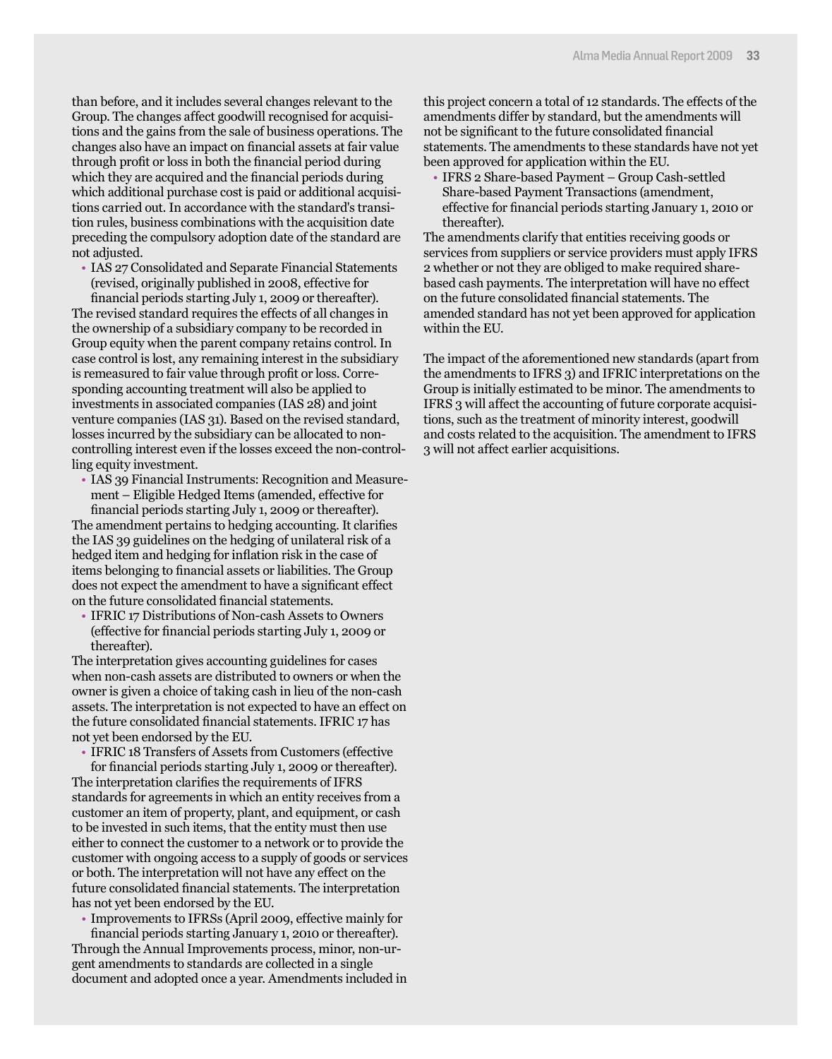than before, and it includes several changes relevant to the Group. The changes affect goodwill recognised for acquisitions and the gains from the sale of business operations. The changes also have an impact on financial assets at fair value through profit or loss in both the financial period during which they are acquired and the financial periods during which additional purchase cost is paid or additional acquisitions carried out. In accordance with the standard's transition rules, business combinations with the acquisition date preceding the compulsory adoption date of the standard are not adjusted.

- IAS 27 Consolidated and Separate Financial Statements (revised, originally published in 2008, effective for financial periods starting July 1, 2009 or thereafter).

The revised standard requires the effects of all changes in the ownership of a subsidiary company to be recorded in Group equity when the parent company retains control. In case control is lost, any remaining interest in the subsidiary is remeasured to fair value through profit or loss. Corresponding accounting treatment will also be applied to investments in associated companies (IAS 28) and joint venture companies (IAS 31). Based on the revised standard, losses incurred by the subsidiary can be allocated to non-controlling interest even if the losses exceed the non-controlling equity investment.

- IAS 39 Financial Instruments: Recognition and Measurement – Eligible Hedged Items (amended, effective for financial periods starting July 1, 2009 or thereafter).

The amendment pertains to hedging accounting. It clarifies the IAS 39 guidelines on the hedging of unilateral risk of a hedged item and hedging for inflation risk in the case of items belonging to financial assets or liabilities. The Group does not expect the amendment to have a significant effect on the future consolidated financial statements.

- IFRIC 17 Distributions of Non-cash Assets to Owners (effective for financial periods starting July 1, 2009 or thereafter).

The interpretation gives accounting guidelines for cases when non-cash assets are distributed to owners or when the owner is given a choice of taking cash in lieu of the non-cash assets. The interpretation is not expected to have an effect on the future consolidated financial statements. IFRIC 17 has not yet been endorsed by the EU.

- IFRIC 18 Transfers of Assets from Customers (effective for financial periods starting July 1, 2009 or thereafter).

The interpretation clarifies the requirements of IFRS standards for agreements in which an entity receives from a customer an item of property, plant, and equipment, or cash to be invested in such items, that the entity must then use either to connect the customer to a network or to provide the customer with ongoing access to a supply of goods or services or both. The interpretation will not have any effect on the future consolidated financial statements. The interpretation has not yet been endorsed by the EU.

- Improvements to IFRSs (April 2009, effective mainly for financial periods starting January 1, 2010 or thereafter).

Through the Annual Improvements process, minor, non-urgent amendments to standards are collected in a single document and adopted once a year. Amendments included in this project concern a total of 12 standards. The effects of the amendments differ by standard, but the amendments will not be significant to the future consolidated financial statements. The amendments to these standards have not yet been approved for application within the EU.

- IFRS 2 Share-based Payment – Group Cash-settled Share-based Payment Transactions (amendment, effective for financial periods starting January 1, 2010 or thereafter).

The amendments clarify that entities receiving goods or services from suppliers or service providers must apply IFRS 2 whether or not they are obliged to make required share-based cash payments. The interpretation will have no effect on the future consolidated financial statements. The amended standard has not yet been approved for application within the EU.

The impact of the aforementioned new standards (apart from the amendments to IFRS 3) and IFRIC interpretations on the Group is initially estimated to be minor. The amendments to IFRS 3 will affect the accounting of future corporate acquisitions, such as the treatment of minority interest, goodwill and costs related to the acquisition. The amendment to IFRS 3 will not affect earlier acquisitions.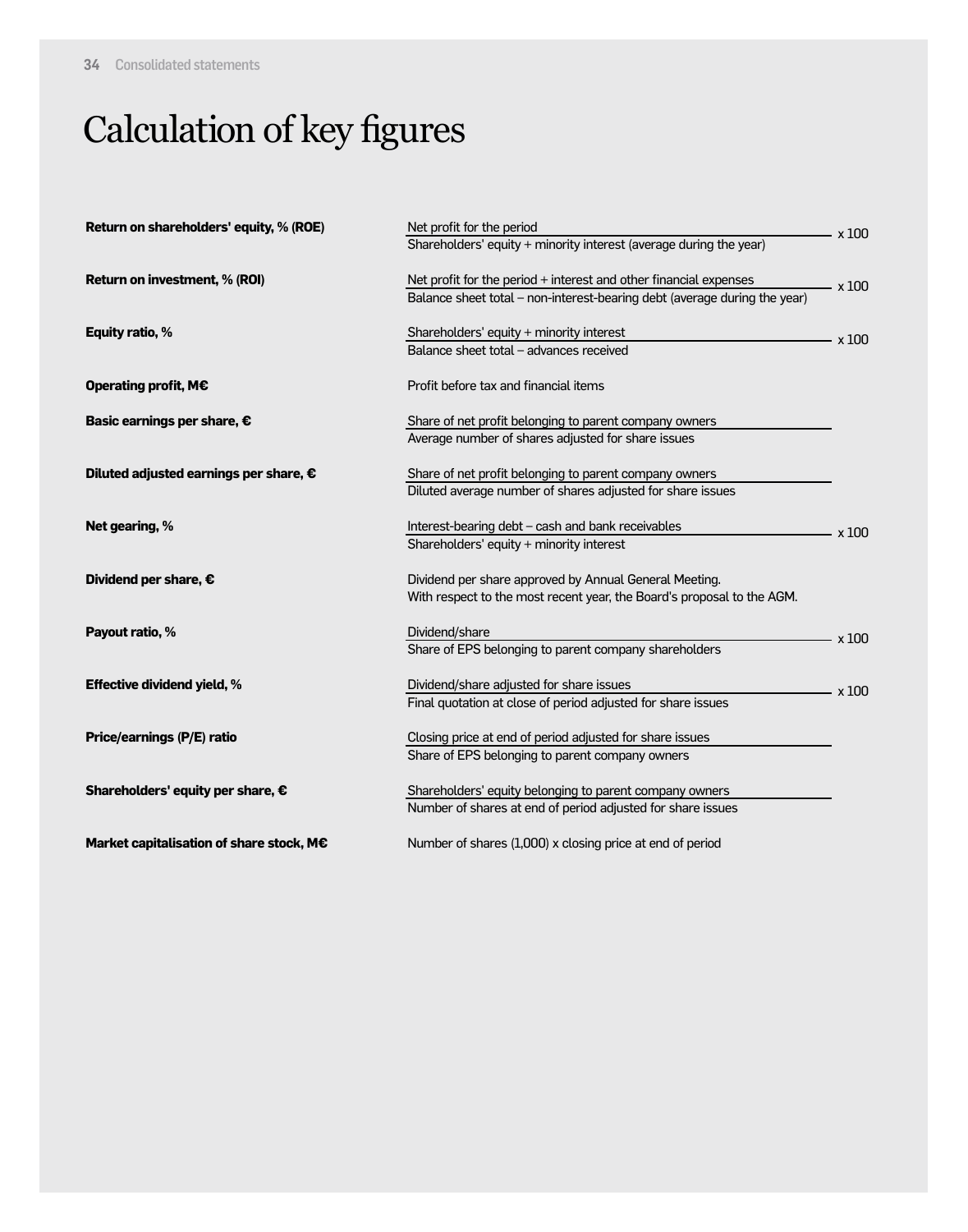# Calculation of key figures

| Key figure | Calculation |
|---|---|
| **Return on shareholders' equity, % (ROE)** | $\frac{\text{Net profit for the period}}{\text{Shareholders' equity + minority interest (average during the year)}} \times 100$ |
| **Return on investment, % (ROI)** | $\frac{\text{Net profit for the period + interest and other financial expenses}}{\text{Balance sheet total – non-interest-bearing debt (average during the year)}} \times 100$ |
| **Equity ratio, %** | $\frac{\text{Shareholders' equity + minority interest}}{\text{Balance sheet total – advances received}} \times 100$ |
| **Operating profit, M€** | Profit before tax and financial items |
| **Basic earnings per share, €** | $\frac{\text{Share of net profit belonging to parent company owners}}{\text{Average number of shares adjusted for share issues}}$ |
| **Diluted adjusted earnings per share, €** | $\frac{\text{Share of net profit belonging to parent company owners}}{\text{Diluted average number of shares adjusted for share issues}}$ |
| **Net gearing, %** | $\frac{\text{Interest-bearing debt – cash and bank receivables}}{\text{Shareholders' equity + minority interest}} \times 100$ |
| **Dividend per share, €** | Dividend per share approved by Annual General Meeting. With respect to the most recent year, the Board's proposal to the AGM. |
| **Payout ratio, %** | $\frac{\text{Dividend/share}}{\text{Share of EPS belonging to parent company shareholders}} \times 100$ |
| **Effective dividend yield, %** | $\frac{\text{Dividend/share adjusted for share issues}}{\text{Final quotation at close of period adjusted for share issues}} \times 100$ |
| **Price/earnings (P/E) ratio** | $\frac{\text{Closing price at end of period adjusted for share issues}}{\text{Share of EPS belonging to parent company owners}}$ |
| **Shareholders' equity per share, €** | $\frac{\text{Shareholders' equity belonging to parent company owners}}{\text{Number of shares at end of period adjusted for share issues}}$ |
| **Market capitalisation of share stock, M€** | Number of shares (1,000) x closing price at end of period |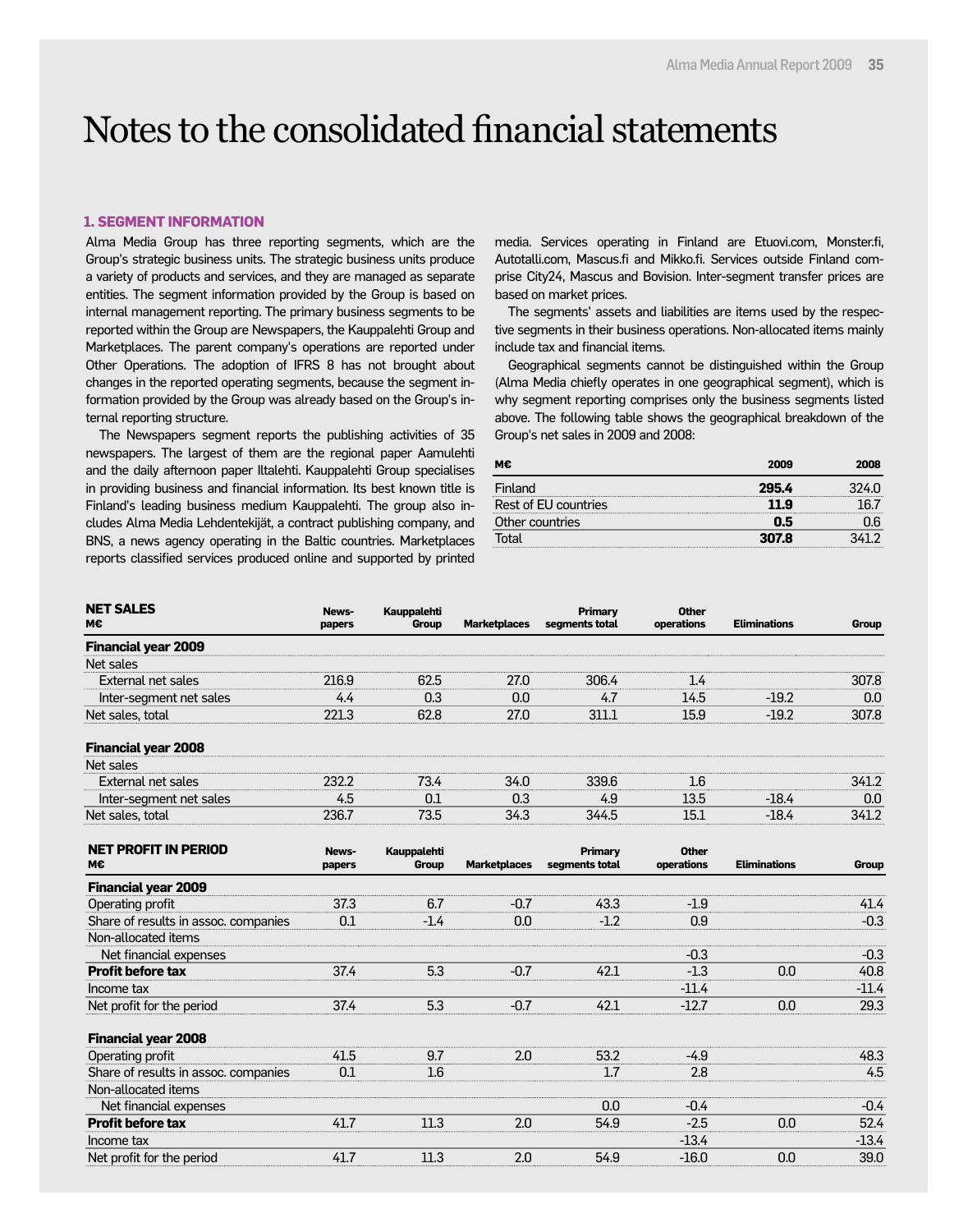# Notes to the consolidated financial statements

### 1. SEGMENT INFORMATION

Alma Media Group has three reporting segments, which are the Group's strategic business units. The strategic business units produce a variety of products and services, and they are managed as separate entities. The segment information provided by the Group is based on internal management reporting. The primary business segments to be reported within the Group are Newspapers, the Kauppalehti Group and Marketplaces. The parent company's operations are reported under Other Operations. The adoption of IFRS 8 has not brought about changes in the reported operating segments, because the segment information provided by the Group was already based on the Group's internal reporting structure.

The Newspapers segment reports the publishing activities of 35 newspapers. The largest of them are the regional paper Aamulehti and the daily afternoon paper Iltalehti. Kauppalehti Group specialises in providing business and financial information. Its best known title is Finland's leading business medium Kauppalehti. The group also includes Alma Media Lehdentekijät, a contract publishing company, and BNS, a news agency operating in the Baltic countries. Marketplaces reports classified services produced online and supported by printed media. Services operating in Finland are Etuovi.com, Monster.fi, Autotalli.com, Mascus.fi and Mikko.fi. Services outside Finland comprise City24, Mascus and Bovision. Inter-segment transfer prices are based on market prices.

The segments' assets and liabilities are items used by the respective segments in their business operations. Non-allocated items mainly include tax and financial items.

Geographical segments cannot be distinguished within the Group (Alma Media chiefly operates in one geographical segment), which is why segment reporting comprises only the business segments listed above. The following table shows the geographical breakdown of the Group's net sales in 2009 and 2008:

| M€ | 2009 | 2008 |
|---|---|---|
| Finland | **295.4** | 324.0 |
| Rest of EU countries | **11.9** | 16.7 |
| Other countries | **0.5** | 0.6 |
| Total | **307.8** | 341.2 |

| NET SALES M€ | News-papers | Kauppalehti Group | Marketplaces | Primary segments total | Other operations | Eliminations | Group |
|---|---|---|---|---|---|---|---|
| **Financial year 2009** | | | | | | | |
| Net sales | | | | | | | |
| External net sales | 216.9 | 62.5 | 27.0 | 306.4 | 1.4 | | 307.8 |
| Inter-segment net sales | 4.4 | 0.3 | 0.0 | 4.7 | 14.5 | -19.2 | 0.0 |
| Net sales, total | 221.3 | 62.8 | 27.0 | 311.1 | 15.9 | -19.2 | 307.8 |
| **Financial year 2008** | | | | | | | |
| Net sales | | | | | | | |
| External net sales | 232.2 | 73.4 | 34.0 | 339.6 | 1.6 | | 341.2 |
| Inter-segment net sales | 4.5 | 0.1 | 0.3 | 4.9 | 13.5 | -18.4 | 0.0 |
| Net sales, total | 236.7 | 73.5 | 34.3 | 344.5 | 15.1 | -18.4 | 341.2 |

| NET PROFIT IN PERIOD M€ | News-papers | Kauppalehti Group | Marketplaces | Primary segments total | Other operations | Eliminations | Group |
|---|---|---|---|---|---|---|---|
| **Financial year 2009** | | | | | | | |
| Operating profit | 37.3 | 6.7 | -0.7 | 43.3 | -1.9 | | 41.4 |
| Share of results in assoc. companies | 0.1 | -1.4 | 0.0 | -1.2 | 0.9 | | -0.3 |
| Non-allocated items | | | | | | | |
| Net financial expenses | | | | | -0.3 | | -0.3 |
| **Profit before tax** | 37.4 | 5.3 | -0.7 | 42.1 | -1.3 | 0.0 | 40.8 |
| Income tax | | | | | -11.4 | | -11.4 |
| Net profit for the period | 37.4 | 5.3 | -0.7 | 42.1 | -12.7 | 0.0 | 29.3 |
| **Financial year 2008** | | | | | | | |
| Operating profit | 41.5 | 9.7 | 2.0 | 53.2 | -4.9 | | 48.3 |
| Share of results in assoc. companies | 0.1 | 1.6 | | 1.7 | 2.8 | | 4.5 |
| Non-allocated items | | | | | | | |
| Net financial expenses | | | | 0.0 | -0.4 | | -0.4 |
| **Profit before tax** | 41.7 | 11.3 | 2.0 | 54.9 | -2.5 | 0.0 | 52.4 |
| Income tax | | | | | -13.4 | | -13.4 |
| Net profit for the period | 41.7 | 11.3 | 2.0 | 54.9 | -16.0 | 0.0 | 39.0 |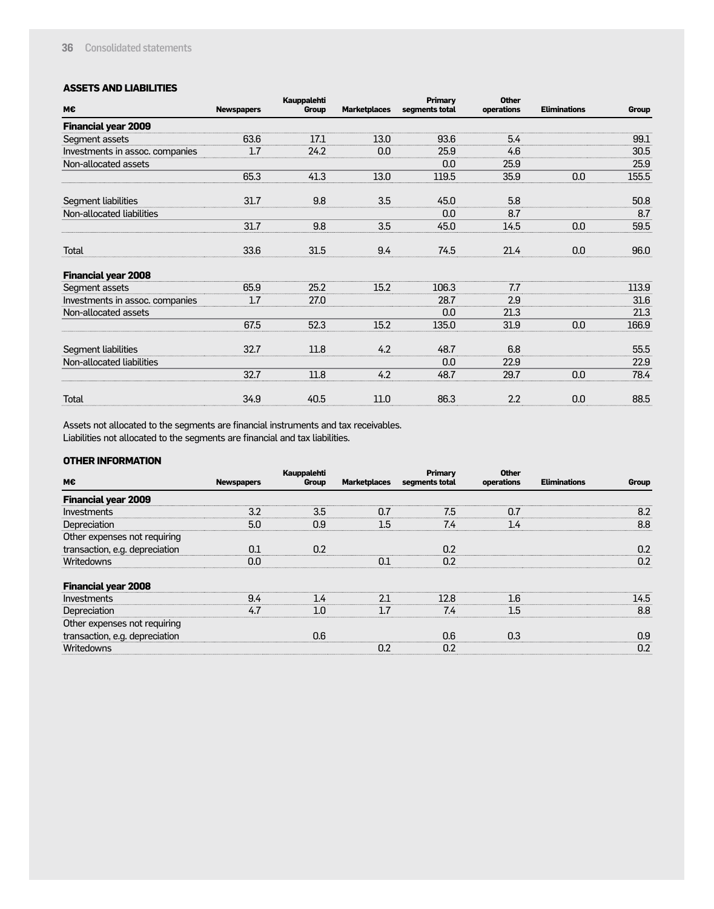## ASSETS AND LIABILITIES

| M€ | Newspapers | Kauppalehti Group | Marketplaces | Primary segments total | Other operations | Eliminations | Group |
|---|---|---|---|---|---|---|---|
| **Financial year 2009** | | | | | | | |
| Segment assets | 63.6 | 17.1 | 13.0 | 93.6 | 5.4 | | 99.1 |
| Investments in assoc. companies | 1.7 | 24.2 | 0.0 | 25.9 | 4.6 | | 30.5 |
| Non-allocated assets | | | | 0.0 | 25.9 | | 25.9 |
| | 65.3 | 41.3 | 13.0 | 119.5 | 35.9 | 0.0 | 155.5 |
| Segment liabilities | 31.7 | 9.8 | 3.5 | 45.0 | 5.8 | | 50.8 |
| Non-allocated liabilities | | | | 0.0 | 8.7 | | 8.7 |
| | 31.7 | 9.8 | 3.5 | 45.0 | 14.5 | 0.0 | 59.5 |
| Total | 33.6 | 31.5 | 9.4 | 74.5 | 21.4 | 0.0 | 96.0 |
| **Financial year 2008** | | | | | | | |
| Segment assets | 65.9 | 25.2 | 15.2 | 106.3 | 7.7 | | 113.9 |
| Investments in assoc. companies | 1.7 | 27.0 | | 28.7 | 2.9 | | 31.6 |
| Non-allocated assets | | | | 0.0 | 21.3 | | 21.3 |
| | 67.5 | 52.3 | 15.2 | 135.0 | 31.9 | 0.0 | 166.9 |
| Segment liabilities | 32.7 | 11.8 | 4.2 | 48.7 | 6.8 | | 55.5 |
| Non-allocated liabilities | | | | 0.0 | 22.9 | | 22.9 |
| | 32.7 | 11.8 | 4.2 | 48.7 | 29.7 | 0.0 | 78.4 |
| Total | 34.9 | 40.5 | 11.0 | 86.3 | 2.2 | 0.0 | 88.5 |

Assets not allocated to the segments are financial instruments and tax receivables.
Liabilities not allocated to the segments are financial and tax liabilities.

## OTHER INFORMATION

| M€ | Newspapers | Kauppalehti Group | Marketplaces | Primary segments total | Other operations | Eliminations | Group |
|---|---|---|---|---|---|---|---|
| **Financial year 2009** | | | | | | | |
| Investments | 3.2 | 3.5 | 0.7 | 7.5 | 0.7 | | 8.2 |
| Depreciation | 5.0 | 0.9 | 1.5 | 7.4 | 1.4 | | 8.8 |
| Other expenses not requiring transaction, e.g. depreciation | 0.1 | 0.2 | | 0.2 | | | 0.2 |
| Writedowns | 0.0 | | 0.1 | 0.2 | | | 0.2 |
| **Financial year 2008** | | | | | | | |
| Investments | 9.4 | 1.4 | 2.1 | 12.8 | 1.6 | | 14.5 |
| Depreciation | 4.7 | 1.0 | 1.7 | 7.4 | 1.5 | | 8.8 |
| Other expenses not requiring transaction, e.g. depreciation | | 0.6 | | 0.6 | 0.3 | | 0.9 |
| Writedowns | | | 0.2 | 0.2 | | | 0.2 |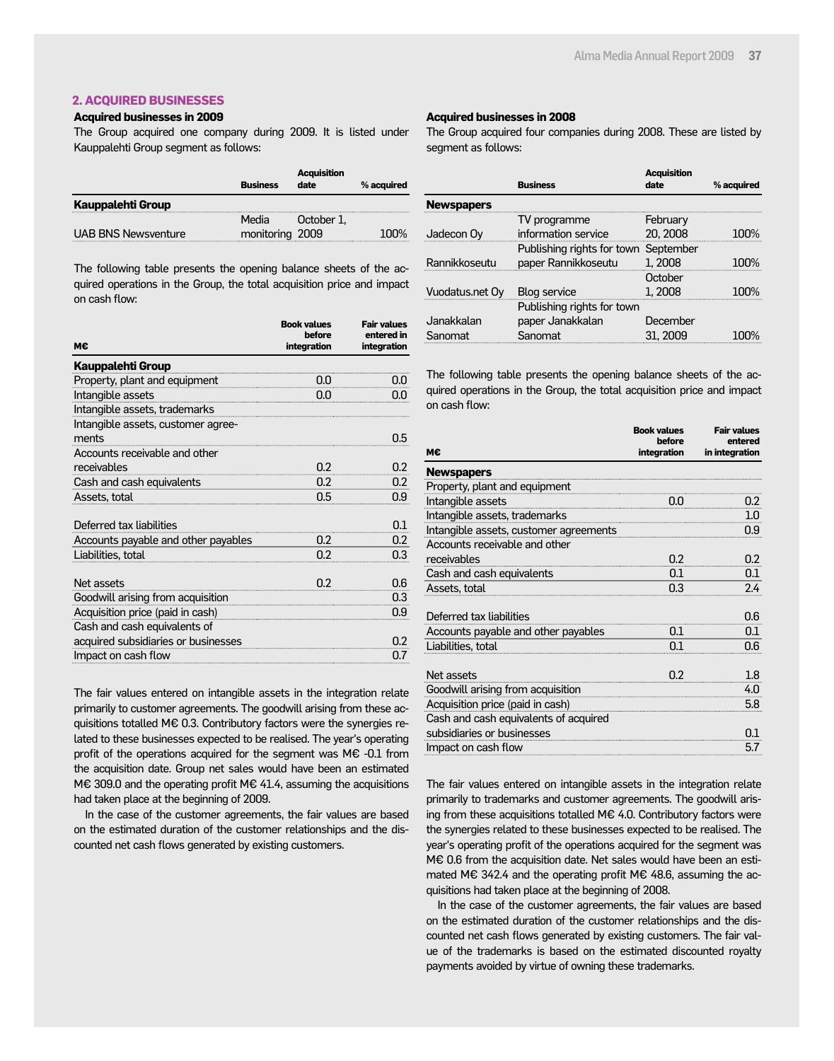## 2. ACQUIRED BUSINESSES

### Acquired businesses in 2009

The Group acquired one company during 2009. It is listed under Kauppalehti Group segment as follows:

| | Business | Acquisition date | % acquired |
|---|---|---|---|
| **Kauppalehti Group** | | | |
| UAB BNS Newsventure | Media monitoring | October 1, 2009 | 100% |

The following table presents the opening balance sheets of the acquired operations in the Group, the total acquisition price and impact on cash flow:

| M€ | Book values before integration | Fair values entered in integration |
|---|---|---|
| **Kauppalehti Group** | | |
| Property, plant and equipment | 0.0 | 0.0 |
| Intangible assets | 0.0 | 0.0 |
| Intangible assets, trademarks | | |
| Intangible assets, customer agreements | | 0.5 |
| Accounts receivable and other receivables | 0.2 | 0.2 |
| Cash and cash equivalents | 0.2 | 0.2 |
| Assets, total | 0.5 | 0.9 |
| | | |
| Deferred tax liabilities | | 0.1 |
| Accounts payable and other payables | 0.2 | 0.2 |
| Liabilities, total | 0.2 | 0.3 |
| | | |
| Net assets | 0.2 | 0.6 |
| Goodwill arising from acquisition | | 0.3 |
| Acquisition price (paid in cash) | | 0.9 |
| Cash and cash equivalents of acquired subsidiaries or businesses | | 0.2 |
| Impact on cash flow | | 0.7 |

The fair values entered on intangible assets in the integration relate primarily to customer agreements. The goodwill arising from these acquisitions totalled M€ 0.3. Contributory factors were the synergies related to these businesses expected to be realised. The year's operating profit of the operations acquired for the segment was M€ -0.1 from the acquisition date. Group net sales would have been an estimated M€ 309.0 and the operating profit M€ 41.4, assuming the acquisitions had taken place at the beginning of 2009.

In the case of the customer agreements, the fair values are based on the estimated duration of the customer relationships and the discounted net cash flows generated by existing customers.

### Acquired businesses in 2008

The Group acquired four companies during 2008. These are listed by segment as follows:

| | Business | Acquisition date | % acquired |
|---|---|---|---|
| **Newspapers** | | | |
| Jadecon Oy | TV programme information service | February 20, 2008 | 100% |
| Rannikkoseutu | Publishing rights for town paper Rannikkoseutu | September 1, 2008 | 100% |
| Vuodatus.net Oy | Blog service | October 1, 2008 | 100% |
| Janakkalan Sanomat | Publishing rights for town paper Janakkalan Sanomat | December 31, 2009 | 100% |

The following table presents the opening balance sheets of the acquired operations in the Group, the total acquisition price and impact on cash flow:

| M€ | Book values before integration | Fair values entered in integration |
|---|---|---|
| **Newspapers** | | |
| Property, plant and equipment | | |
| Intangible assets | 0.0 | 0.2 |
| Intangible assets, trademarks | | 1.0 |
| Intangible assets, customer agreements | | 0.9 |
| Accounts receivable and other receivables | 0.2 | 0.2 |
| Cash and cash equivalents | 0.1 | 0.1 |
| Assets, total | 0.3 | 2.4 |
| | | |
| Deferred tax liabilities | | 0.6 |
| Accounts payable and other payables | 0.1 | 0.1 |
| Liabilities, total | 0.1 | 0.6 |
| | | |
| Net assets | 0.2 | 1.8 |
| Goodwill arising from acquisition | | 4.0 |
| Acquisition price (paid in cash) | | 5.8 |
| Cash and cash equivalents of acquired subsidiaries or businesses | | 0.1 |
| Impact on cash flow | | 5.7 |

The fair values entered on intangible assets in the integration relate primarily to trademarks and customer agreements. The goodwill arising from these acquisitions totalled M€ 4.0. Contributory factors were the synergies related to these businesses expected to be realised. The year's operating profit of the operations acquired for the segment was M€ 0.6 from the acquisition date. Net sales would have been an estimated M€ 342.4 and the operating profit M€ 48.6, assuming the acquisitions had taken place at the beginning of 2008.

In the case of the customer agreements, the fair values are based on the estimated duration of the customer relationships and the discounted net cash flows generated by existing customers. The fair value of the trademarks is based on the estimated discounted royalty payments avoided by virtue of owning these trademarks.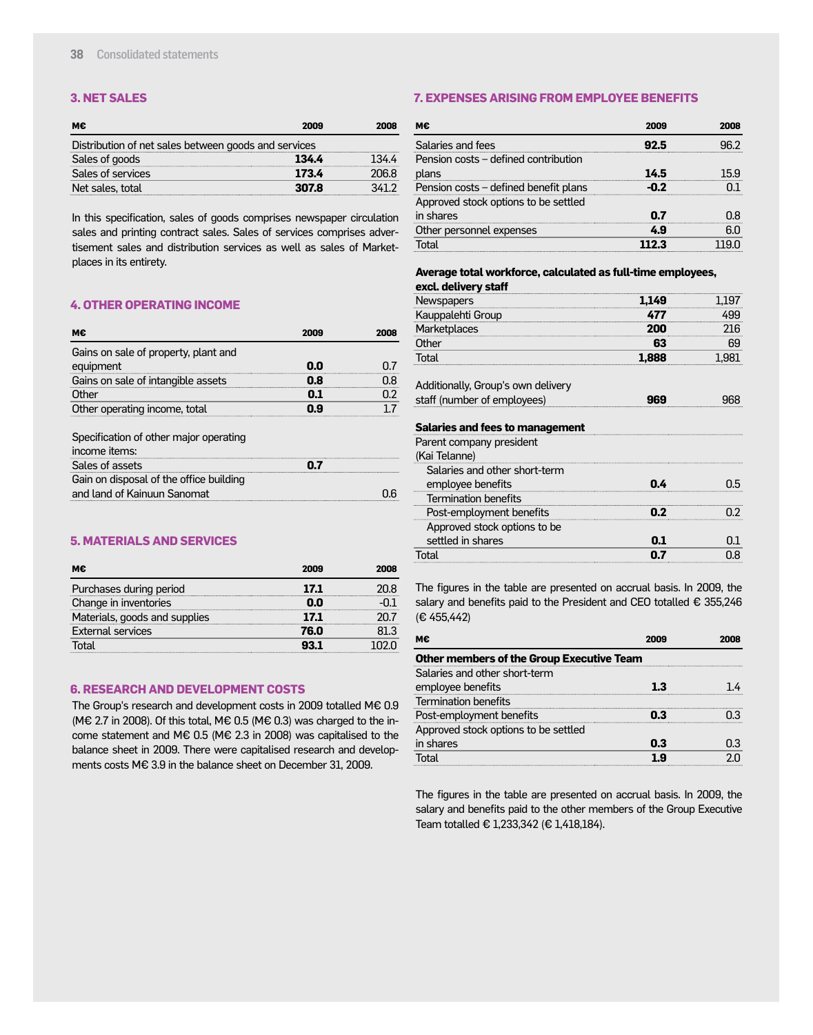## 3. NET SALES

| M€ | 2009 | 2008 |
|---|---|---|
| Distribution of net sales between goods and services | | |
| Sales of goods | **134.4** | 134.4 |
| Sales of services | **173.4** | 206.8 |
| Net sales, total | **307.8** | 341.2 |

In this specification, sales of goods comprises newspaper circulation sales and printing contract sales. Sales of services comprises advertisement sales and distribution services as well as sales of Marketplaces in its entirety.

## 4. OTHER OPERATING INCOME

| M€ | 2009 | 2008 |
|---|---|---|
| Gains on sale of property, plant and equipment | **0.0** | 0.7 |
| Gains on sale of intangible assets | **0.8** | 0.8 |
| Other | **0.1** | 0.2 |
| Other operating income, total | **0.9** | 1.7 |
| | | |
| Specification of other major operating income items: | | |
| Sales of assets | **0.7** | |
| Gain on disposal of the office building and land of Kainuun Sanomat | | 0.6 |

## 5. MATERIALS AND SERVICES

| M€ | 2009 | 2008 |
|---|---|---|
| Purchases during period | **17.1** | 20.8 |
| Change in inventories | **0.0** | -0.1 |
| Materials, goods and supplies | **17.1** | 20.7 |
| External services | **76.0** | 81.3 |
| Total | **93.1** | 102.0 |

## 6. RESEARCH AND DEVELOPMENT COSTS

The Group's research and development costs in 2009 totalled M€ 0.9 (M€ 2.7 in 2008). Of this total, M€ 0.5 (M€ 0.3) was charged to the income statement and M€ 0.5 (M€ 2.3 in 2008) was capitalised to the balance sheet in 2009. There were capitalised research and developments costs M€ 3.9 in the balance sheet on December 31, 2009.

## 7. EXPENSES ARISING FROM EMPLOYEE BENEFITS

| M€ | 2009 | 2008 |
|---|---|---|
| Salaries and fees | **92.5** | 96.2 |
| Pension costs – defined contribution plans | **14.5** | 15.9 |
| Pension costs – defined benefit plans | **-0.2** | 0.1 |
| Approved stock options to be settled in shares | **0.7** | 0.8 |
| Other personnel expenses | **4.9** | 6.0 |
| Total | **112.3** | 119.0 |

| **Average total workforce, calculated as full-time employees, excl. delivery staff** | | |
|---|---|---|
| Newspapers | **1,149** | 1,197 |
| Kauppalehti Group | **477** | 499 |
| Marketplaces | **200** | 216 |
| Other | **63** | 69 |
| Total | **1,888** | 1,981 |
| | | |
| Additionally, Group's own delivery staff (number of employees) | **969** | 968 |

| **Salaries and fees to management** | | |
|---|---|---|
| Parent company president (Kai Telanne) | | |
| Salaries and other short-term employee benefits | **0.4** | 0.5 |
| Termination benefits | | |
| Post-employment benefits | **0.2** | 0.2 |
| Approved stock options to be settled in shares | **0.1** | 0.1 |
| Total | **0.7** | 0.8 |

The figures in the table are presented on accrual basis. In 2009, the salary and benefits paid to the President and CEO totalled € 355,246 (€ 455,442)

| M€ | 2009 | 2008 |
|---|---|---|
| **Other members of the Group Executive Team** | | |
| Salaries and other short-term employee benefits | **1.3** | 1.4 |
| Termination benefits | | |
| Post-employment benefits | **0.3** | 0.3 |
| Approved stock options to be settled in shares | **0.3** | 0.3 |
| Total | **1.9** | 2.0 |

The figures in the table are presented on accrual basis. In 2009, the salary and benefits paid to the other members of the Group Executive Team totalled € 1,233,342 (€ 1,418,184).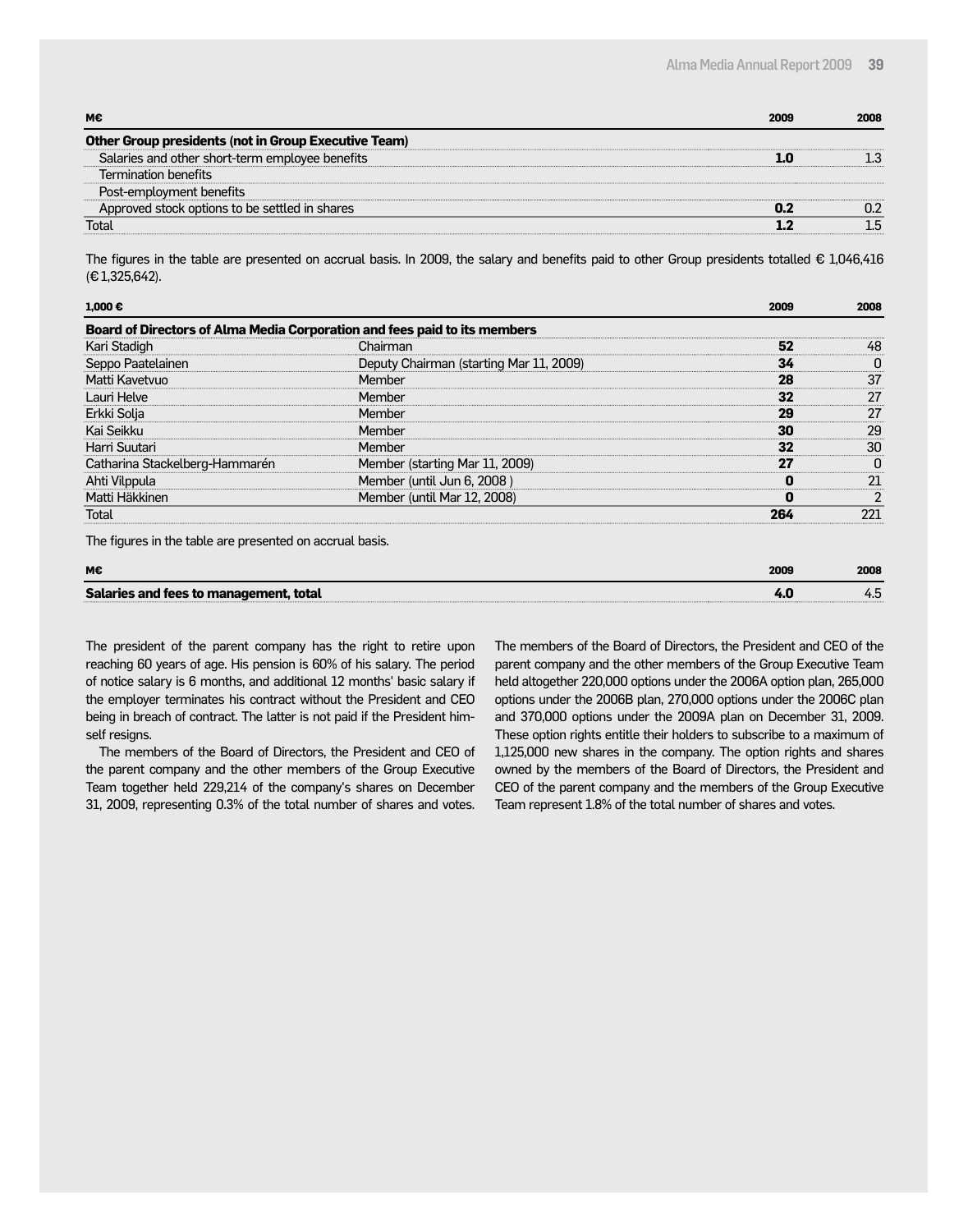| M€ | 2009 | 2008 |
| --- | --- | --- |
| **Other Group presidents (not in Group Executive Team)** | | |
| Salaries and other short-term employee benefits | **1.0** | 1.3 |
| Termination benefits | | |
| Post-employment benefits | | |
| Approved stock options to be settled in shares | **0.2** | 0.2 |
| Total | **1.2** | 1.5 |

The figures in the table are presented on accrual basis. In 2009, the salary and benefits paid to other Group presidents totalled € 1,046,416 (€ 1,325,642).

| 1,000 € | | 2009 | 2008 |
| --- | --- | --- | --- |
| **Board of Directors of Alma Media Corporation and fees paid to its members** | | | |
| Kari Stadigh | Chairman | **52** | 48 |
| Seppo Paatelainen | Deputy Chairman (starting Mar 11, 2009) | **34** | 0 |
| Matti Kavetvuo | Member | **28** | 37 |
| Lauri Helve | Member | **32** | 27 |
| Erkki Solja | Member | **29** | 27 |
| Kai Seikku | Member | **30** | 29 |
| Harri Suutari | Member | **32** | 30 |
| Catharina Stackelberg-Hammarén | Member (starting Mar 11, 2009) | **27** | 0 |
| Ahti Vilppula | Member (until Jun 6, 2008 ) | **0** | 21 |
| Matti Häkkinen | Member (until Mar 12, 2008) | **0** | 2 |
| Total | | **264** | 221 |

The figures in the table are presented on accrual basis.

| M€ | 2009 | 2008 |
| --- | --- | --- |
| **Salaries and fees to management, total** | **4.0** | 4.5 |

The president of the parent company has the right to retire upon reaching 60 years of age. His pension is 60% of his salary. The period of notice salary is 6 months, and additional 12 months' basic salary if the employer terminates his contract without the President and CEO being in breach of contract. The latter is not paid if the President himself resigns.

The members of the Board of Directors, the President and CEO of the parent company and the other members of the Group Executive Team together held 229,214 of the company's shares on December 31, 2009, representing 0.3% of the total number of shares and votes.

The members of the Board of Directors, the President and CEO of the parent company and the other members of the Group Executive Team held altogether 220,000 options under the 2006A option plan, 265,000 options under the 2006B plan, 270,000 options under the 2006C plan and 370,000 options under the 2009A plan on December 31, 2009. These option rights entitle their holders to subscribe to a maximum of 1,125,000 new shares in the company. The option rights and shares owned by the members of the Board of Directors, the President and CEO of the parent company and the members of the Group Executive Team represent 1.8% of the total number of shares and votes.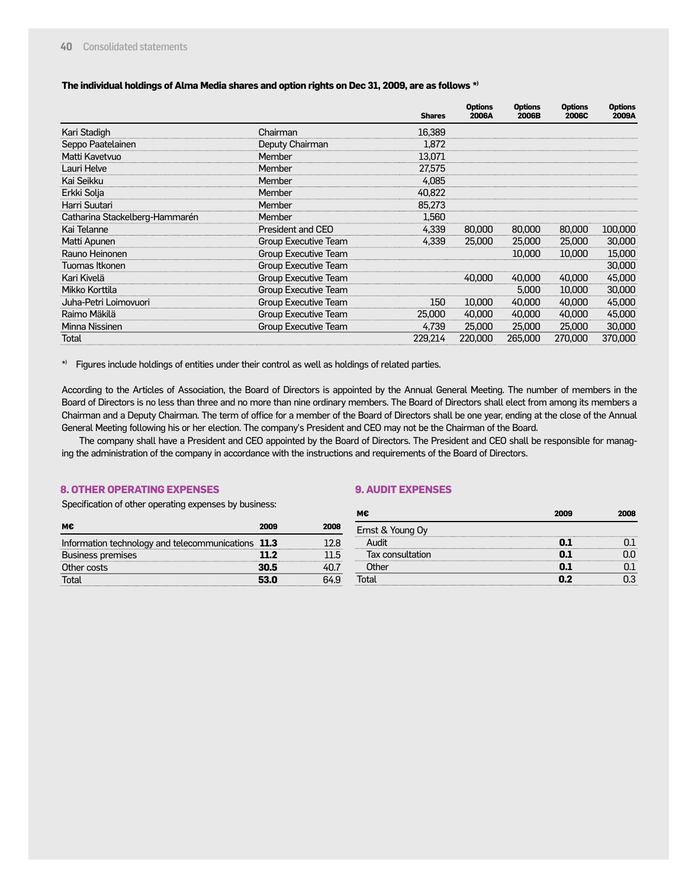**The individual holdings of Alma Media shares and option rights on Dec 31, 2009, are as follows [*)]**

| | | Shares | Options 2006A | Options 2006B | Options 2006C | Options 2009A |
|---|---|---|---|---|---|---|
| Kari Stadigh | Chairman | 16,389 | | | | |
| Seppo Paatelainen | Deputy Chairman | 1,872 | | | | |
| Matti Kavetvuo | Member | 13,071 | | | | |
| Lauri Helve | Member | 27,575 | | | | |
| Kai Seikku | Member | 4,085 | | | | |
| Erkki Solja | Member | 40,822 | | | | |
| Harri Suutari | Member | 85,273 | | | | |
| Catharina Stackelberg-Hammarén | Member | 1,560 | | | | |
| Kai Telanne | President and CEO | 4,339 | 80,000 | 80,000 | 80,000 | 100,000 |
| Matti Apunen | Group Executive Team | 4,339 | 25,000 | 25,000 | 25,000 | 30,000 |
| Rauno Heinonen | Group Executive Team | | | 10,000 | 10,000 | 15,000 |
| Tuomas Itkonen | Group Executive Team | | | | | 30,000 |
| Kari Kivelä | Group Executive Team | | 40,000 | 40,000 | 40,000 | 45,000 |
| Mikko Korttila | Group Executive Team | | | 5,000 | 10,000 | 30,000 |
| Juha-Petri Loimovuori | Group Executive Team | 150 | 10,000 | 40,000 | 40,000 | 45,000 |
| Raimo Mäkilä | Group Executive Team | 25,000 | 40,000 | 40,000 | 40,000 | 45,000 |
| Minna Nissinen | Group Executive Team | 4,739 | 25,000 | 25,000 | 25,000 | 30,000 |
| Total | | 229,214 | 220,000 | 265,000 | 270,000 | 370,000 |

*) Figures include holdings of entities under their control as well as holdings of related parties.

According to the Articles of Association, the Board of Directors is appointed by the Annual General Meeting. The number of members in the Board of Directors is no less than three and no more than nine ordinary members. The Board of Directors shall elect from among its members a Chairman and a Deputy Chairman. The term of office for a member of the Board of Directors shall be one year, ending at the close of the Annual General Meeting following his or her election. The company's President and CEO may not be the Chairman of the Board.

The company shall have a President and CEO appointed by the Board of Directors. The President and CEO shall be responsible for managing the administration of the company in accordance with the instructions and requirements of the Board of Directors.

## 8. OTHER OPERATING EXPENSES

Specification of other operating expenses by business:

| M€ | 2009 | 2008 |
|---|---|---|
| Information technology and telecommunications | **11.3** | 12.8 |
| Business premises | **11.2** | 11.5 |
| Other costs | **30.5** | 40.7 |
| Total | **53.0** | 64.9 |

## 9. AUDIT EXPENSES

| M€ | 2009 | 2008 |
|---|---|---|
| Ernst & Young Oy | | |
| Audit | **0.1** | 0.1 |
| Tax consultation | **0.1** | 0.0 |
| Other | **0.1** | 0.1 |
| Total | **0.2** | 0.3 |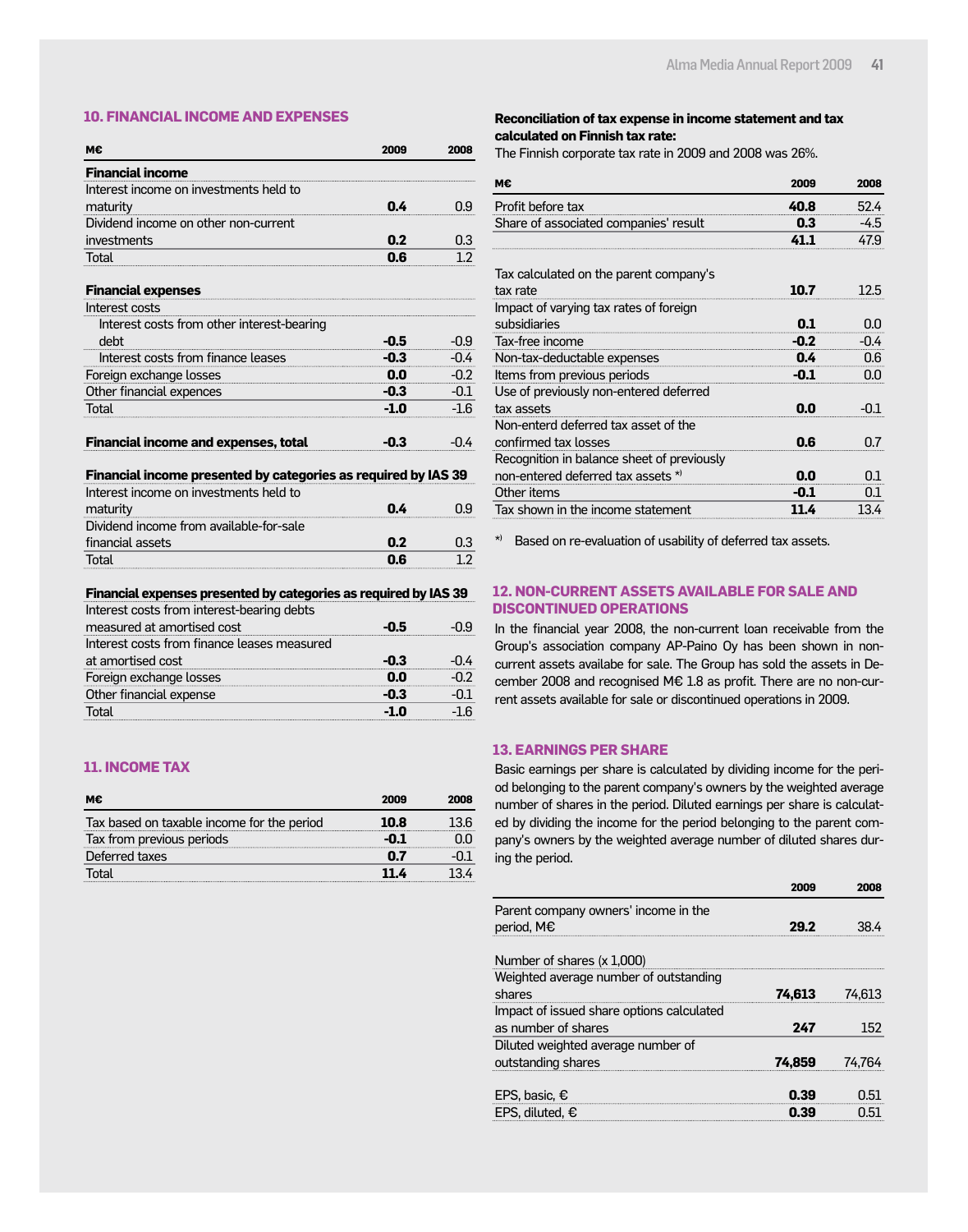## 10. FINANCIAL INCOME AND EXPENSES

| M€ | 2009 | 2008 |
|---|---|---|
| **Financial income** | | |
| Interest income on investments held to maturity | **0.4** | 0.9 |
| Dividend income on other non-current investments | **0.2** | 0.3 |
| Total | **0.6** | 1.2 |
| | | |
| **Financial expenses** | | |
| Interest costs | | |
| Interest costs from other interest-bearing debt | **-0.5** | -0.9 |
| Interest costs from finance leases | **-0.3** | -0.4 |
| Foreign exchange losses | **0.0** | -0.2 |
| Other financial expences | **-0.3** | -0.1 |
| Total | **-1.0** | -1.6 |
| | | |
| **Financial income and expenses, total** | **-0.3** | -0.4 |

| **Financial income presented by categories as required by IAS 39** | | |
|---|---|---|
| Interest income on investments held to maturity | **0.4** | 0.9 |
| Dividend income from available-for-sale financial assets | **0.2** | 0.3 |
| Total | **0.6** | 1.2 |

| **Financial expenses presented by categories as required by IAS 39** | | |
|---|---|---|
| Interest costs from interest-bearing debts measured at amortised cost | **-0.5** | -0.9 |
| Interest costs from finance leases measured at amortised cost | **-0.3** | -0.4 |
| Foreign exchange losses | **0.0** | -0.2 |
| Other financial expense | **-0.3** | -0.1 |
| Total | **-1.0** | -1.6 |

## 11. INCOME TAX

| M€ | 2009 | 2008 |
|---|---|---|
| Tax based on taxable income for the period | **10.8** | 13.6 |
| Tax from previous periods | **-0.1** | 0.0 |
| Deferred taxes | **0.7** | -0.1 |
| Total | **11.4** | 13.4 |

**Reconciliation of tax expense in income statement and tax calculated on Finnish tax rate:**

The Finnish corporate tax rate in 2009 and 2008 was 26%.

| M€ | 2009 | 2008 |
|---|---|---|
| Profit before tax | **40.8** | 52.4 |
| Share of associated companies' result | **0.3** | -4.5 |
| | **41.1** | 47.9 |
| | | |
| Tax calculated on the parent company's tax rate | **10.7** | 12.5 |
| Impact of varying tax rates of foreign subsidiaries | **0.1** | 0.0 |
| Tax-free income | **-0.2** | -0.4 |
| Non-tax-deductable expenses | **0.4** | 0.6 |
| Items from previous periods | **-0.1** | 0.0 |
| Use of previously non-entered deferred tax assets | **0.0** | -0.1 |
| Non-enterd deferred tax asset of the confirmed tax losses | **0.6** | 0.7 |
| Recognition in balance sheet of previously non-entered deferred tax assets *) | **0.0** | 0.1 |
| Other items | **-0.1** | 0.1 |
| Tax shown in the income statement | **11.4** | 13.4 |

*) Based on re-evaluation of usability of deferred tax assets.

## 12. NON-CURRENT ASSETS AVAILABLE FOR SALE AND DISCONTINUED OPERATIONS

In the financial year 2008, the non-current loan receivable from the Group's association company AP-Paino Oy has been shown in non-current assets availabe for sale. The Group has sold the assets in December 2008 and recognised M€ 1.8 as profit. There are no non-current assets available for sale or discontinued operations in 2009.

## 13. EARNINGS PER SHARE

Basic earnings per share is calculated by dividing income for the period belonging to the parent company's owners by the weighted average number of shares in the period. Diluted earnings per share is calculated by dividing the income for the period belonging to the parent company's owners by the weighted average number of diluted shares during the period.

| | 2009 | 2008 |
|---|---|---|
| Parent company owners' income in the period, M€ | **29.2** | 38.4 |
| | | |
| Number of shares (x 1,000) | | |
| Weighted average number of outstanding shares | **74,613** | 74,613 |
| Impact of issued share options calculated as number of shares | **247** | 152 |
| Diluted weighted average number of outstanding shares | **74,859** | 74,764 |
| | | |
| EPS, basic, € | **0.39** | 0.51 |
| EPS, diluted, € | **0.39** | 0.51 |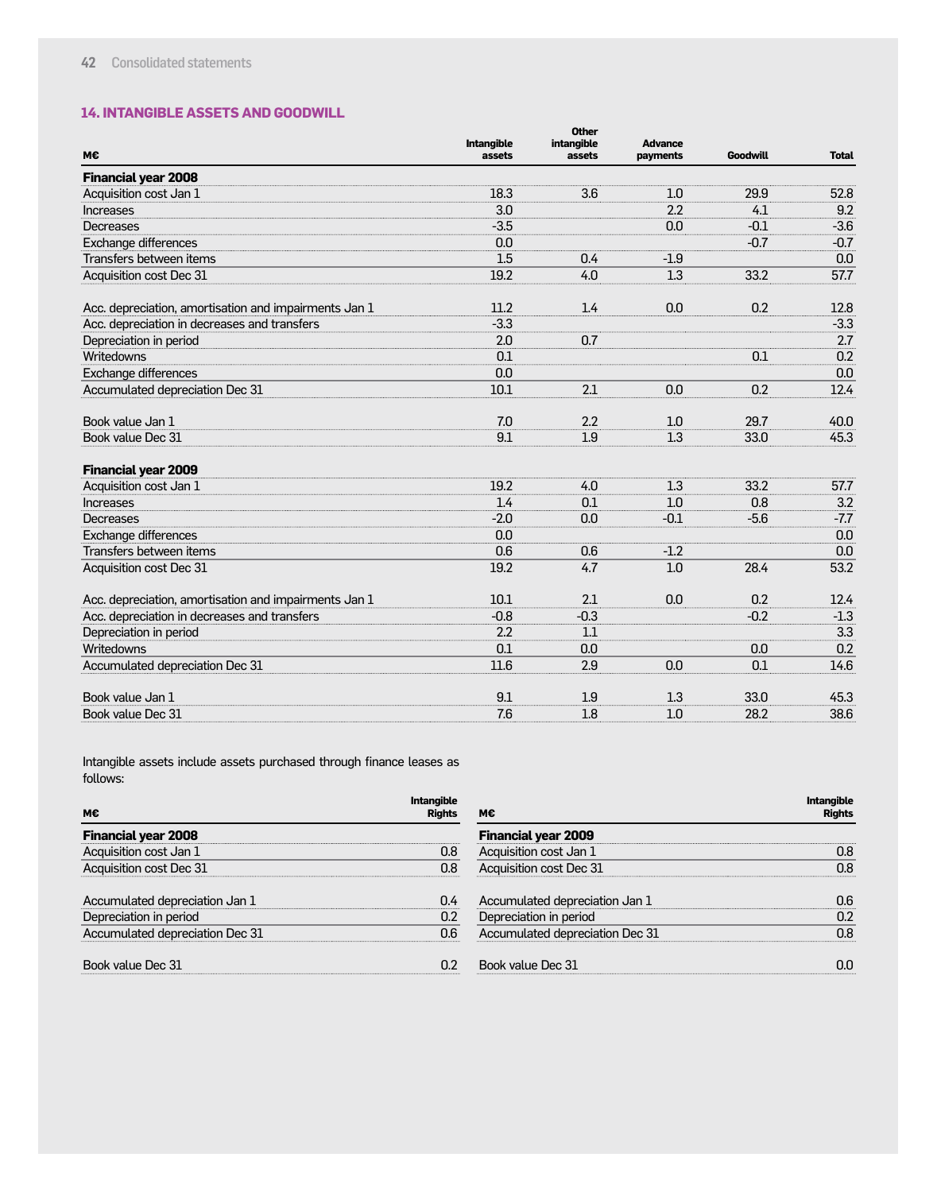## 14. INTANGIBLE ASSETS AND GOODWILL

| M€ | Intangible assets | Other intangible assets | Advance payments | Goodwill | Total |
|---|---|---|---|---|---|
| **Financial year 2008** | | | | | |
| Acquisition cost Jan 1 | 18.3 | 3.6 | 1.0 | 29.9 | 52.8 |
| Increases | 3.0 | | 2.2 | 4.1 | 9.2 |
| Decreases | -3.5 | | 0.0 | -0.1 | -3.6 |
| Exchange differences | 0.0 | | | -0.7 | -0.7 |
| Transfers between items | 1.5 | 0.4 | -1.9 | | 0.0 |
| Acquisition cost Dec 31 | 19.2 | 4.0 | 1.3 | 33.2 | 57.7 |
| | | | | | |
| Acc. depreciation, amortisation and impairments Jan 1 | 11.2 | 1.4 | 0.0 | 0.2 | 12.8 |
| Acc. depreciation in decreases and transfers | -3.3 | | | | -3.3 |
| Depreciation in period | 2.0 | 0.7 | | | 2.7 |
| Writedowns | 0.1 | | | 0.1 | 0.2 |
| Exchange differences | 0.0 | | | | 0.0 |
| Accumulated depreciation Dec 31 | 10.1 | 2.1 | 0.0 | 0.2 | 12.4 |
| | | | | | |
| Book value Jan 1 | 7.0 | 2.2 | 1.0 | 29.7 | 40.0 |
| Book value Dec 31 | 9.1 | 1.9 | 1.3 | 33.0 | 45.3 |
| | | | | | |
| **Financial year 2009** | | | | | |
| Acquisition cost Jan 1 | 19.2 | 4.0 | 1.3 | 33.2 | 57.7 |
| Increases | 1.4 | 0.1 | 1.0 | 0.8 | 3.2 |
| Decreases | -2.0 | 0.0 | -0.1 | -5.6 | -7.7 |
| Exchange differences | 0.0 | | | | 0.0 |
| Transfers between items | 0.6 | 0.6 | -1.2 | | 0.0 |
| Acquisition cost Dec 31 | 19.2 | 4.7 | 1.0 | 28.4 | 53.2 |
| | | | | | |
| Acc. depreciation, amortisation and impairments Jan 1 | 10.1 | 2.1 | 0.0 | 0.2 | 12.4 |
| Acc. depreciation in decreases and transfers | -0.8 | -0.3 | | -0.2 | -1.3 |
| Depreciation in period | 2.2 | 1.1 | | | 3.3 |
| Writedowns | 0.1 | 0.0 | | 0.0 | 0.2 |
| Accumulated depreciation Dec 31 | 11.6 | 2.9 | 0.0 | 0.1 | 14.6 |
| | | | | | |
| Book value Jan 1 | 9.1 | 1.9 | 1.3 | 33.0 | 45.3 |
| Book value Dec 31 | 7.6 | 1.8 | 1.0 | 28.2 | 38.6 |

Intangible assets include assets purchased through finance leases as follows:

| M€ | Intangible Rights |
|---|---|
| **Financial year 2008** | |
| Acquisition cost Jan 1 | 0.8 |
| Acquisition cost Dec 31 | 0.8 |
| | |
| Accumulated depreciation Jan 1 | 0.4 |
| Depreciation in period | 0.2 |
| Accumulated depreciation Dec 31 | 0.6 |
| | |
| Book value Dec 31 | 0.2 |

| M€ | Intangible Rights |
|---|---|
| **Financial year 2009** | |
| Acquisition cost Jan 1 | 0.8 |
| Acquisition cost Dec 31 | 0.8 |
| | |
| Accumulated depreciation Jan 1 | 0.6 |
| Depreciation in period | 0.2 |
| Accumulated depreciation Dec 31 | 0.8 |
| | |
| Book value Dec 31 | 0.0 |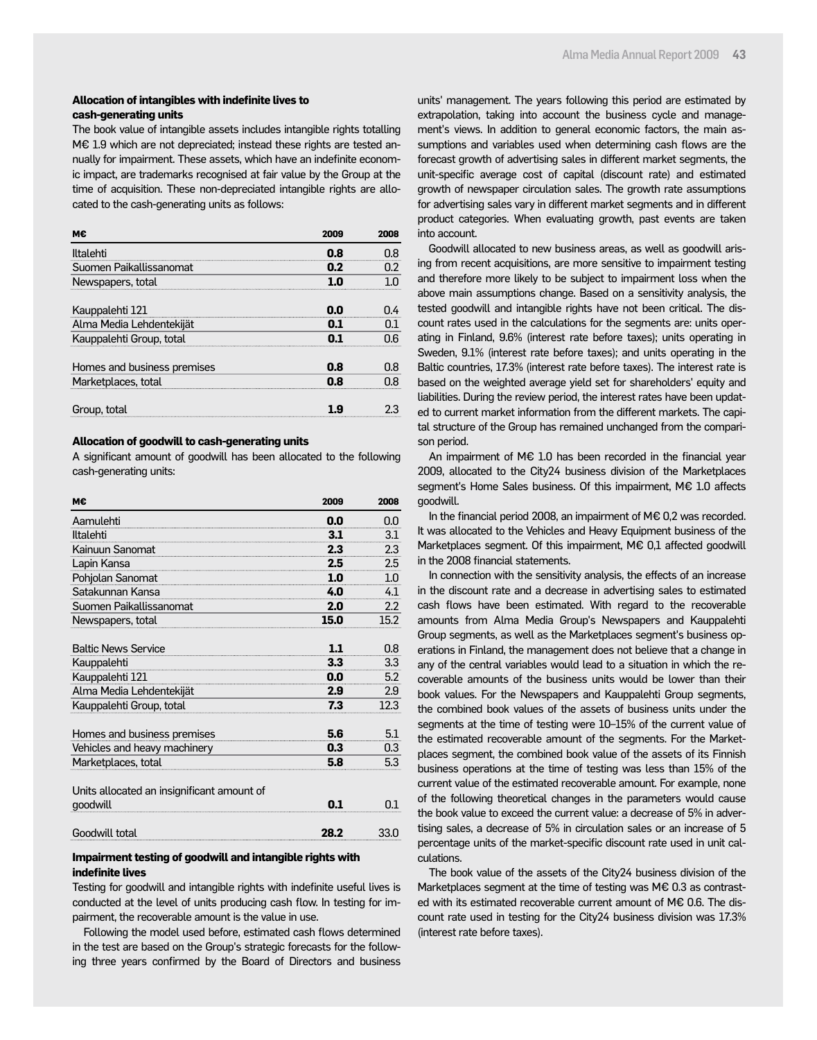### Allocation of intangibles with indefinite lives to cash-generating units

The book value of intangible assets includes intangible rights totalling M€ 1.9 which are not depreciated; instead these rights are tested annually for impairment. These assets, which have an indefinite economic impact, are trademarks recognised at fair value by the Group at the time of acquisition. These non-depreciated intangible rights are allocated to the cash-generating units as follows:

| M€ | 2009 | 2008 |
|---|---|---|
| Iltalehti | **0.8** | 0.8 |
| Suomen Paikallissanomat | **0.2** | 0.2 |
| Newspapers, total | **1.0** | 1.0 |
| | | |
| Kauppalehti 121 | **0.0** | 0.4 |
| Alma Media Lehdentekijät | **0.1** | 0.1 |
| Kauppalehti Group, total | **0.1** | 0.6 |
| | | |
| Homes and business premises | **0.8** | 0.8 |
| Marketplaces, total | **0.8** | 0.8 |
| | | |
| Group, total | **1.9** | 2.3 |

### Allocation of goodwill to cash-generating units

A significant amount of goodwill has been allocated to the following cash-generating units:

| M€ | 2009 | 2008 |
|---|---|---|
| Aamulehti | **0.0** | 0.0 |
| Iltalehti | **3.1** | 3.1 |
| Kainuun Sanomat | **2.3** | 2.3 |
| Lapin Kansa | **2.5** | 2.5 |
| Pohjolan Sanomat | **1.0** | 1.0 |
| Satakunnan Kansa | **4.0** | 4.1 |
| Suomen Paikallissanomat | **2.0** | 2.2 |
| Newspapers, total | **15.0** | 15.2 |
| | | |
| Baltic News Service | **1.1** | 0.8 |
| Kauppalehti | **3.3** | 3.3 |
| Kauppalehti 121 | **0.0** | 5.2 |
| Alma Media Lehdentekijät | **2.9** | 2.9 |
| Kauppalehti Group, total | **7.3** | 12.3 |
| | | |
| Homes and business premises | **5.6** | 5.1 |
| Vehicles and heavy machinery | **0.3** | 0.3 |
| Marketplaces, total | **5.8** | 5.3 |
| | | |
| Units allocated an insignificant amount of goodwill | **0.1** | 0.1 |
| | | |
| Goodwill total | **28.2** | 33.0 |

### Impairment testing of goodwill and intangible rights with indefinite lives

Testing for goodwill and intangible rights with indefinite useful lives is conducted at the level of units producing cash flow. In testing for impairment, the recoverable amount is the value in use.

Following the model used before, estimated cash flows determined in the test are based on the Group's strategic forecasts for the following three years confirmed by the Board of Directors and business units' management. The years following this period are estimated by extrapolation, taking into account the business cycle and management's views. In addition to general economic factors, the main assumptions and variables used when determining cash flows are the forecast growth of advertising sales in different market segments, the unit-specific average cost of capital (discount rate) and estimated growth of newspaper circulation sales. The growth rate assumptions for advertising sales vary in different market segments and in different product categories. When evaluating growth, past events are taken into account.

Goodwill allocated to new business areas, as well as goodwill arising from recent acquisitions, are more sensitive to impairment testing and therefore more likely to be subject to impairment loss when the above main assumptions change. Based on a sensitivity analysis, the tested goodwill and intangible rights have not been critical. The discount rates used in the calculations for the segments are: units operating in Finland, 9.6% (interest rate before taxes); units operating in Sweden, 9.1% (interest rate before taxes); and units operating in the Baltic countries, 17.3% (interest rate before taxes). The interest rate is based on the weighted average yield set for shareholders' equity and liabilities. During the review period, the interest rates have been updated to current market information from the different markets. The capital structure of the Group has remained unchanged from the comparison period.

An impairment of M€ 1.0 has been recorded in the financial year 2009, allocated to the City24 business division of the Marketplaces segment's Home Sales business. Of this impairment, M€ 1.0 affects goodwill.

In the financial period 2008, an impairment of M€ 0,2 was recorded. It was allocated to the Vehicles and Heavy Equipment business of the Marketplaces segment. Of this impairment, M€ 0,1 affected goodwill in the 2008 financial statements.

In connection with the sensitivity analysis, the effects of an increase in the discount rate and a decrease in advertising sales to estimated cash flows have been estimated. With regard to the recoverable amounts from Alma Media Group's Newspapers and Kauppalehti Group segments, as well as the Marketplaces segment's business operations in Finland, the management does not believe that a change in any of the central variables would lead to a situation in which the recoverable amounts of the business units would be lower than their book values. For the Newspapers and Kauppalehti Group segments, the combined book values of the assets of business units under the segments at the time of testing were 10–15% of the current value of the estimated recoverable amount of the segments. For the Marketplaces segment, the combined book value of the assets of its Finnish business operations at the time of testing was less than 15% of the current value of the estimated recoverable amount. For example, none of the following theoretical changes in the parameters would cause the book value to exceed the current value: a decrease of 5% in advertising sales, a decrease of 5% in circulation sales or an increase of 5 percentage units of the market-specific discount rate used in unit calculations.

The book value of the assets of the City24 business division of the Marketplaces segment at the time of testing was M€ 0.3 as contrasted with its estimated recoverable current amount of M€ 0.6. The discount rate used in testing for the City24 business division was 17.3% (interest rate before taxes).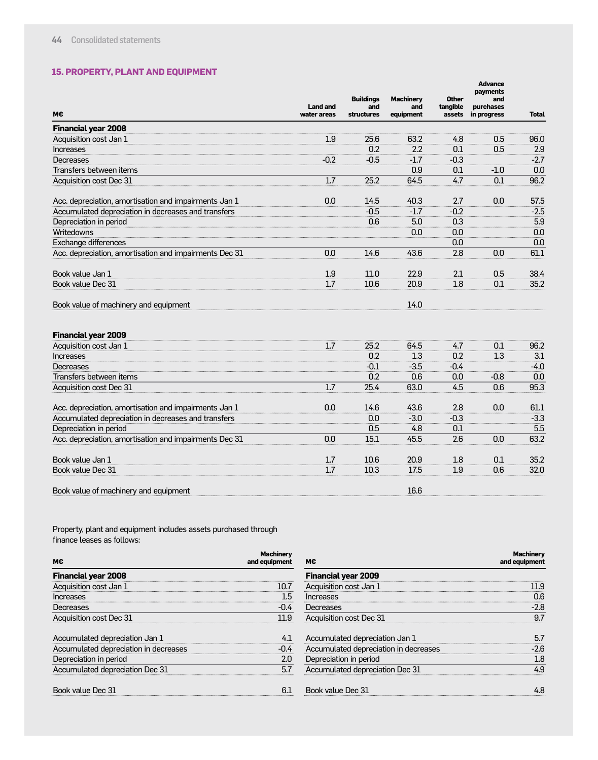## 15. PROPERTY, PLANT AND EQUIPMENT

| M€ | Land and water areas | Buildings and structures | Machinery and equipment | Other tangible assets | Advance payments and purchases in progress | Total |
|---|---|---|---|---|---|---|
| **Financial year 2008** | | | | | | |
| Acquisition cost Jan 1 | 1.9 | 25.6 | 63.2 | 4.8 | 0.5 | 96.0 |
| Increases | | 0.2 | 2.2 | 0.1 | 0.5 | 2.9 |
| Decreases | -0.2 | -0.5 | -1.7 | -0.3 | | -2.7 |
| Transfers between items | | | 0.9 | 0.1 | -1.0 | 0.0 |
| Acquisition cost Dec 31 | 1.7 | 25.2 | 64.5 | 4.7 | 0.1 | 96.2 |
| | | | | | | |
| Acc. depreciation, amortisation and impairments Jan 1 | 0.0 | 14.5 | 40.3 | 2.7 | 0.0 | 57.5 |
| Accumulated depreciation in decreases and transfers | | -0.5 | -1.7 | -0.2 | | -2.5 |
| Depreciation in period | | 0.6 | 5.0 | 0.3 | | 5.9 |
| Writedowns | | | 0.0 | 0.0 | | 0.0 |
| Exchange differences | | | | 0.0 | | 0.0 |
| Acc. depreciation, amortisation and impairments Dec 31 | 0.0 | 14.6 | 43.6 | 2.8 | 0.0 | 61.1 |
| | | | | | | |
| Book value Jan 1 | 1.9 | 11.0 | 22.9 | 2.1 | 0.5 | 38.4 |
| Book value Dec 31 | 1.7 | 10.6 | 20.9 | 1.8 | 0.1 | 35.2 |
| | | | | | | |
| Book value of machinery and equipment | | | 14.0 | | | |
| | | | | | | |
| **Financial year 2009** | | | | | | |
| Acquisition cost Jan 1 | 1.7 | 25.2 | 64.5 | 4.7 | 0.1 | 96.2 |
| Increases | | 0.2 | 1.3 | 0.2 | 1.3 | 3.1 |
| Decreases | | -0.1 | -3.5 | -0.4 | | -4.0 |
| Transfers between items | | 0.2 | 0.6 | 0.0 | -0.8 | 0.0 |
| Acquisition cost Dec 31 | 1.7 | 25.4 | 63.0 | 4.5 | 0.6 | 95.3 |
| | | | | | | |
| Acc. depreciation, amortisation and impairments Jan 1 | 0.0 | 14.6 | 43.6 | 2.8 | 0.0 | 61.1 |
| Accumulated depreciation in decreases and transfers | | 0.0 | -3.0 | -0.3 | | -3.3 |
| Depreciation in period | | 0.5 | 4.8 | 0.1 | | 5.5 |
| Acc. depreciation, amortisation and impairments Dec 31 | 0.0 | 15.1 | 45.5 | 2.6 | 0.0 | 63.2 |
| | | | | | | |
| Book value Jan 1 | 1.7 | 10.6 | 20.9 | 1.8 | 0.1 | 35.2 |
| Book value Dec 31 | 1.7 | 10.3 | 17.5 | 1.9 | 0.6 | 32.0 |
| | | | | | | |
| Book value of machinery and equipment | | | 16.6 | | | |

Property, plant and equipment includes assets purchased through finance leases as follows:

| M€ | Machinery and equipment |
|---|---|
| **Financial year 2008** | |
| Acquisition cost Jan 1 | 10.7 |
| Increases | 1.5 |
| Decreases | -0.4 |
| Acquisition cost Dec 31 | 11.9 |
| | |
| Accumulated depreciation Jan 1 | 4.1 |
| Accumulated depreciation in decreases | -0.4 |
| Depreciation in period | 2.0 |
| Accumulated depreciation Dec 31 | 5.7 |
| | |
| Book value Dec 31 | 6.1 |

| M€ | Machinery and equipment |
|---|---|
| **Financial year 2009** | |
| Acquisition cost Jan 1 | 11.9 |
| Increases | 0.6 |
| Decreases | -2.8 |
| Acquisition cost Dec 31 | 9.7 |
| | |
| Accumulated depreciation Jan 1 | 5.7 |
| Accumulated depreciation in decreases | -2.6 |
| Depreciation in period | 1.8 |
| Accumulated depreciation Dec 31 | 4.9 |
| | |
| Book value Dec 31 | 4.8 |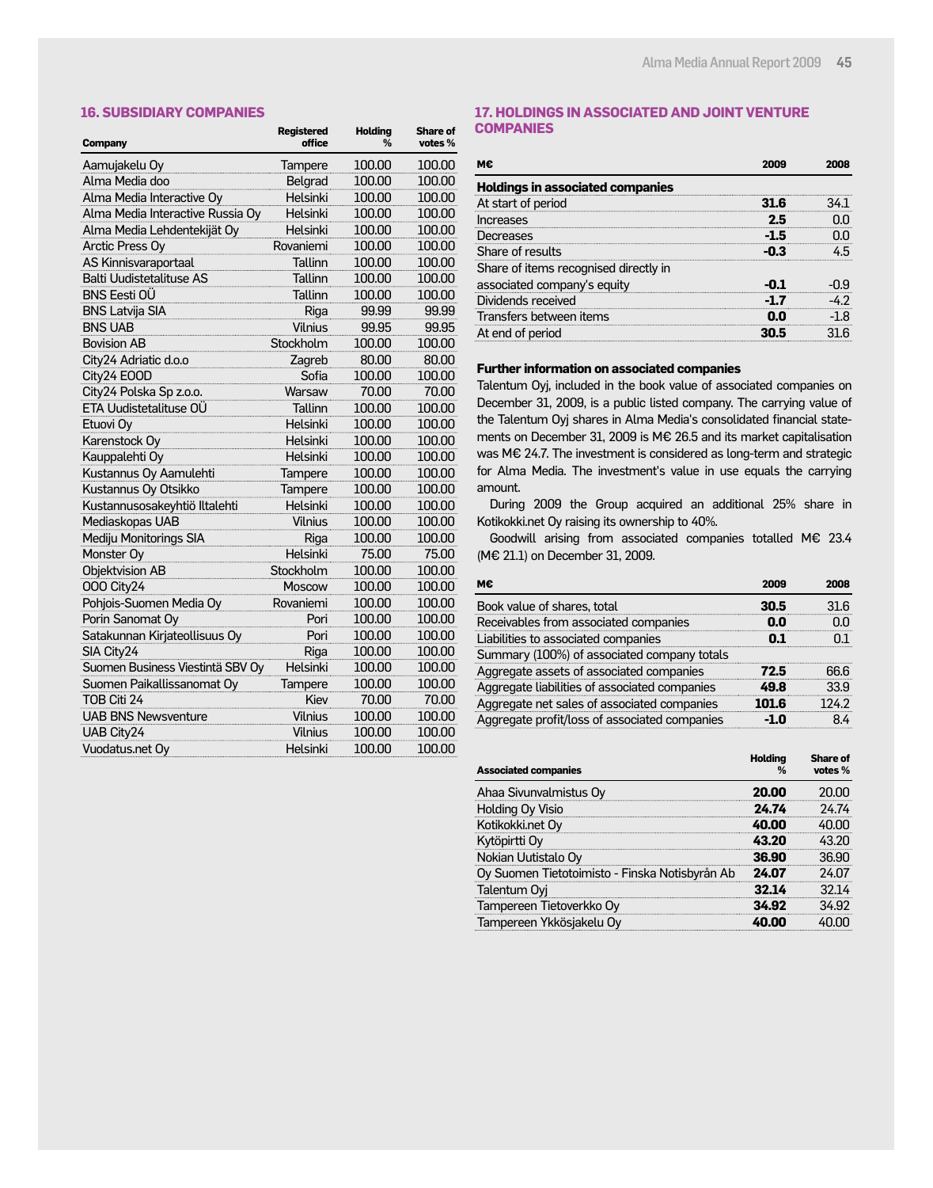## 16. SUBSIDIARY COMPANIES

| Company | Registered office | Holding % | Share of votes % |
|---|---|---|---|
| Aamujakelu Oy | Tampere | 100.00 | 100.00 |
| Alma Media doo | Belgrad | 100.00 | 100.00 |
| Alma Media Interactive Oy | Helsinki | 100.00 | 100.00 |
| Alma Media Interactive Russia Oy | Helsinki | 100.00 | 100.00 |
| Alma Media Lehdentekijät Oy | Helsinki | 100.00 | 100.00 |
| Arctic Press Oy | Rovaniemi | 100.00 | 100.00 |
| AS Kinnisvaraportaal | Tallinn | 100.00 | 100.00 |
| Balti Uudistetalituse AS | Tallinn | 100.00 | 100.00 |
| BNS Eesti OÜ | Tallinn | 100.00 | 100.00 |
| BNS Latvija SIA | Riga | 99.99 | 99.99 |
| BNS UAB | Vilnius | 99.95 | 99.95 |
| Bovision AB | Stockholm | 100.00 | 100.00 |
| City24 Adriatic d.o.o | Zagreb | 80.00 | 80.00 |
| City24 EOOD | Sofia | 100.00 | 100.00 |
| City24 Polska Sp z.o.o. | Warsaw | 70.00 | 70.00 |
| ETA Uudistetalituse OÜ | Tallinn | 100.00 | 100.00 |
| Etuovi Oy | Helsinki | 100.00 | 100.00 |
| Karenstock Oy | Helsinki | 100.00 | 100.00 |
| Kauppalehti Oy | Helsinki | 100.00 | 100.00 |
| Kustannus Oy Aamulehti | Tampere | 100.00 | 100.00 |
| Kustannus Oy Otsikko | Tampere | 100.00 | 100.00 |
| Kustannusosakeyhtiö Iltalehti | Helsinki | 100.00 | 100.00 |
| Mediaskopas UAB | Vilnius | 100.00 | 100.00 |
| Mediju Monitorings SIA | Riga | 100.00 | 100.00 |
| Monster Oy | Helsinki | 75.00 | 75.00 |
| Objektvision AB | Stockholm | 100.00 | 100.00 |
| OOO City24 | Moscow | 100.00 | 100.00 |
| Pohjois-Suomen Media Oy | Rovaniemi | 100.00 | 100.00 |
| Porin Sanomat Oy | Pori | 100.00 | 100.00 |
| Satakunnan Kirjateollisuus Oy | Pori | 100.00 | 100.00 |
| SIA City24 | Riga | 100.00 | 100.00 |
| Suomen Business Viestintä SBV Oy | Helsinki | 100.00 | 100.00 |
| Suomen Paikallissanomat Oy | Tampere | 100.00 | 100.00 |
| TOB Citi 24 | Kiev | 70.00 | 70.00 |
| UAB BNS Newsventure | Vilnius | 100.00 | 100.00 |
| UAB City24 | Vilnius | 100.00 | 100.00 |
| Vuodatus.net Oy | Helsinki | 100.00 | 100.00 |

## 17. HOLDINGS IN ASSOCIATED AND JOINT VENTURE COMPANIES

| M€ | 2009 | 2008 |
|---|---|---|
| **Holdings in associated companies** | | |
| At start of period | **31.6** | 34.1 |
| Increases | **2.5** | 0.0 |
| Decreases | **-1.5** | 0.0 |
| Share of results | **-0.3** | 4.5 |
| Share of items recognised directly in associated company's equity | **-0.1** | -0.9 |
| Dividends received | **-1.7** | -4.2 |
| Transfers between items | **0.0** | -1.8 |
| At end of period | **30.5** | 31.6 |

**Further information on associated companies**

Talentum Oyj, included in the book value of associated companies on December 31, 2009, is a public listed company. The carrying value of the Talentum Oyj shares in Alma Media's consolidated financial statements on December 31, 2009 is M€ 26.5 and its market capitalisation was M€ 24.7. The investment is considered as long-term and strategic for Alma Media. The investment's value in use equals the carrying amount.

During 2009 the Group acquired an additional 25% share in Kotikokki.net Oy raising its ownership to 40%.

Goodwill arising from associated companies totalled M€ 23.4 (M€ 21.1) on December 31, 2009.

| M€ | 2009 | 2008 |
|---|---|---|
| Book value of shares, total | **30.5** | 31.6 |
| Receivables from associated companies | **0.0** | 0.0 |
| Liabilities to associated companies | **0.1** | 0.1 |
| Summary (100%) of associated company totals | | |
| Aggregate assets of associated companies | **72.5** | 66.6 |
| Aggregate liabilities of associated companies | **49.8** | 33.9 |
| Aggregate net sales of associated companies | **101.6** | 124.2 |
| Aggregate profit/loss of associated companies | **-1.0** | 8.4 |

| Associated companies | Holding % | Share of votes % |
|---|---|---|
| Ahaa Sivunvalmistus Oy | **20.00** | 20.00 |
| Holding Oy Visio | **24.74** | 24.74 |
| Kotikokki.net Oy | **40.00** | 40.00 |
| Kytöpirtti Oy | **43.20** | 43.20 |
| Nokian Uutistalo Oy | **36.90** | 36.90 |
| Oy Suomen Tietotoimisto - Finska Notisbyrån Ab | **24.07** | 24.07 |
| Talentum Oyj | **32.14** | 32.14 |
| Tampereen Tietoverkko Oy | **34.92** | 34.92 |
| Tampereen Ykkösjakelu Oy | **40.00** | 40.00 |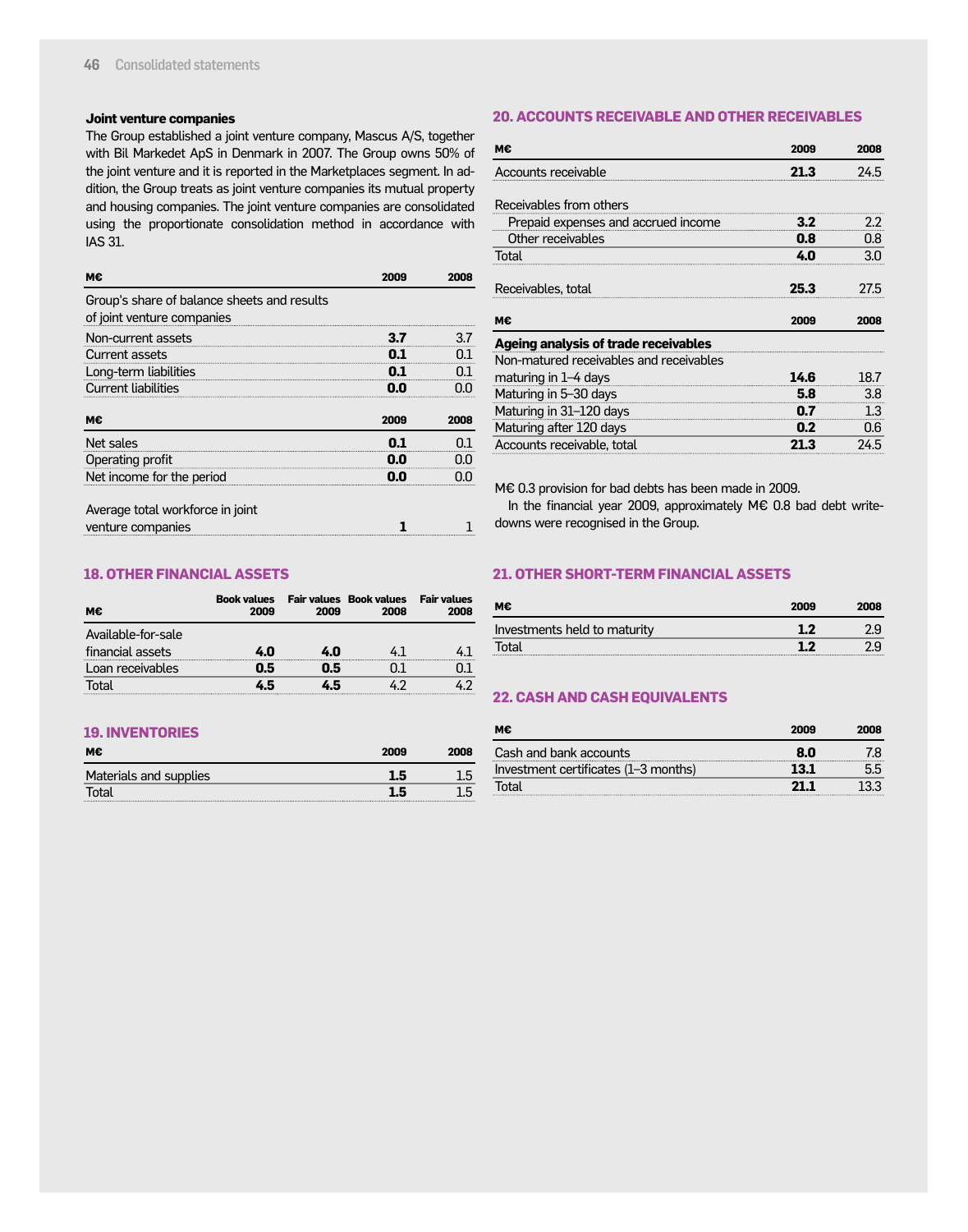### Joint venture companies

The Group established a joint venture company, Mascus A/S, together with Bil Markedet ApS in Denmark in 2007. The Group owns 50% of the joint venture and it is reported in the Marketplaces segment. In addition, the Group treats as joint venture companies its mutual property and housing companies. The joint venture companies are consolidated using the proportionate consolidation method in accordance with IAS 31.

| M€ | 2009 | 2008 |
|---|---|---|
| Group's share of balance sheets and results of joint venture companies | | |
| Non-current assets | **3.7** | 3.7 |
| Current assets | **0.1** | 0.1 |
| Long-term liabilities | **0.1** | 0.1 |
| Current liabilities | **0.0** | 0.0 |

| M€ | 2009 | 2008 |
|---|---|---|
| Net sales | **0.1** | 0.1 |
| Operating profit | **0.0** | 0.0 |
| Net income for the period | **0.0** | 0.0 |
| | | |
| Average total workforce in joint venture companies | **1** | 1 |

## 18. OTHER FINANCIAL ASSETS

| M€ | Book values 2009 | Fair values 2009 | Book values 2008 | Fair values 2008 |
|---|---|---|---|---|
| Available-for-sale financial assets | **4.0** | **4.0** | 4.1 | 4.1 |
| Loan receivables | **0.5** | **0.5** | 0.1 | 0.1 |
| Total | **4.5** | **4.5** | 4.2 | 4.2 |

## 19. INVENTORIES

| M€ | 2009 | 2008 |
|---|---|---|
| Materials and supplies | **1.5** | 1.5 |
| Total | **1.5** | 1.5 |

## 20. ACCOUNTS RECEIVABLE AND OTHER RECEIVABLES

| M€ | 2009 | 2008 |
|---|---|---|
| Accounts receivable | **21.3** | 24.5 |
| | | |
| Receivables from others | | |
| Prepaid expenses and accrued income | **3.2** | 2.2 |
| Other receivables | **0.8** | 0.8 |
| Total | **4.0** | 3.0 |
| | | |
| Receivables, total | **25.3** | 27.5 |

| M€ | 2009 | 2008 |
|---|---|---|
| **Ageing analysis of trade receivables** | | |
| Non-matured receivables and receivables maturing in 1–4 days | **14.6** | 18.7 |
| Maturing in 5–30 days | **5.8** | 3.8 |
| Maturing in 31–120 days | **0.7** | 1.3 |
| Maturing after 120 days | **0.2** | 0.6 |
| Accounts receivable, total | **21.3** | 24.5 |

M€ 0.3 provision for bad debts has been made in 2009.

In the financial year 2009, approximately M€ 0.8 bad debt write-downs were recognised in the Group.

## 21. OTHER SHORT-TERM FINANCIAL ASSETS

| M€ | 2009 | 2008 |
|---|---|---|
| Investments held to maturity | **1.2** | 2.9 |
| Total | **1.2** | 2.9 |

## 22. CASH AND CASH EQUIVALENTS

| M€ | 2009 | 2008 |
|---|---|---|
| Cash and bank accounts | **8.0** | 7.8 |
| Investment certificates (1–3 months) | **13.1** | 5.5 |
| Total | **21.1** | 13.3 |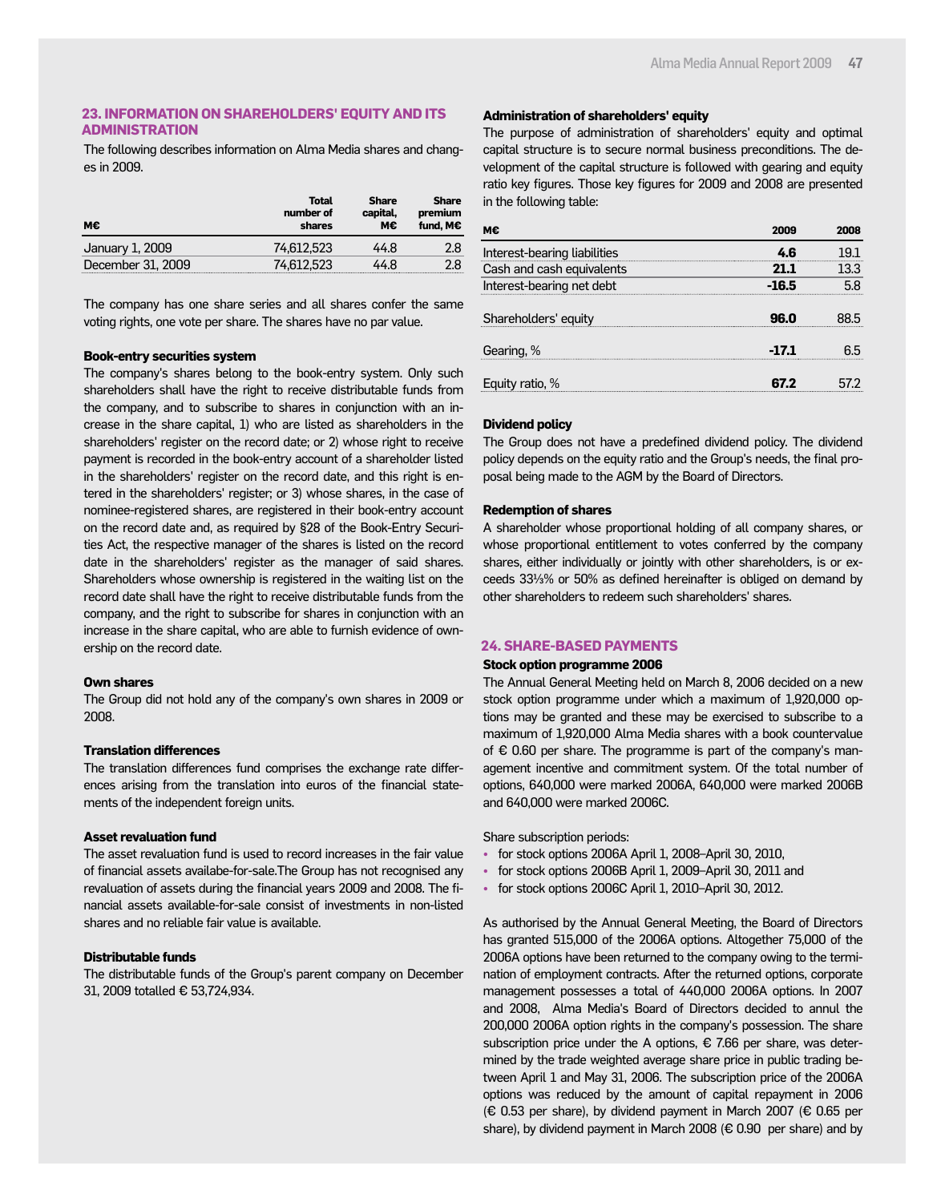## 23. INFORMATION ON SHAREHOLDERS' EQUITY AND ITS ADMINISTRATION

The following describes information on Alma Media shares and changes in 2009.

| M€ | Total number of shares | Share capital, M€ | Share premium fund, M€ |
|---|---|---|---|
| January 1, 2009 | 74,612,523 | 44.8 | 2.8 |
| December 31, 2009 | 74,612,523 | 44.8 | 2.8 |

The company has one share series and all shares confer the same voting rights, one vote per share. The shares have no par value.

### Book-entry securities system

The company's shares belong to the book-entry system. Only such shareholders shall have the right to receive distributable funds from the company, and to subscribe to shares in conjunction with an increase in the share capital, 1) who are listed as shareholders in the shareholders' register on the record date; or 2) whose right to receive payment is recorded in the book-entry account of a shareholder listed in the shareholders' register on the record date, and this right is entered in the shareholders' register; or 3) whose shares, in the case of nominee-registered shares, are registered in their book-entry account on the record date and, as required by §28 of the Book-Entry Securities Act, the respective manager of the shares is listed on the record date in the shareholders' register as the manager of said shares. Shareholders whose ownership is registered in the waiting list on the record date shall have the right to receive distributable funds from the company, and the right to subscribe for shares in conjunction with an increase in the share capital, who are able to furnish evidence of ownership on the record date.

### Own shares

The Group did not hold any of the company's own shares in 2009 or 2008.

### Translation differences

The translation differences fund comprises the exchange rate differences arising from the translation into euros of the financial statements of the independent foreign units.

### Asset revaluation fund

The asset revaluation fund is used to record increases in the fair value of financial assets availabe-for-sale.The Group has not recognised any revaluation of assets during the financial years 2009 and 2008. The financial assets available-for-sale consist of investments in non-listed shares and no reliable fair value is available.

### Distributable funds

The distributable funds of the Group's parent company on December 31, 2009 totalled € 53,724,934.

### Administration of shareholders' equity

The purpose of administration of shareholders' equity and optimal capital structure is to secure normal business preconditions. The development of the capital structure is followed with gearing and equity ratio key figures. Those key figures for 2009 and 2008 are presented in the following table:

| M€ | 2009 | 2008 |
|---|---|---|
| Interest-bearing liabilities | **4.6** | 19.1 |
| Cash and cash equivalents | **21.1** | 13.3 |
| Interest-bearing net debt | **-16.5** | 5.8 |
| Shareholders' equity | **96.0** | 88.5 |
| Gearing, % | **-17.1** | 6.5 |
| Equity ratio, % | **67.2** | 57.2 |

### Dividend policy

The Group does not have a predefined dividend policy. The dividend policy depends on the equity ratio and the Group's needs, the final proposal being made to the AGM by the Board of Directors.

### Redemption of shares

A shareholder whose proportional holding of all company shares, or whose proportional entitlement to votes conferred by the company shares, either individually or jointly with other shareholders, is or exceeds 33⅓% or 50% as defined hereinafter is obliged on demand by other shareholders to redeem such shareholders' shares.

## 24. SHARE-BASED PAYMENTS

### Stock option programme 2006

The Annual General Meeting held on March 8, 2006 decided on a new stock option programme under which a maximum of 1,920,000 options may be granted and these may be exercised to subscribe to a maximum of 1,920,000 Alma Media shares with a book countervalue of € 0.60 per share. The programme is part of the company's management incentive and commitment system. Of the total number of options, 640,000 were marked 2006A, 640,000 were marked 2006B and 640,000 were marked 2006C.

Share subscription periods:

- for stock options 2006A April 1, 2008–April 30, 2010,
- for stock options 2006B April 1, 2009–April 30, 2011 and
- for stock options 2006C April 1, 2010–April 30, 2012.

As authorised by the Annual General Meeting, the Board of Directors has granted 515,000 of the 2006A options. Altogether 75,000 of the 2006A options have been returned to the company owing to the termination of employment contracts. After the returned options, corporate management possesses a total of 440,000 2006A options. In 2007 and 2008, Alma Media's Board of Directors decided to annul the 200,000 2006A option rights in the company's possession. The share subscription price under the A options, € 7.66 per share, was determined by the trade weighted average share price in public trading between April 1 and May 31, 2006. The subscription price of the 2006A options was reduced by the amount of capital repayment in 2006 (€ 0.53 per share), by dividend payment in March 2007 (€ 0.65 per share), by dividend payment in March 2008 (€ 0.90 per share) and by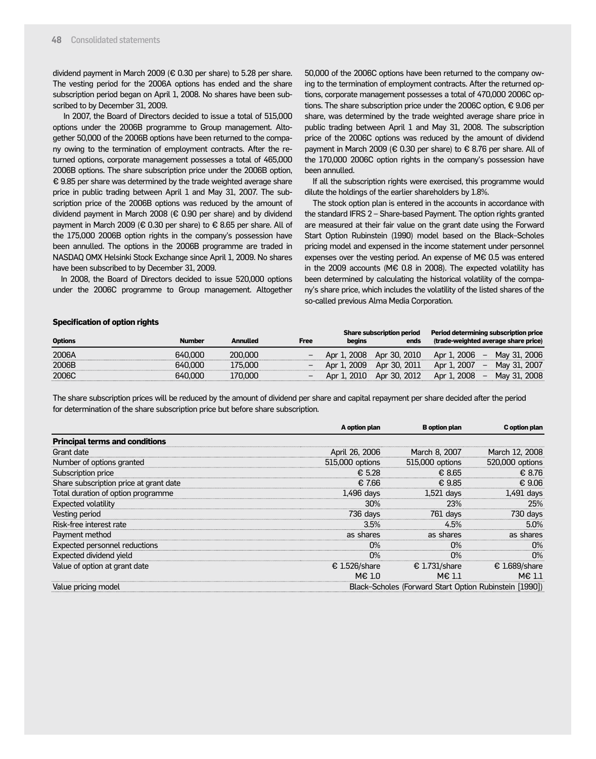dividend payment in March 2009 (€ 0.30 per share) to 5.28 per share. The vesting period for the 2006A options has ended and the share subscription period began on April 1, 2008. No shares have been subscribed to by December 31, 2009.

In 2007, the Board of Directors decided to issue a total of 515,000 options under the 2006B programme to Group management. Altogether 50,000 of the 2006B options have been returned to the company owing to the termination of employment contracts. After the returned options, corporate management possesses a total of 465,000 2006B options. The share subscription price under the 2006B option, € 9.85 per share was determined by the trade weighted average share price in public trading between April 1 and May 31, 2007. The subscription price of the 2006B options was reduced by the amount of dividend payment in March 2008 (€ 0.90 per share) and by dividend payment in March 2009 (€ 0.30 per share) to € 8.65 per share. All of the 175,000 2006B option rights in the company's possession have been annulled. The options in the 2006B programme are traded in NASDAQ OMX Helsinki Stock Exchange since April 1, 2009. No shares have been subscribed to by December 31, 2009.

In 2008, the Board of Directors decided to issue 520,000 options under the 2006C programme to Group management. Altogether 50,000 of the 2006C options have been returned to the company owing to the termination of employment contracts. After the returned options, corporate management possesses a total of 470,000 2006C options. The share subscription price under the 2006C option, € 9.06 per share, was determined by the trade weighted average share price in public trading between April 1 and May 31, 2008. The subscription price of the 2006C options was reduced by the amount of dividend payment in March 2009 (€ 0.30 per share) to € 8.76 per share. All of the 170,000 2006C option rights in the company's possession have been annulled.

If all the subscription rights were exercised, this programme would dilute the holdings of the earlier shareholders by 1.8%.

The stock option plan is entered in the accounts in accordance with the standard IFRS 2 – Share-based Payment. The option rights granted are measured at their fair value on the grant date using the Forward Start Option Rubinstein (1990) model based on the Black–Scholes pricing model and expensed in the income statement under personnel expenses over the vesting period. An expense of M€ 0.5 was entered in the 2009 accounts (M€ 0.8 in 2008). The expected volatility has been determined by calculating the historical volatility of the company's share price, which includes the volatility of the listed shares of the so-called previous Alma Media Corporation.

**Specification of option rights**

| Options | Number | Annulled | Free | Share subscription period begins | Share subscription period ends | Period determining subscription price (trade-weighted average share price) |
|---|---|---|---|---|---|---|
| 2006A | 640,000 | 200,000 | – | Apr 1, 2008 | Apr 30, 2010 | Apr 1, 2006 – May 31, 2006 |
| 2006B | 640,000 | 175,000 | – | Apr 1, 2009 | Apr 30, 2011 | Apr 1, 2007 – May 31, 2007 |
| 2006C | 640,000 | 170,000 | – | Apr 1, 2010 | Apr 30, 2012 | Apr 1, 2008 – May 31, 2008 |

The share subscription prices will be reduced by the amount of dividend per share and capital repayment per share decided after the period for determination of the share subscription price but before share subscription.

| | A option plan | B option plan | C option plan |
|---|---|---|---|
| **Principal terms and conditions** | | | |
| Grant date | April 26, 2006 | March 8, 2007 | March 12, 2008 |
| Number of options granted | 515,000 options | 515,000 options | 520,000 options |
| Subscription price | € 5.28 | € 8.65 | € 8.76 |
| Share subscription price at grant date | € 7.66 | € 9.85 | € 9.06 |
| Total duration of option programme | 1,496 days | 1,521 days | 1,491 days |
| Expected volatility | 30% | 23% | 25% |
| Vesting period | 736 days | 761 days | 730 days |
| Risk-free interest rate | 3.5% | 4.5% | 5.0% |
| Payment method | as shares | as shares | as shares |
| Expected personnel reductions | 0% | 0% | 0% |
| Expected dividend yield | 0% | 0% | 0% |
| Value of option at grant date | € 1.526/share | € 1.731/share | € 1.689/share |
| | M€ 1.0 | M€ 1.1 | M€ 1.1 |
| Value pricing model | Black–Scholes (Forward Start Option Rubinstein [1990]) | | |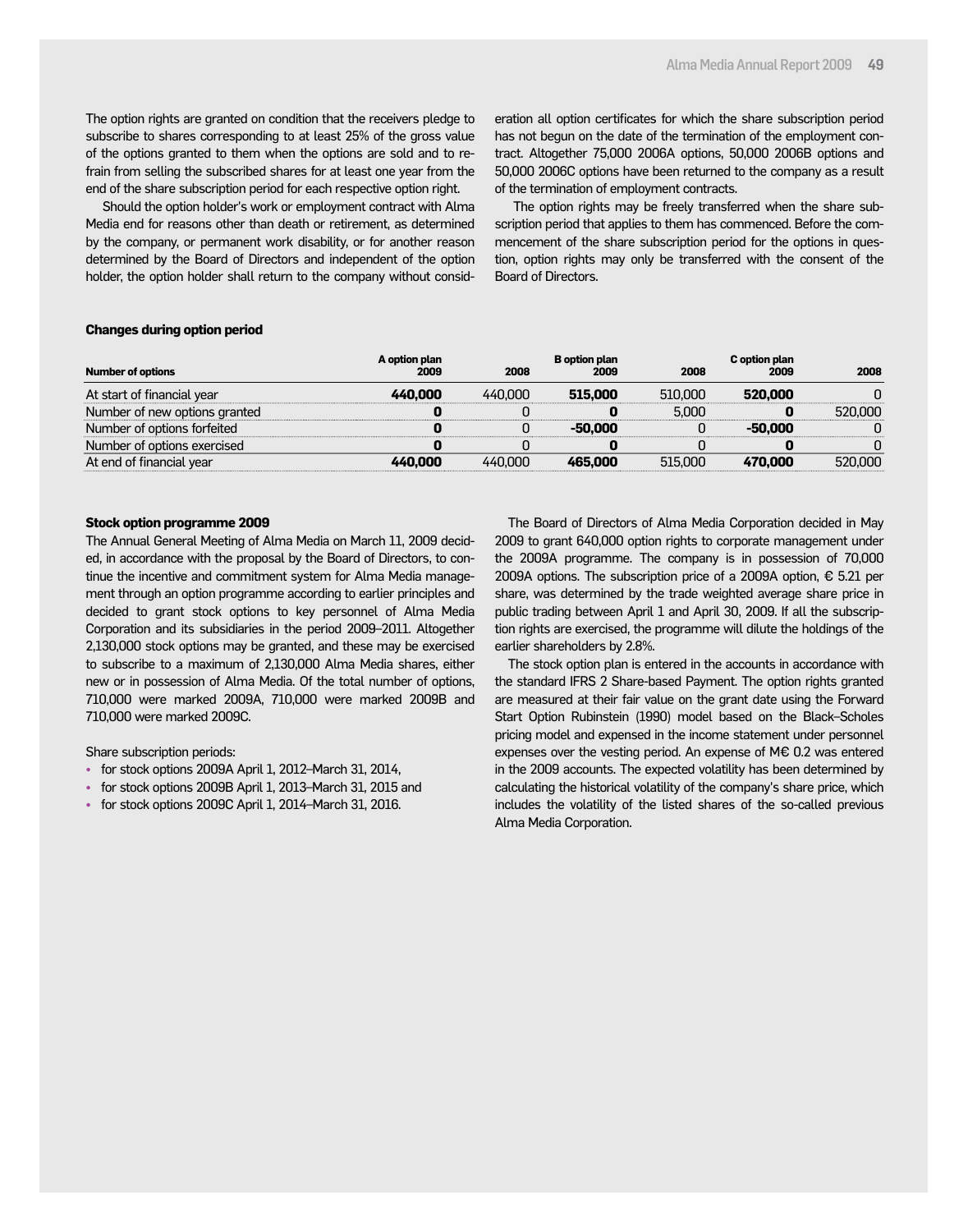The option rights are granted on condition that the receivers pledge to subscribe to shares corresponding to at least 25% of the gross value of the options granted to them when the options are sold and to refrain from selling the subscribed shares for at least one year from the end of the share subscription period for each respective option right.

Should the option holder's work or employment contract with Alma Media end for reasons other than death or retirement, as determined by the company, or permanent work disability, or for another reason determined by the Board of Directors and independent of the option holder, the option holder shall return to the company without consideration all option certificates for which the share subscription period has not begun on the date of the termination of the employment contract. Altogether 75,000 2006A options, 50,000 2006B options and 50,000 2006C options have been returned to the company as a result of the termination of employment contracts.

The option rights may be freely transferred when the share subscription period that applies to them has commenced. Before the commencement of the share subscription period for the options in question, option rights may only be transferred with the consent of the Board of Directors.

**Changes during option period**

| Number of options | A option plan 2009 | 2008 | B option plan 2009 | 2008 | C option plan 2009 | 2008 |
|---|---|---|---|---|---|---|
| At start of financial year | **440,000** | 440,000 | **515,000** | 510,000 | **520,000** | 0 |
| Number of new options granted | **0** | 0 | **0** | 5,000 | **0** | 520,000 |
| Number of options forfeited | **0** | 0 | **-50,000** | 0 | **-50,000** | 0 |
| Number of options exercised | **0** | 0 | **0** | 0 | **0** | 0 |
| At end of financial year | **440,000** | 440,000 | **465,000** | 515,000 | **470,000** | 520,000 |

**Stock option programme 2009**

The Annual General Meeting of Alma Media on March 11, 2009 decided, in accordance with the proposal by the Board of Directors, to continue the incentive and commitment system for Alma Media management through an option programme according to earlier principles and decided to grant stock options to key personnel of Alma Media Corporation and its subsidiaries in the period 2009–2011. Altogether 2,130,000 stock options may be granted, and these may be exercised to subscribe to a maximum of 2,130,000 Alma Media shares, either new or in possession of Alma Media. Of the total number of options, 710,000 were marked 2009A, 710,000 were marked 2009B and 710,000 were marked 2009C.

Share subscription periods:

- for stock options 2009A April 1, 2012–March 31, 2014,
- for stock options 2009B April 1, 2013–March 31, 2015 and
- for stock options 2009C April 1, 2014–March 31, 2016.

The Board of Directors of Alma Media Corporation decided in May 2009 to grant 640,000 option rights to corporate management under the 2009A programme. The company is in possession of 70,000 2009A options. The subscription price of a 2009A option, € 5.21 per share, was determined by the trade weighted average share price in public trading between April 1 and April 30, 2009. If all the subscription rights are exercised, the programme will dilute the holdings of the earlier shareholders by 2.8%.

The stock option plan is entered in the accounts in accordance with the standard IFRS 2 Share-based Payment. The option rights granted are measured at their fair value on the grant date using the Forward Start Option Rubinstein (1990) model based on the Black–Scholes pricing model and expensed in the income statement under personnel expenses over the vesting period. An expense of M€ 0.2 was entered in the 2009 accounts. The expected volatility has been determined by calculating the historical volatility of the company's share price, which includes the volatility of the listed shares of the so-called previous Alma Media Corporation.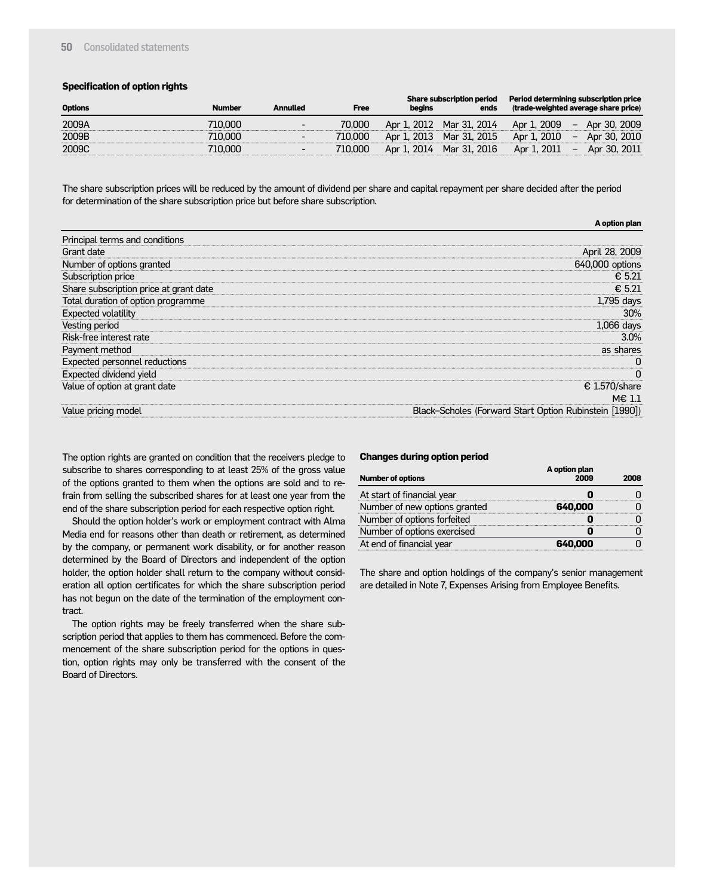### Specification of option rights

| Options | Number | Annulled | Free | Share subscription period begins | Share subscription period ends | Period determining subscription price (trade-weighted average share price) |
|---|---|---|---|---|---|---|
| 2009A | 710,000 | - | 70,000 | Apr 1, 2012 | Mar 31, 2014 | Apr 1, 2009 – Apr 30, 2009 |
| 2009B | 710,000 | - | 710,000 | Apr 1, 2013 | Mar 31, 2015 | Apr 1, 2010 – Apr 30, 2010 |
| 2009C | 710,000 | - | 710,000 | Apr 1, 2014 | Mar 31, 2016 | Apr 1, 2011 – Apr 30, 2011 |

The share subscription prices will be reduced by the amount of dividend per share and capital repayment per share decided after the period for determination of the share subscription price but before share subscription.

| | A option plan |
|---|---|
| Principal terms and conditions | |
| Grant date | April 28, 2009 |
| Number of options granted | 640,000 options |
| Subscription price | € 5.21 |
| Share subscription price at grant date | € 5.21 |
| Total duration of option programme | 1,795 days |
| Expected volatility | 30% |
| Vesting period | 1,066 days |
| Risk-free interest rate | 3.0% |
| Payment method | as shares |
| Expected personnel reductions | 0 |
| Expected dividend yield | 0 |
| Value of option at grant date | € 1.570/share<br>M€ 1.1 |
| Value pricing model | Black–Scholes (Forward Start Option Rubinstein [1990]) |

The option rights are granted on condition that the receivers pledge to subscribe to shares corresponding to at least 25% of the gross value of the options granted to them when the options are sold and to refrain from selling the subscribed shares for at least one year from the end of the share subscription period for each respective option right.

Should the option holder's work or employment contract with Alma Media end for reasons other than death or retirement, as determined by the company, or permanent work disability, or for another reason determined by the Board of Directors and independent of the option holder, the option holder shall return to the company without consideration all option certificates for which the share subscription period has not begun on the date of the termination of the employment contract.

The option rights may be freely transferred when the share subscription period that applies to them has commenced. Before the commencement of the share subscription period for the options in question, option rights may only be transferred with the consent of the Board of Directors.

### Changes during option period

| Number of options | A option plan 2009 | 2008 |
|---|---|---|
| At start of financial year | **0** | 0 |
| Number of new options granted | **640,000** | 0 |
| Number of options forfeited | **0** | 0 |
| Number of options exercised | **0** | 0 |
| At end of financial year | **640,000** | 0 |

The share and option holdings of the company's senior management are detailed in Note 7, Expenses Arising from Employee Benefits.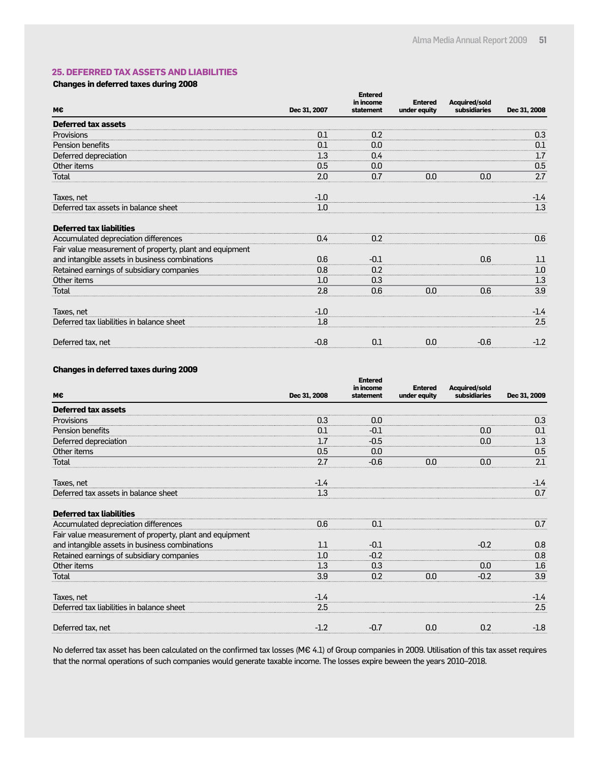## 25. DEFERRED TAX ASSETS AND LIABILITIES

**Changes in deferred taxes during 2008**

| M€ | Dec 31, 2007 | Entered in income statement | Entered under equity | Acquired/sold subsidiaries | Dec 31, 2008 |
|---|---|---|---|---|---|
| **Deferred tax assets** | | | | | |
| Provisions | 0.1 | 0.2 | | | 0.3 |
| Pension benefits | 0.1 | 0.0 | | | 0.1 |
| Deferred depreciation | 1.3 | 0.4 | | | 1.7 |
| Other items | 0.5 | 0.0 | | | 0.5 |
| Total | 2.0 | 0.7 | 0.0 | 0.0 | 2.7 |
| | | | | | |
| Taxes, net | -1.0 | | | | -1.4 |
| Deferred tax assets in balance sheet | 1.0 | | | | 1.3 |
| | | | | | |
| **Deferred tax liabilities** | | | | | |
| Accumulated depreciation differences | 0.4 | 0.2 | | | 0.6 |
| Fair value measurement of property, plant and equipment and intangible assets in business combinations | 0.6 | -0.1 | | 0.6 | 1.1 |
| Retained earnings of subsidiary companies | 0.8 | 0.2 | | | 1.0 |
| Other items | 1.0 | 0.3 | | | 1.3 |
| Total | 2.8 | 0.6 | 0.0 | 0.6 | 3.9 |
| | | | | | |
| Taxes, net | -1.0 | | | | -1.4 |
| Deferred tax liabilities in balance sheet | 1.8 | | | | 2.5 |
| | | | | | |
| Deferred tax, net | -0.8 | 0.1 | 0.0 | -0.6 | -1.2 |

**Changes in deferred taxes during 2009**

| M€ | Dec 31, 2008 | Entered in income statement | Entered under equity | Acquired/sold subsidiaries | Dec 31, 2009 |
|---|---|---|---|---|---|
| **Deferred tax assets** | | | | | |
| Provisions | 0.3 | 0.0 | | | 0.3 |
| Pension benefits | 0.1 | -0.1 | | 0.0 | 0.1 |
| Deferred depreciation | 1.7 | -0.5 | | 0.0 | 1.3 |
| Other items | 0.5 | 0.0 | | | 0.5 |
| Total | 2.7 | -0.6 | 0.0 | 0.0 | 2.1 |
| | | | | | |
| Taxes, net | -1.4 | | | | -1.4 |
| Deferred tax assets in balance sheet | 1.3 | | | | 0.7 |
| | | | | | |
| **Deferred tax liabilities** | | | | | |
| Accumulated depreciation differences | 0.6 | 0.1 | | | 0.7 |
| Fair value measurement of property, plant and equipment and intangible assets in business combinations | 1.1 | -0.1 | | -0.2 | 0.8 |
| Retained earnings of subsidiary companies | 1.0 | -0.2 | | | 0.8 |
| Other items | 1.3 | 0.3 | | 0.0 | 1.6 |
| Total | 3.9 | 0.2 | 0.0 | -0.2 | 3.9 |
| | | | | | |
| Taxes, net | -1.4 | | | | -1.4 |
| Deferred tax liabilities in balance sheet | 2.5 | | | | 2.5 |
| | | | | | |
| Deferred tax, net | -1.2 | -0.7 | 0.0 | 0.2 | -1.8 |

No deferred tax asset has been calculated on the confirmed tax losses (M€ 4.1) of Group companies in 2009. Utilisation of this tax asset requires that the normal operations of such companies would generate taxable income. The losses expire beween the years 2010–2018.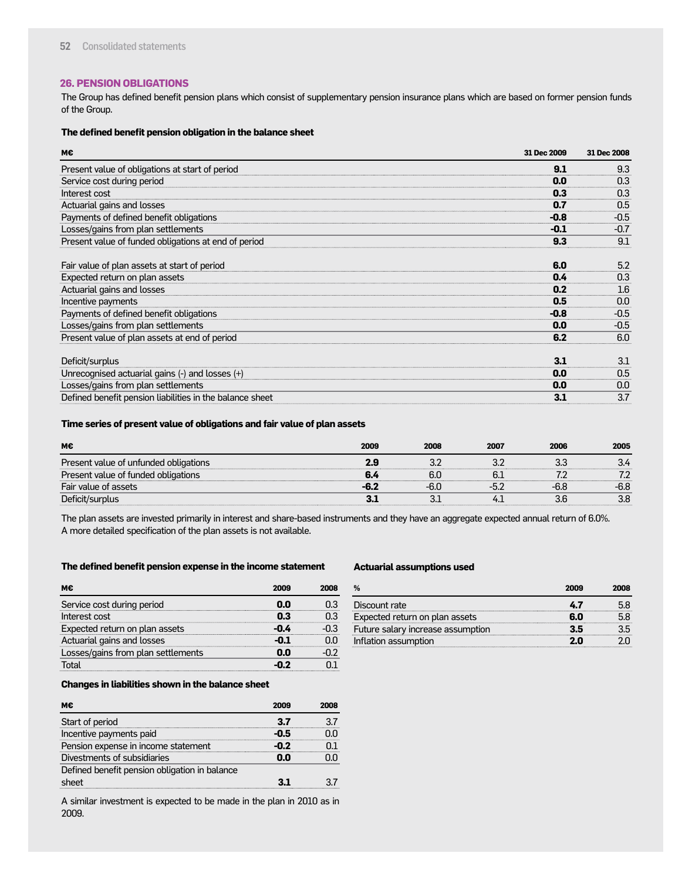## 26. PENSION OBLIGATIONS

The Group has defined benefit pension plans which consist of supplementary pension insurance plans which are based on former pension funds of the Group.

### The defined benefit pension obligation in the balance sheet

| M€ | 31 Dec 2009 | 31 Dec 2008 |
|---|---|---|
| Present value of obligations at start of period | **9.1** | 9.3 |
| Service cost during period | **0.0** | 0.3 |
| Interest cost | **0.3** | 0.3 |
| Actuarial gains and losses | **0.7** | 0.5 |
| Payments of defined benefit obligations | **-0.8** | -0.5 |
| Losses/gains from plan settlements | **-0.1** | -0.7 |
| Present value of funded obligations at end of period | **9.3** | 9.1 |
| | | |
| Fair value of plan assets at start of period | **6.0** | 5.2 |
| Expected return on plan assets | **0.4** | 0.3 |
| Actuarial gains and losses | **0.2** | 1.6 |
| Incentive payments | **0.5** | 0.0 |
| Payments of defined benefit obligations | **-0.8** | -0.5 |
| Losses/gains from plan settlements | **0.0** | -0.5 |
| Present value of plan assets at end of period | **6.2** | 6.0 |
| | | |
| Deficit/surplus | **3.1** | 3.1 |
| Unrecognised actuarial gains (-) and losses (+) | **0.0** | 0.5 |
| Losses/gains from plan settlements | **0.0** | 0.0 |
| Defined benefit pension liabilities in the balance sheet | **3.1** | 3.7 |

### Time series of present value of obligations and fair value of plan assets

| M€ | 2009 | 2008 | 2007 | 2006 | 2005 |
|---|---|---|---|---|---|
| Present value of unfunded obligations | **2.9** | 3.2 | 3.2 | 3.3 | 3.4 |
| Present value of funded obligations | **6.4** | 6.0 | 6.1 | 7.2 | 7.2 |
| Fair value of assets | **-6.2** | -6.0 | -5.2 | -6.8 | -6.8 |
| Deficit/surplus | **3.1** | 3.1 | 4.1 | 3.6 | 3.8 |

The plan assets are invested primarily in interest and share-based instruments and they have an aggregate expected annual return of 6.0%. A more detailed specification of the plan assets is not available.

### The defined benefit pension expense in the income statement

| M€ | 2009 | 2008 |
|---|---|---|
| Service cost during period | **0.0** | 0.3 |
| Interest cost | **0.3** | 0.3 |
| Expected return on plan assets | **-0.4** | -0.3 |
| Actuarial gains and losses | **-0.1** | 0.0 |
| Losses/gains from plan settlements | **0.0** | -0.2 |
| Total | **-0.2** | 0.1 |

### Changes in liabilities shown in the balance sheet

| M€ | 2009 | 2008 |
|---|---|---|
| Start of period | **3.7** | 3.7 |
| Incentive payments paid | **-0.5** | 0.0 |
| Pension expense in income statement | **-0.2** | 0.1 |
| Divestments of subsidiaries | **0.0** | 0.0 |
| Defined benefit pension obligation in balance sheet | **3.1** | 3.7 |

A similar investment is expected to be made in the plan in 2010 as in 2009.

### Actuarial assumptions used

| % | 2009 | 2008 |
|---|---|---|
| Discount rate | **4.7** | 5.8 |
| Expected return on plan assets | **6.0** | 5.8 |
| Future salary increase assumption | **3.5** | 3.5 |
| Inflation assumption | **2.0** | 2.0 |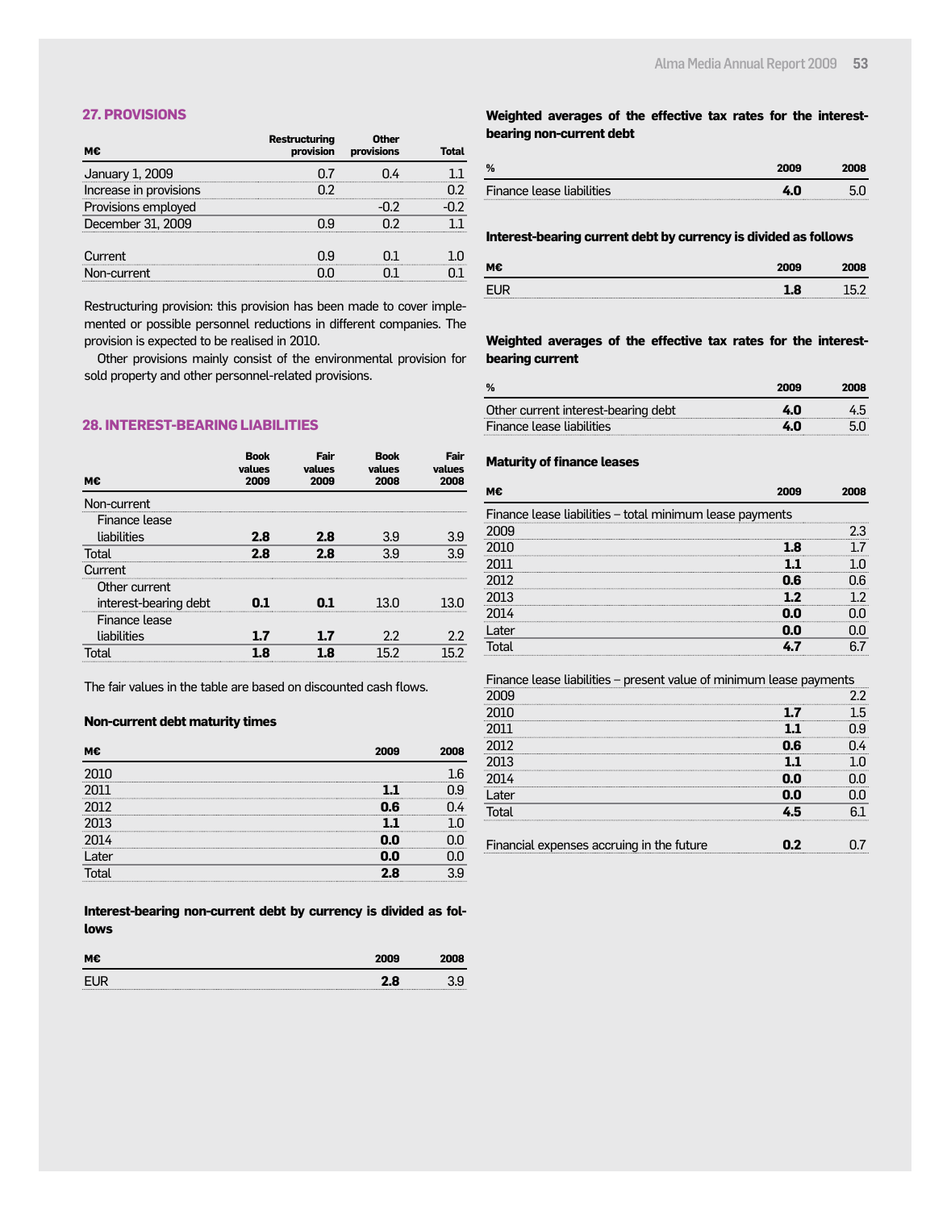## 27. PROVISIONS

| M€ | Restructuring provision | Other provisions | Total |
|---|---|---|---|
| January 1, 2009 | 0.7 | 0.4 | 1.1 |
| Increase in provisions | 0.2 | | 0.2 |
| Provisions employed | | -0.2 | -0.2 |
| December 31, 2009 | 0.9 | 0.2 | 1.1 |
| | | | |
| Current | 0.9 | 0.1 | 1.0 |
| Non-current | 0.0 | 0.1 | 0.1 |

Restructuring provision: this provision has been made to cover implemented or possible personnel reductions in different companies. The provision is expected to be realised in 2010.

Other provisions mainly consist of the environmental provision for sold property and other personnel-related provisions.

## 28. INTEREST-BEARING LIABILITIES

| M€ | Book values 2009 | Fair values 2009 | Book values 2008 | Fair values 2008 |
|---|---|---|---|---|
| Non-current | | | | |
| Finance lease liabilities | **2.8** | **2.8** | 3.9 | 3.9 |
| Total | **2.8** | **2.8** | 3.9 | 3.9 |
| Current | | | | |
| Other current interest-bearing debt | **0.1** | **0.1** | 13.0 | 13.0 |
| Finance lease liabilities | **1.7** | **1.7** | 2.2 | 2.2 |
| Total | **1.8** | **1.8** | 15.2 | 15.2 |

The fair values in the table are based on discounted cash flows.

**Non-current debt maturity times**

| M€ | 2009 | 2008 |
|---|---|---|
| 2010 | | 1.6 |
| 2011 | **1.1** | 0.9 |
| 2012 | **0.6** | 0.4 |
| 2013 | **1.1** | 1.0 |
| 2014 | **0.0** | 0.0 |
| Later | **0.0** | 0.0 |
| Total | **2.8** | 3.9 |

**Interest-bearing non-current debt by currency is divided as follows**

| M€ | 2009 | 2008 |
|---|---|---|
| EUR | **2.8** | 3.9 |

**Weighted averages of the effective tax rates for the interest-bearing non-current debt**

| % | 2009 | 2008 |
|---|---|---|
| Finance lease liabilities | **4.0** | 5.0 |

**Interest-bearing current debt by currency is divided as follows**

| M€ | 2009 | 2008 |
|---|---|---|
| EUR | **1.8** | 15.2 |

**Weighted averages of the effective tax rates for the interest-bearing current**

| % | 2009 | 2008 |
|---|---|---|
| Other current interest-bearing debt | **4.0** | 4.5 |
| Finance lease liabilities | **4.0** | 5.0 |

**Maturity of finance leases**

| M€ | 2009 | 2008 |
|---|---|---|
| Finance lease liabilities – total minimum lease payments | | |
| 2009 | | 2.3 |
| 2010 | **1.8** | 1.7 |
| 2011 | **1.1** | 1.0 |
| 2012 | **0.6** | 0.6 |
| 2013 | **1.2** | 1.2 |
| 2014 | **0.0** | 0.0 |
| Later | **0.0** | 0.0 |
| Total | **4.7** | 6.7 |
| | | |
| Finance lease liabilities – present value of minimum lease payments | | |
| 2009 | | 2.2 |
| 2010 | **1.7** | 1.5 |
| 2011 | **1.1** | 0.9 |
| 2012 | **0.6** | 0.4 |
| 2013 | **1.1** | 1.0 |
| 2014 | **0.0** | 0.0 |
| Later | **0.0** | 0.0 |
| Total | **4.5** | 6.1 |
| | | |
| Financial expenses accruing in the future | **0.2** | 0.7 |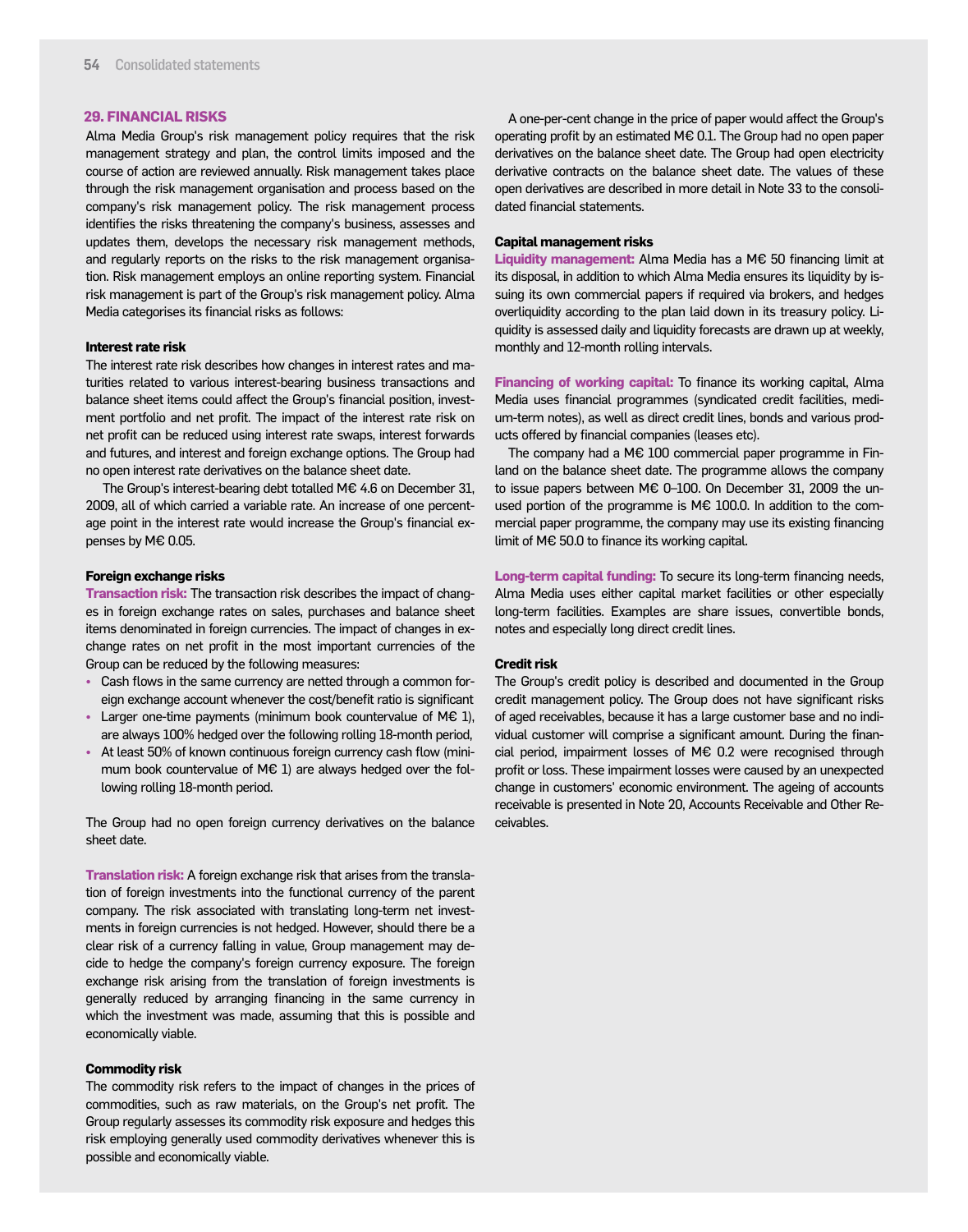## 29. FINANCIAL RISKS

Alma Media Group's risk management policy requires that the risk management strategy and plan, the control limits imposed and the course of action are reviewed annually. Risk management takes place through the risk management organisation and process based on the company's risk management policy. The risk management process identifies the risks threatening the company's business, assesses and updates them, develops the necessary risk management methods, and regularly reports on the risks to the risk management organisation. Risk management employs an online reporting system. Financial risk management is part of the Group's risk management policy. Alma Media categorises its financial risks as follows:

### Interest rate risk

The interest rate risk describes how changes in interest rates and maturities related to various interest-bearing business transactions and balance sheet items could affect the Group's financial position, investment portfolio and net profit. The impact of the interest rate risk on net profit can be reduced using interest rate swaps, interest forwards and futures, and interest and foreign exchange options. The Group had no open interest rate derivatives on the balance sheet date.

The Group's interest-bearing debt totalled M€ 4.6 on December 31, 2009, all of which carried a variable rate. An increase of one percentage point in the interest rate would increase the Group's financial expenses by M€ 0.05.

### Foreign exchange risks

**Transaction risk:** The transaction risk describes the impact of changes in foreign exchange rates on sales, purchases and balance sheet items denominated in foreign currencies. The impact of changes in exchange rates on net profit in the most important currencies of the Group can be reduced by the following measures:

- Cash flows in the same currency are netted through a common foreign exchange account whenever the cost/benefit ratio is significant
- Larger one-time payments (minimum book countervalue of M€ 1), are always 100% hedged over the following rolling 18-month period,
- At least 50% of known continuous foreign currency cash flow (minimum book countervalue of M€ 1) are always hedged over the following rolling 18-month period.

The Group had no open foreign currency derivatives on the balance sheet date.

**Translation risk:** A foreign exchange risk that arises from the translation of foreign investments into the functional currency of the parent company. The risk associated with translating long-term net investments in foreign currencies is not hedged. However, should there be a clear risk of a currency falling in value, Group management may decide to hedge the company's foreign currency exposure. The foreign exchange risk arising from the translation of foreign investments is generally reduced by arranging financing in the same currency in which the investment was made, assuming that this is possible and economically viable.

### Commodity risk

The commodity risk refers to the impact of changes in the prices of commodities, such as raw materials, on the Group's net profit. The Group regularly assesses its commodity risk exposure and hedges this risk employing generally used commodity derivatives whenever this is possible and economically viable.

A one-per-cent change in the price of paper would affect the Group's operating profit by an estimated M€ 0.1. The Group had no open paper derivatives on the balance sheet date. The Group had open electricity derivative contracts on the balance sheet date. The values of these open derivatives are described in more detail in Note 33 to the consolidated financial statements.

### Capital management risks

**Liquidity management:** Alma Media has a M€ 50 financing limit at its disposal, in addition to which Alma Media ensures its liquidity by issuing its own commercial papers if required via brokers, and hedges overliquidity according to the plan laid down in its treasury policy. Liquidity is assessed daily and liquidity forecasts are drawn up at weekly, monthly and 12-month rolling intervals.

**Financing of working capital:** To finance its working capital, Alma Media uses financial programmes (syndicated credit facilities, medium-term notes), as well as direct credit lines, bonds and various products offered by financial companies (leases etc).

The company had a M€ 100 commercial paper programme in Finland on the balance sheet date. The programme allows the company to issue papers between M€ 0–100. On December 31, 2009 the unused portion of the programme is M€ 100.0. In addition to the commercial paper programme, the company may use its existing financing limit of M€ 50.0 to finance its working capital.

**Long-term capital funding:** To secure its long-term financing needs, Alma Media uses either capital market facilities or other especially long-term facilities. Examples are share issues, convertible bonds, notes and especially long direct credit lines.

### Credit risk

The Group's credit policy is described and documented in the Group credit management policy. The Group does not have significant risks of aged receivables, because it has a large customer base and no individual customer will comprise a significant amount. During the financial period, impairment losses of M€ 0.2 were recognised through profit or loss. These impairment losses were caused by an unexpected change in customers' economic environment. The ageing of accounts receivable is presented in Note 20, Accounts Receivable and Other Receivables.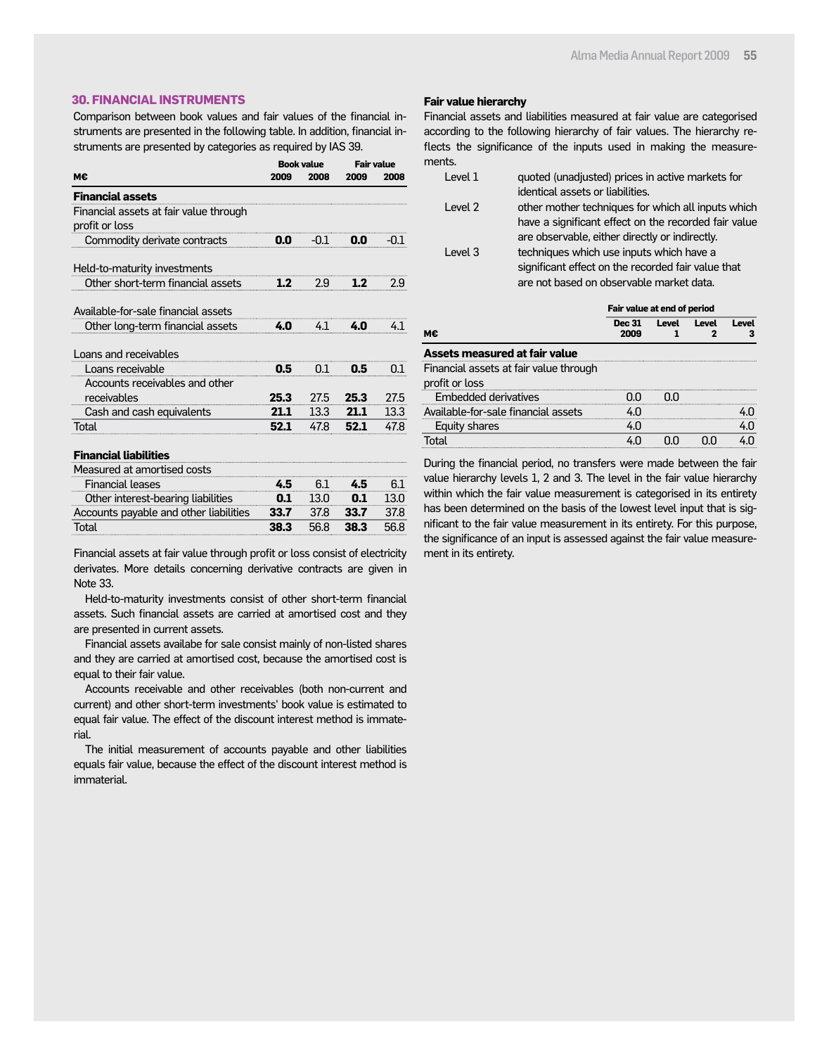## 30. FINANCIAL INSTRUMENTS

Comparison between book values and fair values of the financial instruments are presented in the following table. In addition, financial instruments are presented by categories as required by IAS 39.

| M€ | Book value 2009 | Book value 2008 | Fair value 2009 | Fair value 2008 |
|---|---|---|---|---|
| **Financial assets** | | | | |
| Financial assets at fair value through profit or loss | | | | |
| Commodity derivate contracts | **0.0** | -0.1 | **0.0** | -0.1 |
| Held-to-maturity investments | | | | |
| Other short-term financial assets | **1.2** | 2.9 | **1.2** | 2.9 |
| Available-for-sale financial assets | | | | |
| Other long-term financial assets | **4.0** | 4.1 | **4.0** | 4.1 |
| Loans and receivables | | | | |
| Loans receivable | **0.5** | 0.1 | **0.5** | 0.1 |
| Accounts receivables and other receivables | **25.3** | 27.5 | **25.3** | 27.5 |
| Cash and cash equivalents | **21.1** | 13.3 | **21.1** | 13.3 |
| Total | **52.1** | 47.8 | **52.1** | 47.8 |
| **Financial liabilities** | | | | |
| Measured at amortised costs | | | | |
| Financial leases | **4.5** | 6.1 | **4.5** | 6.1 |
| Other interest-bearing liabilities | **0.1** | 13.0 | **0.1** | 13.0 |
| Accounts payable and other liabilities | **33.7** | 37.8 | **33.7** | 37.8 |
| Total | **38.3** | 56.8 | **38.3** | 56.8 |

Financial assets at fair value through profit or loss consist of electricity derivates. More details concerning derivative contracts are given in Note 33.

Held-to-maturity investments consist of other short-term financial assets. Such financial assets are carried at amortised cost and they are presented in current assets.

Financial assets availabe for sale consist mainly of non-listed shares and they are carried at amortised cost, because the amortised cost is equal to their fair value.

Accounts receivable and other receivables (both non-current and current) and other short-term investments' book value is estimated to equal fair value. The effect of the discount interest method is immaterial.

The initial measurement of accounts payable and other liabilities equals fair value, because the effect of the discount interest method is immaterial.

### Fair value hierarchy

Financial assets and liabilities measured at fair value are categorised according to the following hierarchy of fair values. The hierarchy reflects the significance of the inputs used in making the measurements.

- Level 1 — quoted (unadjusted) prices in active markets for identical assets or liabilities.
- Level 2 — other mother techniques for which all inputs which have a significant effect on the recorded fair value are observable, either directly or indirectly.
- Level 3 — techniques which use inputs which have a significant effect on the recorded fair value that are not based on observable market data.

| M€ | Fair value at end of period Dec 31 2009 | Level 1 | Level 2 | Level 3 |
|---|---|---|---|---|
| **Assets measured at fair value** | | | | |
| Financial assets at fair value through profit or loss | | | | |
| Embedded derivatives | 0.0 | 0.0 | | |
| Available-for-sale financial assets | 4.0 | | | 4.0 |
| Equity shares | 4.0 | | | 4.0 |
| Total | 4.0 | 0.0 | 0.0 | 4.0 |

During the financial period, no transfers were made between the fair value hierarchy levels 1, 2 and 3. The level in the fair value hierarchy within which the fair value measurement is categorised in its entirety has been determined on the basis of the lowest level input that is significant to the fair value measurement in its entirety. For this purpose, the significance of an input is assessed against the fair value measurement in its entirety.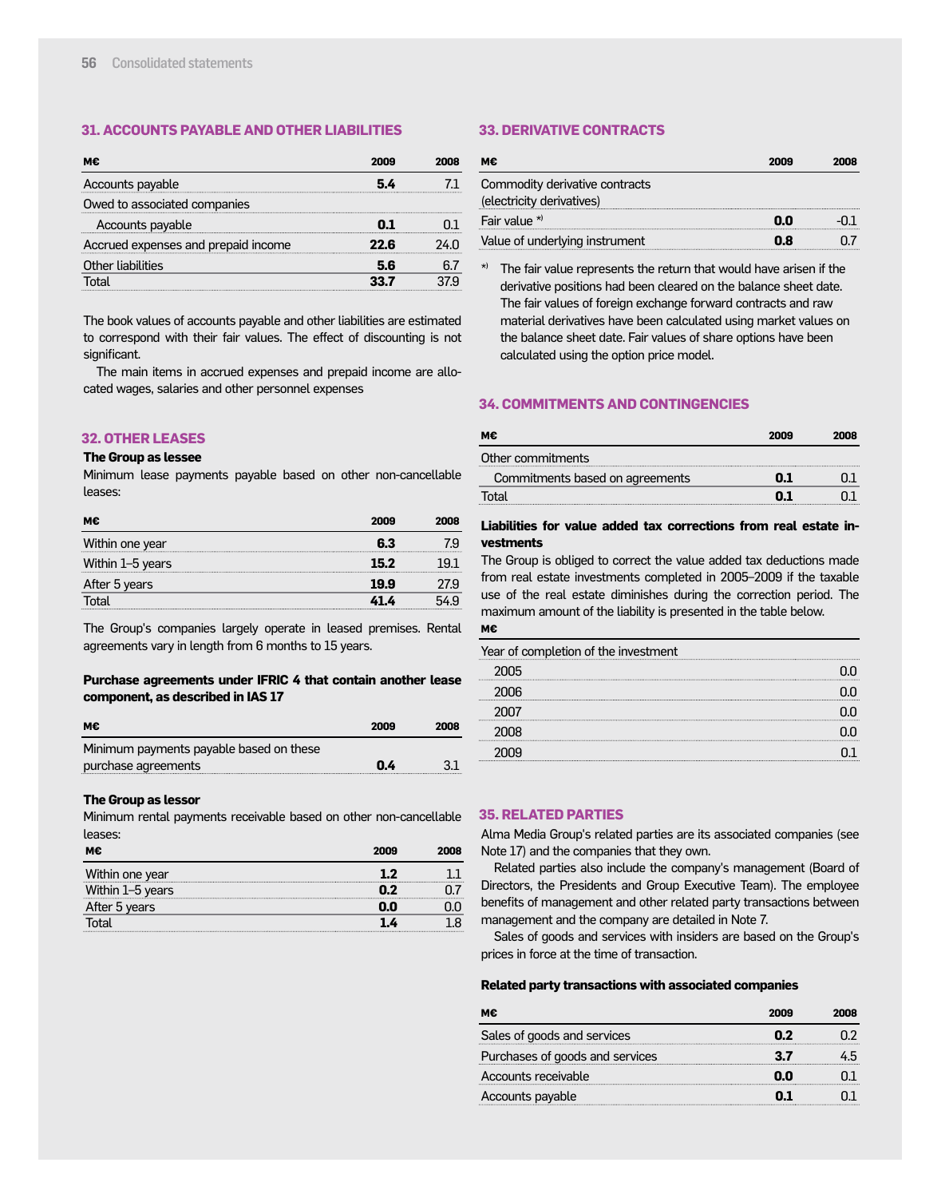## 31. ACCOUNTS PAYABLE AND OTHER LIABILITIES

| M€ | 2009 | 2008 |
|---|---|---|
| Accounts payable | **5.4** | 7.1 |
| Owed to associated companies | | |
| Accounts payable | **0.1** | 0.1 |
| Accrued expenses and prepaid income | **22.6** | 24.0 |
| Other liabilities | **5.6** | 6.7 |
| Total | **33.7** | 37.9 |

The book values of accounts payable and other liabilities are estimated to correspond with their fair values. The effect of discounting is not significant.

The main items in accrued expenses and prepaid income are allocated wages, salaries and other personnel expenses

## 32. OTHER LEASES

**The Group as lessee**

Minimum lease payments payable based on other non-cancellable leases:

| M€ | 2009 | 2008 |
|---|---|---|
| Within one year | **6.3** | 7.9 |
| Within 1–5 years | **15.2** | 19.1 |
| After 5 years | **19.9** | 27.9 |
| Total | **41.4** | 54.9 |

The Group's companies largely operate in leased premises. Rental agreements vary in length from 6 months to 15 years.

**Purchase agreements under IFRIC 4 that contain another lease component, as described in IAS 17**

| M€ | 2009 | 2008 |
|---|---|---|
| Minimum payments payable based on these purchase agreements | **0.4** | 3.1 |

**The Group as lessor**

Minimum rental payments receivable based on other non-cancellable leases:

| M€ | 2009 | 2008 |
|---|---|---|
| Within one year | **1.2** | 1.1 |
| Within 1–5 years | **0.2** | 0.7 |
| After 5 years | **0.0** | 0.0 |
| Total | **1.4** | 1.8 |

## 33. DERIVATIVE CONTRACTS

| M€ | 2009 | 2008 |
|---|---|---|
| Commodity derivative contracts (electricity derivatives) | | |
| Fair value *) | **0.0** | -0.1 |
| Value of underlying instrument | **0.8** | 0.7 |

*) The fair value represents the return that would have arisen if the derivative positions had been cleared on the balance sheet date. The fair values of foreign exchange forward contracts and raw material derivatives have been calculated using market values on the balance sheet date. Fair values of share options have been calculated using the option price model.

## 34. COMMITMENTS AND CONTINGENCIES

| M€ | 2009 | 2008 |
|---|---|---|
| Other commitments | | |
| Commitments based on agreements | **0.1** | 0.1 |
| Total | **0.1** | 0.1 |

**Liabilities for value added tax corrections from real estate investments**

The Group is obliged to correct the value added tax deductions made from real estate investments completed in 2005–2009 if the taxable use of the real estate diminishes during the correction period. The maximum amount of the liability is presented in the table below.

| M€ | |
|---|---|
| Year of completion of the investment | |
| 2005 | 0.0 |
| 2006 | 0.0 |
| 2007 | 0.0 |
| 2008 | 0.0 |
| 2009 | 0.1 |

## 35. RELATED PARTIES

Alma Media Group's related parties are its associated companies (see Note 17) and the companies that they own.

Related parties also include the company's management (Board of Directors, the Presidents and Group Executive Team). The employee benefits of management and other related party transactions between management and the company are detailed in Note 7.

Sales of goods and services with insiders are based on the Group's prices in force at the time of transaction.

**Related party transactions with associated companies**

| M€ | 2009 | 2008 |
|---|---|---|
| Sales of goods and services | **0.2** | 0.2 |
| Purchases of goods and services | **3.7** | 4.5 |
| Accounts receivable | **0.0** | 0.1 |
| Accounts payable | **0.1** | 0.1 |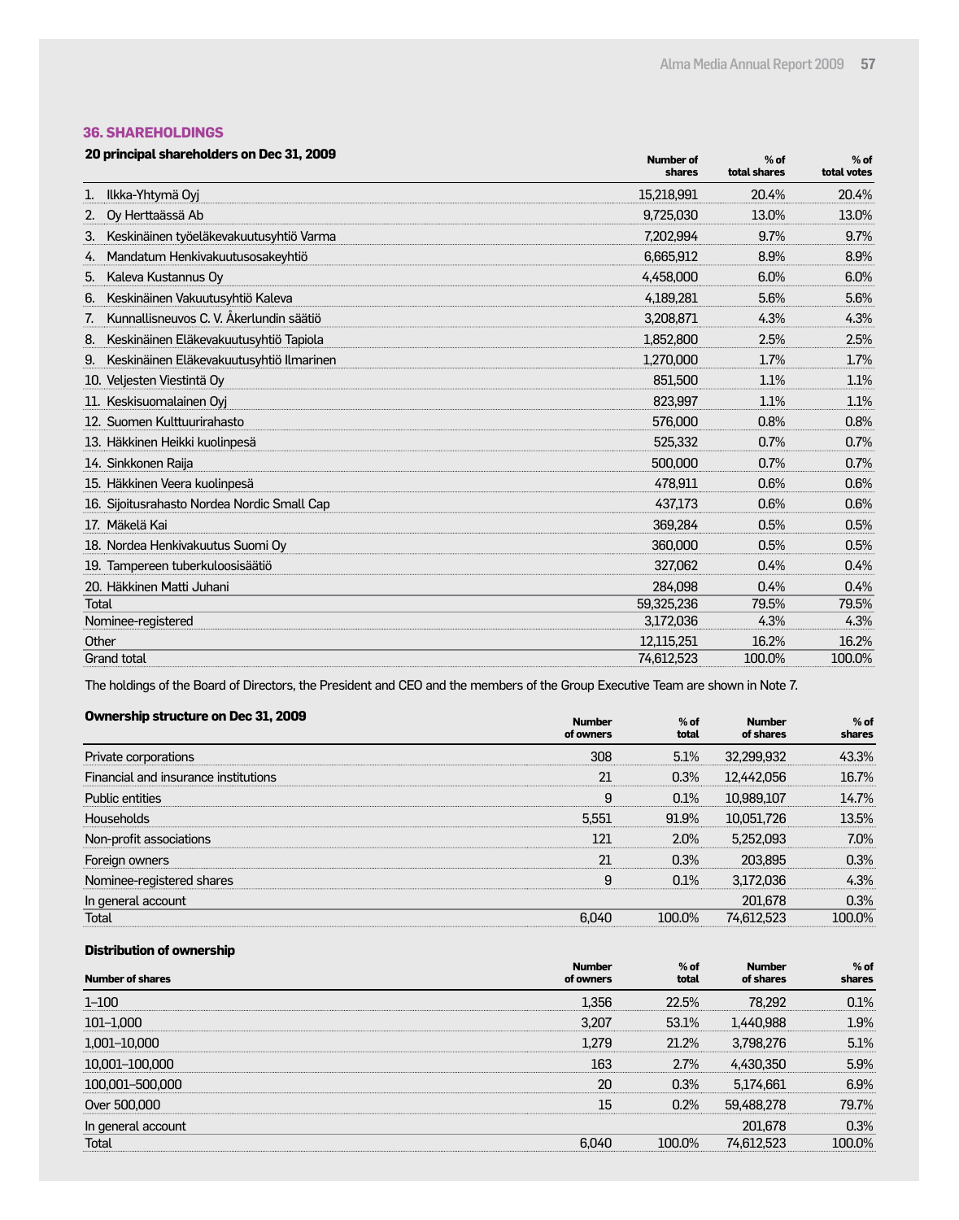## 36. SHAREHOLDINGS

**20 principal shareholders on Dec 31, 2009**

| | Number of shares | % of total shares | % of total votes |
|---|---|---|---|
| 1. Ilkka-Yhtymä Oyj | 15,218,991 | 20.4% | 20.4% |
| 2. Oy Herttaässä Ab | 9,725,030 | 13.0% | 13.0% |
| 3. Keskinäinen työeläkevakuutusyhtiö Varma | 7,202,994 | 9.7% | 9.7% |
| 4. Mandatum Henkivakuutusosakeyhtiö | 6,665,912 | 8.9% | 8.9% |
| 5. Kaleva Kustannus Oy | 4,458,000 | 6.0% | 6.0% |
| 6. Keskinäinen Vakuutusyhtiö Kaleva | 4,189,281 | 5.6% | 5.6% |
| 7. Kunnallisneuvos C. V. Åkerlundin säätiö | 3,208,871 | 4.3% | 4.3% |
| 8. Keskinäinen Eläkevakuutusyhtiö Tapiola | 1,852,800 | 2.5% | 2.5% |
| 9. Keskinäinen Eläkevakuutusyhtiö Ilmarinen | 1,270,000 | 1.7% | 1.7% |
| 10. Veljesten Viestintä Oy | 851,500 | 1.1% | 1.1% |
| 11. Keskisuomalainen Oyj | 823,997 | 1.1% | 1.1% |
| 12. Suomen Kulttuurirahasto | 576,000 | 0.8% | 0.8% |
| 13. Häkkinen Heikki kuolinpesä | 525,332 | 0.7% | 0.7% |
| 14. Sinkkonen Raija | 500,000 | 0.7% | 0.7% |
| 15. Häkkinen Veera kuolinpesä | 478,911 | 0.6% | 0.6% |
| 16. Sijoitusrahasto Nordea Nordic Small Cap | 437,173 | 0.6% | 0.6% |
| 17. Mäkelä Kai | 369,284 | 0.5% | 0.5% |
| 18. Nordea Henkivakuutus Suomi Oy | 360,000 | 0.5% | 0.5% |
| 19. Tampereen tuberkuloosisäätiö | 327,062 | 0.4% | 0.4% |
| 20. Häkkinen Matti Juhani | 284,098 | 0.4% | 0.4% |
| Total | 59,325,236 | 79.5% | 79.5% |
| Nominee-registered | 3,172,036 | 4.3% | 4.3% |
| Other | 12,115,251 | 16.2% | 16.2% |
| Grand total | 74,612,523 | 100.0% | 100.0% |

The holdings of the Board of Directors, the President and CEO and the members of the Group Executive Team are shown in Note 7.

**Ownership structure on Dec 31, 2009**

| | Number of owners | % of total | Number of shares | % of shares |
|---|---|---|---|---|
| Private corporations | 308 | 5.1% | 32,299,932 | 43.3% |
| Financial and insurance institutions | 21 | 0.3% | 12,442,056 | 16.7% |
| Public entities | 9 | 0.1% | 10,989,107 | 14.7% |
| Households | 5,551 | 91.9% | 10,051,726 | 13.5% |
| Non-profit associations | 121 | 2.0% | 5,252,093 | 7.0% |
| Foreign owners | 21 | 0.3% | 203,895 | 0.3% |
| Nominee-registered shares | 9 | 0.1% | 3,172,036 | 4.3% |
| In general account | | | 201,678 | 0.3% |
| Total | 6,040 | 100.0% | 74,612,523 | 100.0% |

**Distribution of ownership**

| Number of shares | Number of owners | % of total | Number of shares | % of shares |
|---|---|---|---|---|
| 1–100 | 1,356 | 22.5% | 78,292 | 0.1% |
| 101–1,000 | 3,207 | 53.1% | 1,440,988 | 1.9% |
| 1,001–10,000 | 1,279 | 21.2% | 3,798,276 | 5.1% |
| 10,001–100,000 | 163 | 2.7% | 4,430,350 | 5.9% |
| 100,001–500,000 | 20 | 0.3% | 5,174,661 | 6.9% |
| Over 500,000 | 15 | 0.2% | 59,488,278 | 79.7% |
| In general account | | | 201,678 | 0.3% |
| Total | 6,040 | 100.0% | 74,612,523 | 100.0% |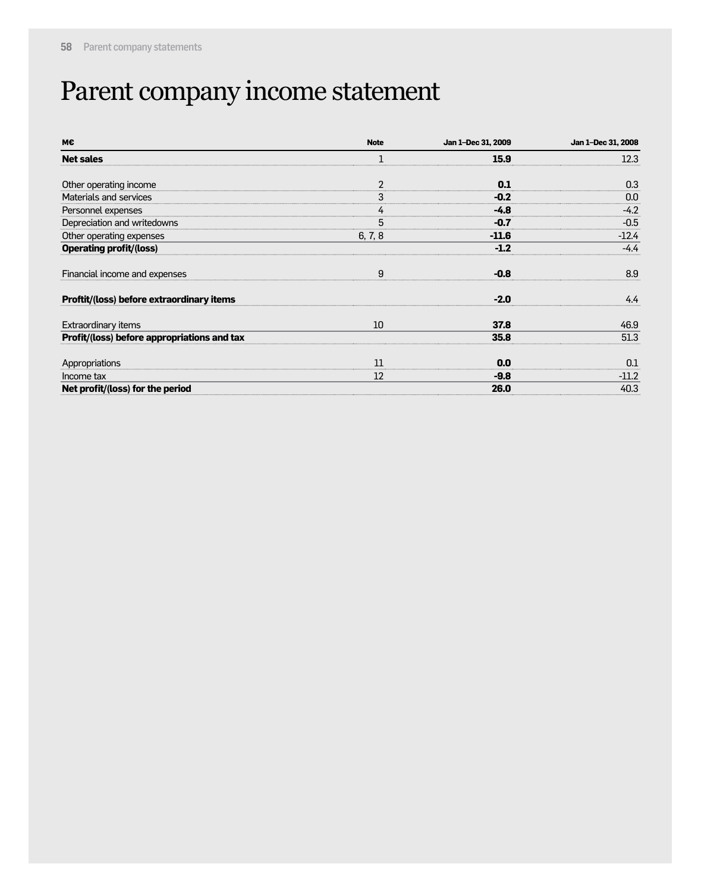# Parent company income statement

| M€ | Note | Jan 1–Dec 31, 2009 | Jan 1–Dec 31, 2008 |
|---|---|---|---|
| **Net sales** | 1 | **15.9** | 12.3 |
| | | | |
| Other operating income | 2 | **0.1** | 0.3 |
| Materials and services | 3 | **-0.2** | 0.0 |
| Personnel expenses | 4 | **-4.8** | -4.2 |
| Depreciation and writedowns | 5 | **-0.7** | -0.5 |
| Other operating expenses | 6, 7, 8 | **-11.6** | -12.4 |
| **Operating profit/(loss)** | | **-1.2** | -4.4 |
| | | | |
| Financial income and expenses | 9 | **-0.8** | 8.9 |
| | | | |
| **Proftit/(loss) before extraordinary items** | | **-2.0** | 4.4 |
| | | | |
| Extraordinary items | 10 | **37.8** | 46.9 |
| **Profit/(loss) before appropriations and tax** | | **35.8** | 51.3 |
| | | | |
| Appropriations | 11 | **0.0** | 0.1 |
| Income tax | 12 | **-9.8** | -11.2 |
| **Net profit/(loss) for the period** | | **26.0** | 40.3 |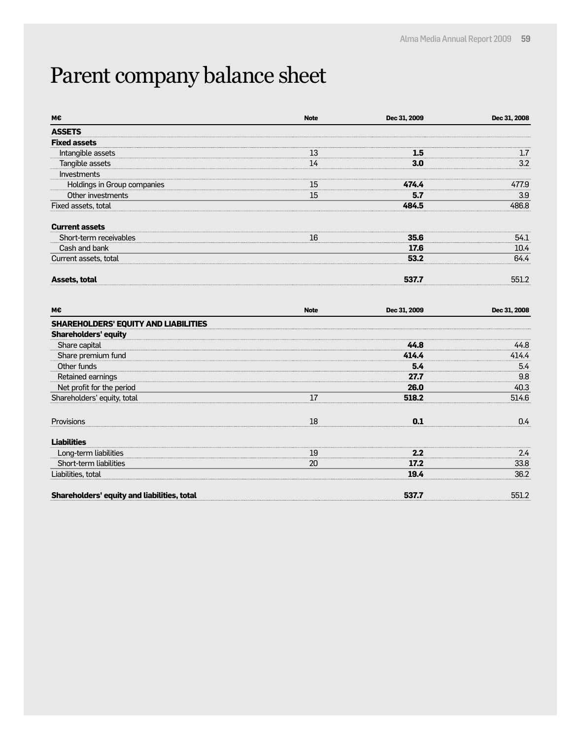# Parent company balance sheet

| M€ | Note | Dec 31, 2009 | Dec 31, 2008 |
|---|---|---|---|
| **ASSETS** | | | |
| **Fixed assets** | | | |
| Intangible assets | 13 | **1.5** | 1.7 |
| Tangible assets | 14 | **3.0** | 3.2 |
| Investments | | | |
| Holdings in Group companies | 15 | **474.4** | 477.9 |
| Other investments | 15 | **5.7** | 3.9 |
| Fixed assets, total | | **484.5** | 486.8 |
| | | | |
| **Current assets** | | | |
| Short-term receivables | 16 | **35.6** | 54.1 |
| Cash and bank | | **17.6** | 10.4 |
| Current assets, total | | **53.2** | 64.4 |
| | | | |
| **Assets, total** | | **537.7** | 551.2 |

| M€ | Note | Dec 31, 2009 | Dec 31, 2008 |
|---|---|---|---|
| **SHAREHOLDERS' EQUITY AND LIABILITIES** | | | |
| **Shareholders' equity** | | | |
| Share capital | | **44.8** | 44.8 |
| Share premium fund | | **414.4** | 414.4 |
| Other funds | | **5.4** | 5.4 |
| Retained earnings | | **27.7** | 9.8 |
| Net profit for the period | | **26.0** | 40.3 |
| Shareholders' equity, total | 17 | **518.2** | 514.6 |
| | | | |
| Provisions | 18 | **0.1** | 0.4 |
| | | | |
| **Liabilities** | | | |
| Long-term liabilities | 19 | **2.2** | 2.4 |
| Short-term liabilities | 20 | **17.2** | 33.8 |
| Liabilities, total | | **19.4** | 36.2 |
| | | | |
| **Shareholders' equity and liabilities, total** | | **537.7** | 551.2 |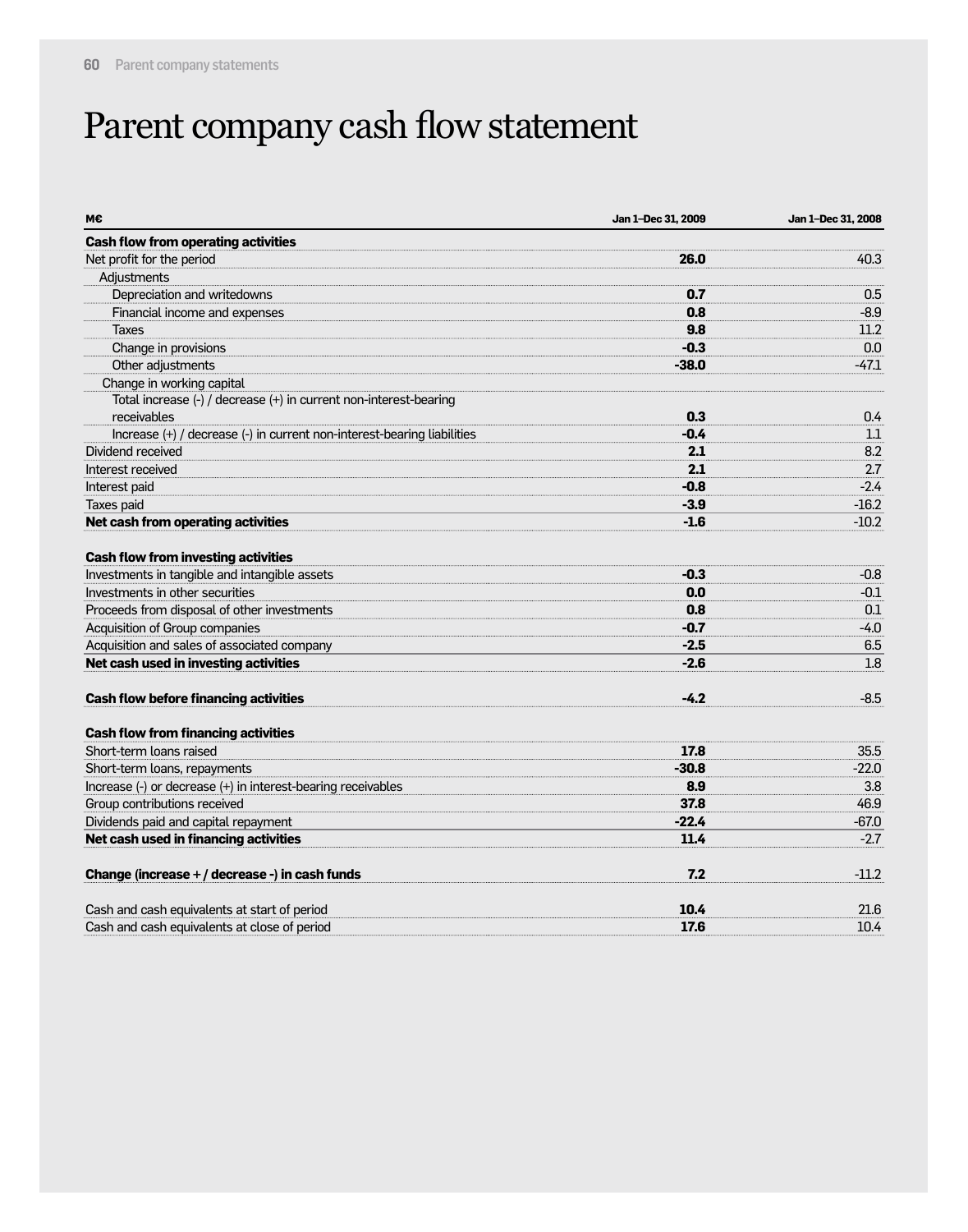# Parent company cash flow statement

| M€ | Jan 1–Dec 31, 2009 | Jan 1–Dec 31, 2008 |
|---|---|---|
| **Cash flow from operating activities** | | |
| Net profit for the period | **26.0** | 40.3 |
| Adjustments | | |
| Depreciation and writedowns | **0.7** | 0.5 |
| Financial income and expenses | **0.8** | -8.9 |
| Taxes | **9.8** | 11.2 |
| Change in provisions | **-0.3** | 0.0 |
| Other adjustments | **-38.0** | -47.1 |
| Change in working capital | | |
| Total increase (-) / decrease (+) in current non-interest-bearing receivables | **0.3** | 0.4 |
| Increase (+) / decrease (-) in current non-interest-bearing liabilities | **-0.4** | 1.1 |
| Dividend received | **2.1** | 8.2 |
| Interest received | **2.1** | 2.7 |
| Interest paid | **-0.8** | -2.4 |
| Taxes paid | **-3.9** | -16.2 |
| **Net cash from operating activities** | **-1.6** | -10.2 |
| | | |
| **Cash flow from investing activities** | | |
| Investments in tangible and intangible assets | **-0.3** | -0.8 |
| Investments in other securities | **0.0** | -0.1 |
| Proceeds from disposal of other investments | **0.8** | 0.1 |
| Acquisition of Group companies | **-0.7** | -4.0 |
| Acquisition and sales of associated company | **-2.5** | 6.5 |
| **Net cash used in investing activities** | **-2.6** | 1.8 |
| | | |
| **Cash flow before financing activities** | **-4.2** | -8.5 |
| | | |
| **Cash flow from financing activities** | | |
| Short-term loans raised | **17.8** | 35.5 |
| Short-term loans, repayments | **-30.8** | -22.0 |
| Increase (-) or decrease (+) in interest-bearing receivables | **8.9** | 3.8 |
| Group contributions received | **37.8** | 46.9 |
| Dividends paid and capital repayment | **-22.4** | -67.0 |
| **Net cash used in financing activities** | **11.4** | -2.7 |
| | | |
| **Change (increase + / decrease -) in cash funds** | **7.2** | -11.2 |
| | | |
| Cash and cash equivalents at start of period | **10.4** | 21.6 |
| Cash and cash equivalents at close of period | **17.6** | 10.4 |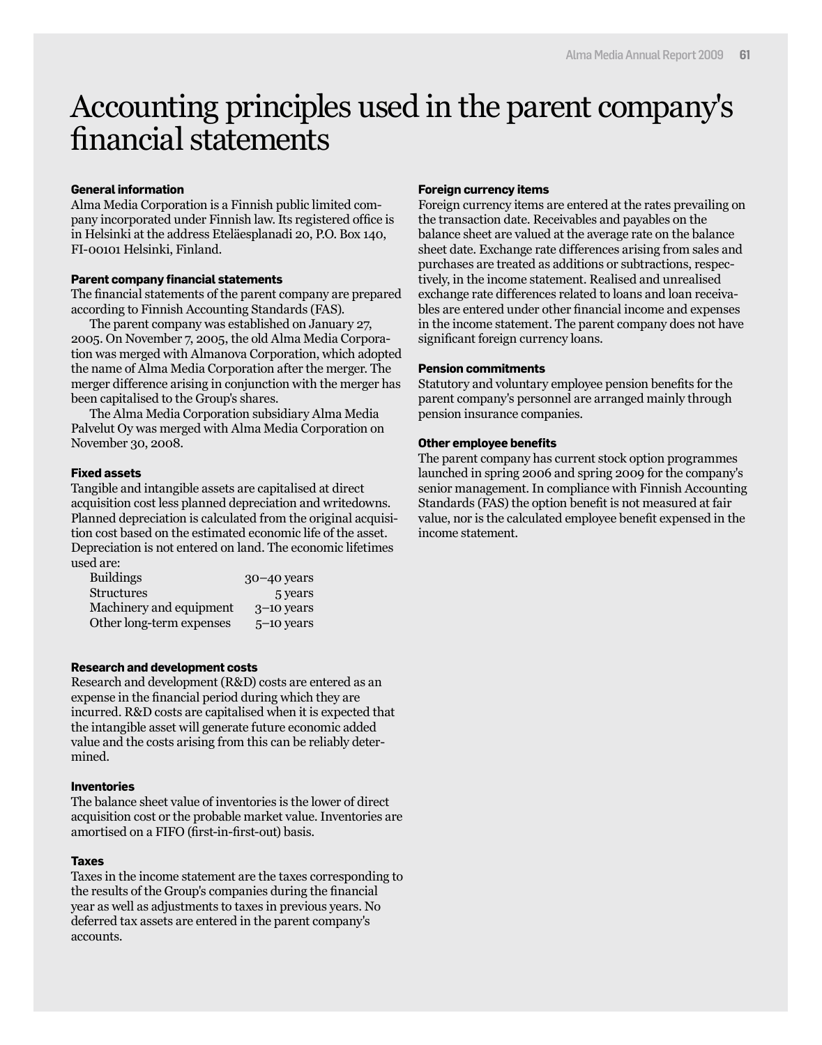# Accounting principles used in the parent company's financial statements

**General information**

Alma Media Corporation is a Finnish public limited company incorporated under Finnish law. Its registered office is in Helsinki at the address Eteläesplanadi 20, P.O. Box 140, FI-00101 Helsinki, Finland.

**Parent company financial statements**

The financial statements of the parent company are prepared according to Finnish Accounting Standards (FAS).

The parent company was established on January 27, 2005. On November 7, 2005, the old Alma Media Corporation was merged with Almanova Corporation, which adopted the name of Alma Media Corporation after the merger. The merger difference arising in conjunction with the merger has been capitalised to the Group's shares.

The Alma Media Corporation subsidiary Alma Media Palvelut Oy was merged with Alma Media Corporation on November 30, 2008.

**Fixed assets**

Tangible and intangible assets are capitalised at direct acquisition cost less planned depreciation and writedowns. Planned depreciation is calculated from the original acquisition cost based on the estimated economic life of the asset. Depreciation is not entered on land. The economic lifetimes used are:

| | |
|---|---|
| Buildings | 30–40 years |
| Structures | 5 years |
| Machinery and equipment | 3–10 years |
| Other long-term expenses | 5–10 years |

**Research and development costs**

Research and development (R&D) costs are entered as an expense in the financial period during which they are incurred. R&D costs are capitalised when it is expected that the intangible asset will generate future economic added value and the costs arising from this can be reliably determined.

**Inventories**

The balance sheet value of inventories is the lower of direct acquisition cost or the probable market value. Inventories are amortised on a FIFO (first-in-first-out) basis.

**Taxes**

Taxes in the income statement are the taxes corresponding to the results of the Group's companies during the financial year as well as adjustments to taxes in previous years. No deferred tax assets are entered in the parent company's accounts.

**Foreign currency items**

Foreign currency items are entered at the rates prevailing on the transaction date. Receivables and payables on the balance sheet are valued at the average rate on the balance sheet date. Exchange rate differences arising from sales and purchases are treated as additions or subtractions, respectively, in the income statement. Realised and unrealised exchange rate differences related to loans and loan receivables are entered under other financial income and expenses in the income statement. The parent company does not have significant foreign currency loans.

**Pension commitments**

Statutory and voluntary employee pension benefits for the parent company's personnel are arranged mainly through pension insurance companies.

**Other employee benefits**

The parent company has current stock option programmes launched in spring 2006 and spring 2009 for the company's senior management. In compliance with Finnish Accounting Standards (FAS) the option benefit is not measured at fair value, nor is the calculated employee benefit expensed in the income statement.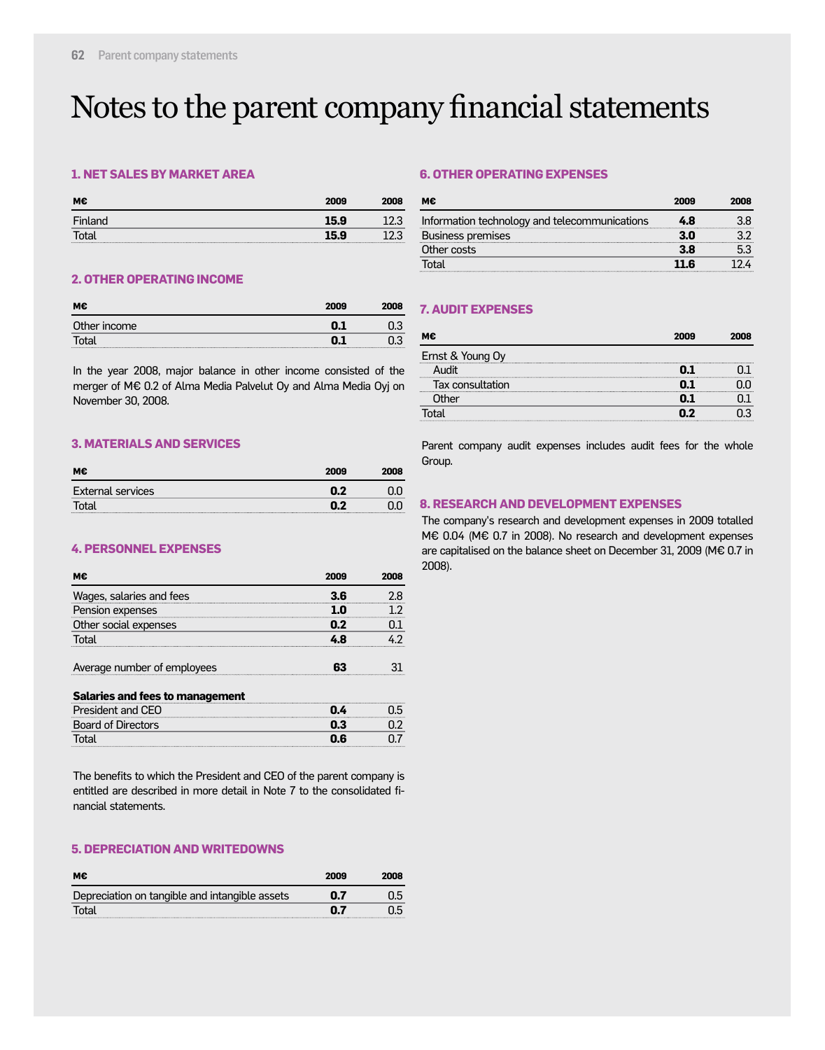# Notes to the parent company financial statements

## 1. NET SALES BY MARKET AREA

| M€ | 2009 | 2008 |
|---|---|---|
| Finland | **15.9** | 12.3 |
| Total | **15.9** | 12.3 |

## 2. OTHER OPERATING INCOME

| M€ | 2009 | 2008 |
|---|---|---|
| Other income | **0.1** | 0.3 |
| Total | **0.1** | 0.3 |

In the year 2008, major balance in other income consisted of the merger of M€ 0.2 of Alma Media Palvelut Oy and Alma Media Oyj on November 30, 2008.

## 3. MATERIALS AND SERVICES

| M€ | 2009 | 2008 |
|---|---|---|
| External services | **0.2** | 0.0 |
| Total | **0.2** | 0.0 |

## 4. PERSONNEL EXPENSES

| M€ | 2009 | 2008 |
|---|---|---|
| Wages, salaries and fees | **3.6** | 2.8 |
| Pension expenses | **1.0** | 1.2 |
| Other social expenses | **0.2** | 0.1 |
| Total | **4.8** | 4.2 |
| | | |
| Average number of employees | **63** | 31 |
| | | |
| **Salaries and fees to management** | | |
| President and CEO | **0.4** | 0.5 |
| Board of Directors | **0.3** | 0.2 |
| Total | **0.6** | 0.7 |

The benefits to which the President and CEO of the parent company is entitled are described in more detail in Note 7 to the consolidated financial statements.

## 5. DEPRECIATION AND WRITEDOWNS

| M€ | 2009 | 2008 |
|---|---|---|
| Depreciation on tangible and intangible assets | **0.7** | 0.5 |
| Total | **0.7** | 0.5 |

## 6. OTHER OPERATING EXPENSES

| M€ | 2009 | 2008 |
|---|---|---|
| Information technology and telecommunications | **4.8** | 3.8 |
| Business premises | **3.0** | 3.2 |
| Other costs | **3.8** | 5.3 |
| Total | **11.6** | 12.4 |

## 7. AUDIT EXPENSES

| M€ | 2009 | 2008 |
|---|---|---|
| Ernst & Young Oy | | |
| Audit | **0.1** | 0.1 |
| Tax consultation | **0.1** | 0.0 |
| Other | **0.1** | 0.1 |
| Total | **0.2** | 0.3 |

Parent company audit expenses includes audit fees for the whole Group.

## 8. RESEARCH AND DEVELOPMENT EXPENSES

The company's research and development expenses in 2009 totalled M€ 0.04 (M€ 0.7 in 2008). No research and development expenses are capitalised on the balance sheet on December 31, 2009 (M€ 0.7 in 2008).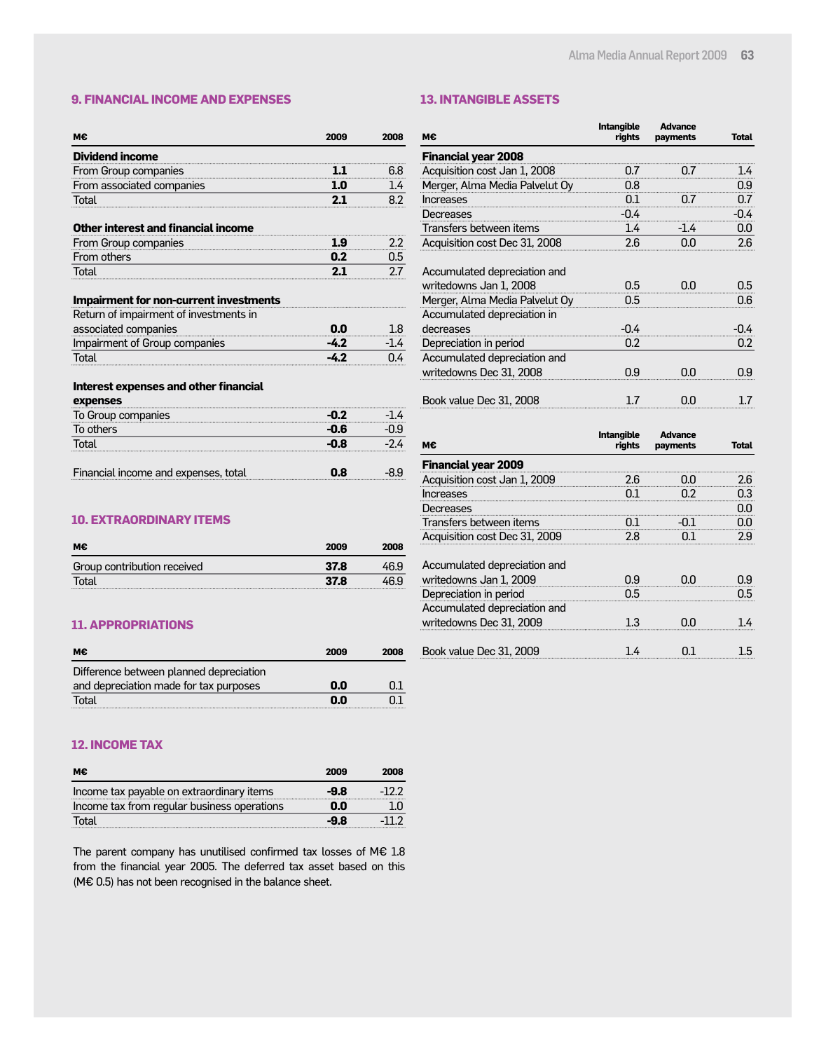## 9. FINANCIAL INCOME AND EXPENSES

| M€ | 2009 | 2008 |
|---|---|---|
| **Dividend income** | | |
| From Group companies | **1.1** | 6.8 |
| From associated companies | **1.0** | 1.4 |
| Total | **2.1** | 8.2 |
| | | |
| **Other interest and financial income** | | |
| From Group companies | **1.9** | 2.2 |
| From others | **0.2** | 0.5 |
| Total | **2.1** | 2.7 |
| | | |
| **Impairment for non-current investments** | | |
| Return of impairment of investments in associated companies | **0.0** | 1.8 |
| Impairment of Group companies | **-4.2** | -1.4 |
| Total | **-4.2** | 0.4 |
| | | |
| **Interest expenses and other financial expenses** | | |
| To Group companies | **-0.2** | -1.4 |
| To others | **-0.6** | -0.9 |
| Total | **-0.8** | -2.4 |
| | | |
| Financial income and expenses, total | **0.8** | -8.9 |

## 10. EXTRAORDINARY ITEMS

| M€ | 2009 | 2008 |
|---|---|---|
| Group contribution received | **37.8** | 46.9 |
| Total | **37.8** | 46.9 |

## 11. APPROPRIATIONS

| M€ | 2009 | 2008 |
|---|---|---|
| Difference between planned depreciation and depreciation made for tax purposes | **0.0** | 0.1 |
| Total | **0.0** | 0.1 |

## 12. INCOME TAX

| M€ | 2009 | 2008 |
|---|---|---|
| Income tax payable on extraordinary items | **-9.8** | -12.2 |
| Income tax from regular business operations | **0.0** | 1.0 |
| Total | **-9.8** | -11.2 |

The parent company has unutilised confirmed tax losses of M€ 1.8 from the financial year 2005. The deferred tax asset based on this (M€ 0.5) has not been recognised in the balance sheet.

## 13. INTANGIBLE ASSETS

| M€ | Intangible rights | Advance payments | Total |
|---|---|---|---|
| **Financial year 2008** | | | |
| Acquisition cost Jan 1, 2008 | 0.7 | 0.7 | 1.4 |
| Merger, Alma Media Palvelut Oy | 0.8 | | 0.9 |
| Increases | 0.1 | 0.7 | 0.7 |
| Decreases | -0.4 | | -0.4 |
| Transfers between items | 1.4 | -1.4 | 0.0 |
| Acquisition cost Dec 31, 2008 | 2.6 | 0.0 | 2.6 |
| | | | |
| Accumulated depreciation and writedowns Jan 1, 2008 | 0.5 | 0.0 | 0.5 |
| Merger, Alma Media Palvelut Oy | 0.5 | | 0.6 |
| Accumulated depreciation in decreases | -0.4 | | -0.4 |
| Depreciation in period | 0.2 | | 0.2 |
| Accumulated depreciation and writedowns Dec 31, 2008 | 0.9 | 0.0 | 0.9 |
| | | | |
| Book value Dec 31, 2008 | 1.7 | 0.0 | 1.7 |

| M€ | Intangible rights | Advance payments | Total |
|---|---|---|---|
| **Financial year 2009** | | | |
| Acquisition cost Jan 1, 2009 | 2.6 | 0.0 | 2.6 |
| Increases | 0.1 | 0.2 | 0.3 |
| Decreases | | | 0.0 |
| Transfers between items | 0.1 | -0.1 | 0.0 |
| Acquisition cost Dec 31, 2009 | 2.8 | 0.1 | 2.9 |
| | | | |
| Accumulated depreciation and writedowns Jan 1, 2009 | 0.9 | 0.0 | 0.9 |
| Depreciation in period | 0.5 | | 0.5 |
| Accumulated depreciation and writedowns Dec 31, 2009 | 1.3 | 0.0 | 1.4 |
| | | | |
| Book value Dec 31, 2009 | 1.4 | 0.1 | 1.5 |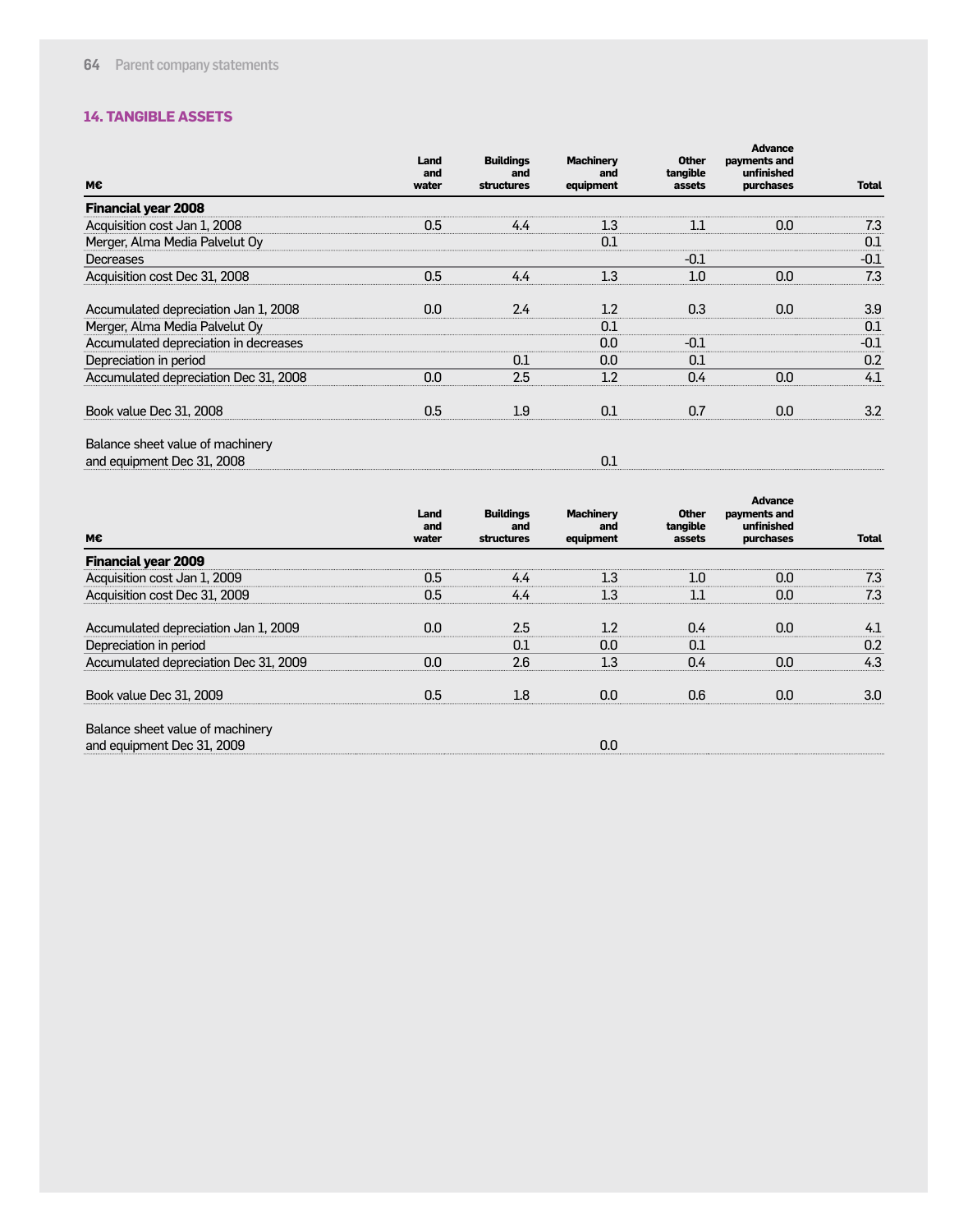## 14. TANGIBLE ASSETS

| M€ | Land and water | Buildings and structures | Machinery and equipment | Other tangible assets | Advance payments and unfinished purchases | Total |
|---|---|---|---|---|---|---|
| **Financial year 2008** | | | | | | |
| Acquisition cost Jan 1, 2008 | 0.5 | 4.4 | 1.3 | 1.1 | 0.0 | 7.3 |
| Merger, Alma Media Palvelut Oy | | | 0.1 | | | 0.1 |
| Decreases | | | | -0.1 | | -0.1 |
| Acquisition cost Dec 31, 2008 | 0.5 | 4.4 | 1.3 | 1.0 | 0.0 | 7.3 |
| | | | | | | |
| Accumulated depreciation Jan 1, 2008 | 0.0 | 2.4 | 1.2 | 0.3 | 0.0 | 3.9 |
| Merger, Alma Media Palvelut Oy | | | 0.1 | | | 0.1 |
| Accumulated depreciation in decreases | | | 0.0 | -0.1 | | -0.1 |
| Depreciation in period | | 0.1 | 0.0 | 0.1 | | 0.2 |
| Accumulated depreciation Dec 31, 2008 | 0.0 | 2.5 | 1.2 | 0.4 | 0.0 | 4.1 |
| | | | | | | |
| Book value Dec 31, 2008 | 0.5 | 1.9 | 0.1 | 0.7 | 0.0 | 3.2 |
| | | | | | | |
| Balance sheet value of machinery and equipment Dec 31, 2008 | | | 0.1 | | | |

| M€ | Land and water | Buildings and structures | Machinery and equipment | Other tangible assets | Advance payments and unfinished purchases | Total |
|---|---|---|---|---|---|---|
| **Financial year 2009** | | | | | | |
| Acquisition cost Jan 1, 2009 | 0.5 | 4.4 | 1.3 | 1.0 | 0.0 | 7.3 |
| Acquisition cost Dec 31, 2009 | 0.5 | 4.4 | 1.3 | 1.1 | 0.0 | 7.3 |
| | | | | | | |
| Accumulated depreciation Jan 1, 2009 | 0.0 | 2.5 | 1.2 | 0.4 | 0.0 | 4.1 |
| Depreciation in period | | 0.1 | 0.0 | 0.1 | | 0.2 |
| Accumulated depreciation Dec 31, 2009 | 0.0 | 2.6 | 1.3 | 0.4 | 0.0 | 4.3 |
| | | | | | | |
| Book value Dec 31, 2009 | 0.5 | 1.8 | 0.0 | 0.6 | 0.0 | 3.0 |
| | | | | | | |
| Balance sheet value of machinery and equipment Dec 31, 2009 | | | 0.0 | | | |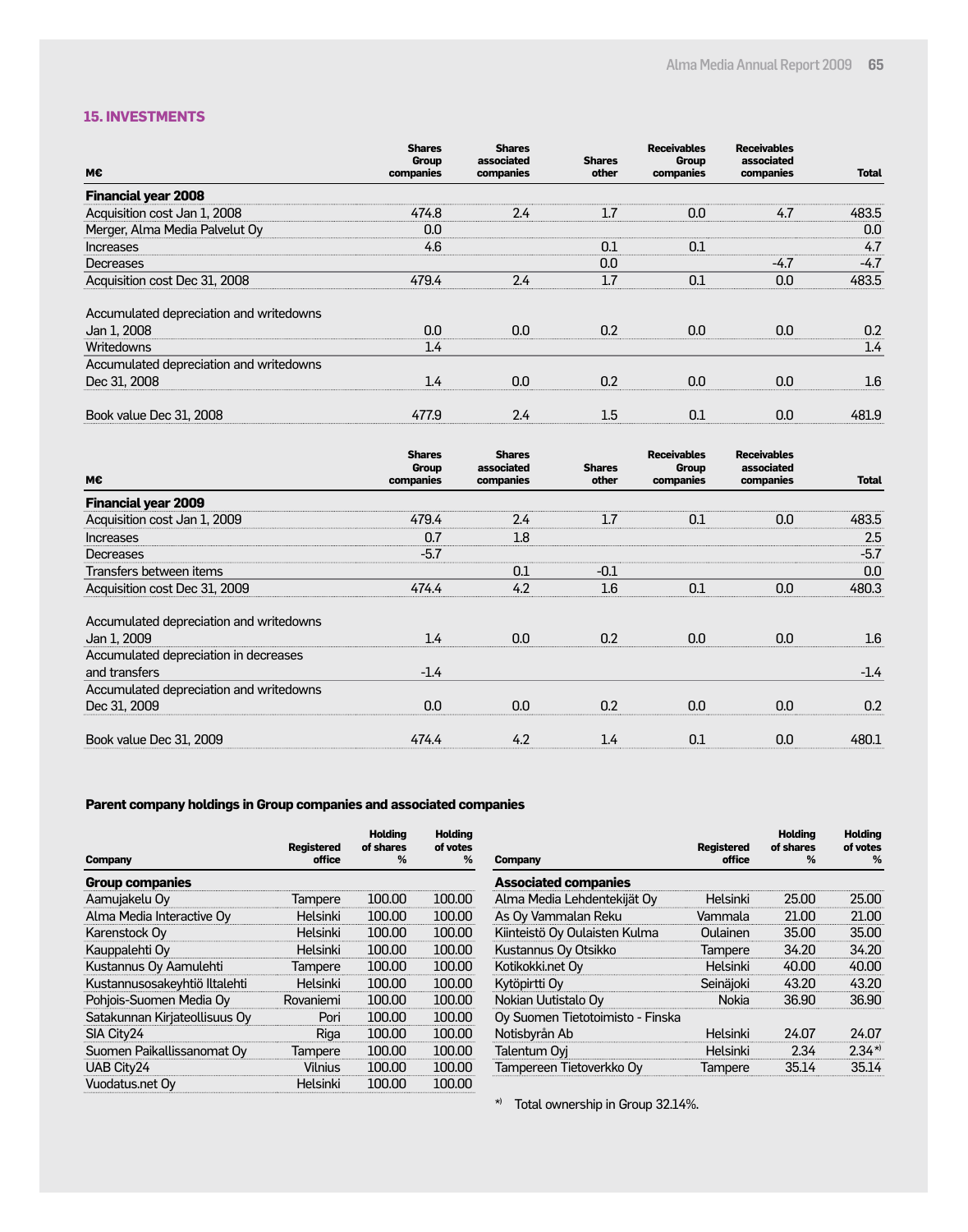## 15. INVESTMENTS

| M€ | Shares Group companies | Shares associated companies | Shares other | Receivables Group companies | Receivables associated companies | Total |
|---|---|---|---|---|---|---|
| **Financial year 2008** | | | | | | |
| Acquisition cost Jan 1, 2008 | 474.8 | 2.4 | 1.7 | 0.0 | 4.7 | 483.5 |
| Merger, Alma Media Palvelut Oy | 0.0 | | | | | 0.0 |
| Increases | 4.6 | | 0.1 | 0.1 | | 4.7 |
| Decreases | | | 0.0 | | -4.7 | -4.7 |
| Acquisition cost Dec 31, 2008 | 479.4 | 2.4 | 1.7 | 0.1 | 0.0 | 483.5 |
| | | | | | | |
| Accumulated depreciation and writedowns Jan 1, 2008 | 0.0 | 0.0 | 0.2 | 0.0 | 0.0 | 0.2 |
| Writedowns | 1.4 | | | | | 1.4 |
| Accumulated depreciation and writedowns Dec 31, 2008 | 1.4 | 0.0 | 0.2 | 0.0 | 0.0 | 1.6 |
| | | | | | | |
| Book value Dec 31, 2008 | 477.9 | 2.4 | 1.5 | 0.1 | 0.0 | 481.9 |

| M€ | Shares Group companies | Shares associated companies | Shares other | Receivables Group companies | Receivables associated companies | Total |
|---|---|---|---|---|---|---|
| **Financial year 2009** | | | | | | |
| Acquisition cost Jan 1, 2009 | 479.4 | 2.4 | 1.7 | 0.1 | 0.0 | 483.5 |
| Increases | 0.7 | 1.8 | | | | 2.5 |
| Decreases | -5.7 | | | | | -5.7 |
| Transfers between items | | 0.1 | -0.1 | | | 0.0 |
| Acquisition cost Dec 31, 2009 | 474.4 | 4.2 | 1.6 | 0.1 | 0.0 | 480.3 |
| | | | | | | |
| Accumulated depreciation and writedowns Jan 1, 2009 | 1.4 | 0.0 | 0.2 | 0.0 | 0.0 | 1.6 |
| Accumulated depreciation in decreases and transfers | -1.4 | | | | | -1.4 |
| Accumulated depreciation and writedowns Dec 31, 2009 | 0.0 | 0.0 | 0.2 | 0.0 | 0.0 | 0.2 |
| | | | | | | |
| Book value Dec 31, 2009 | 474.4 | 4.2 | 1.4 | 0.1 | 0.0 | 480.1 |

### Parent company holdings in Group companies and associated companies

| Company | Registered office | Holding of shares % | Holding of votes % |
|---|---|---|---|
| **Group companies** | | | |
| Aamujakelu Oy | Tampere | 100.00 | 100.00 |
| Alma Media Interactive Oy | Helsinki | 100.00 | 100.00 |
| Karenstock Oy | Helsinki | 100.00 | 100.00 |
| Kauppalehti Oy | Helsinki | 100.00 | 100.00 |
| Kustannus Oy Aamulehti | Tampere | 100.00 | 100.00 |
| Kustannusosakeyhtiö Iltalehti | Helsinki | 100.00 | 100.00 |
| Pohjois-Suomen Media Oy | Rovaniemi | 100.00 | 100.00 |
| Satakunnan Kirjateollisuus Oy | Pori | 100.00 | 100.00 |
| SIA City24 | Riga | 100.00 | 100.00 |
| Suomen Paikallissanomat Oy | Tampere | 100.00 | 100.00 |
| UAB City24 | Vilnius | 100.00 | 100.00 |
| Vuodatus.net Oy | Helsinki | 100.00 | 100.00 |

| Company | Registered office | Holding of shares % | Holding of votes % |
|---|---|---|---|
| **Associated companies** | | | |
| Alma Media Lehdentekijät Oy | Helsinki | 25.00 | 25.00 |
| As Oy Vammalan Reku | Vammala | 21.00 | 21.00 |
| Kiinteistö Oy Oulaisten Kulma | Oulainen | 35.00 | 35.00 |
| Kustannus Oy Otsikko | Tampere | 34.20 | 34.20 |
| Kotikokki.net Oy | Helsinki | 40.00 | 40.00 |
| Kytöpirtti Oy | Seinäjoki | 43.20 | 43.20 |
| Nokian Uutistalo Oy | Nokia | 36.90 | 36.90 |
| Oy Suomen Tietotoimisto - Finska Notisbyrån Ab | Helsinki | 24.07 | 24.07 |
| Talentum Oyj | Helsinki | 2.34 | 2.34 *) |
| Tampereen Tietoverkko Oy | Tampere | 35.14 | 35.14 |

*) Total ownership in Group 32.14%.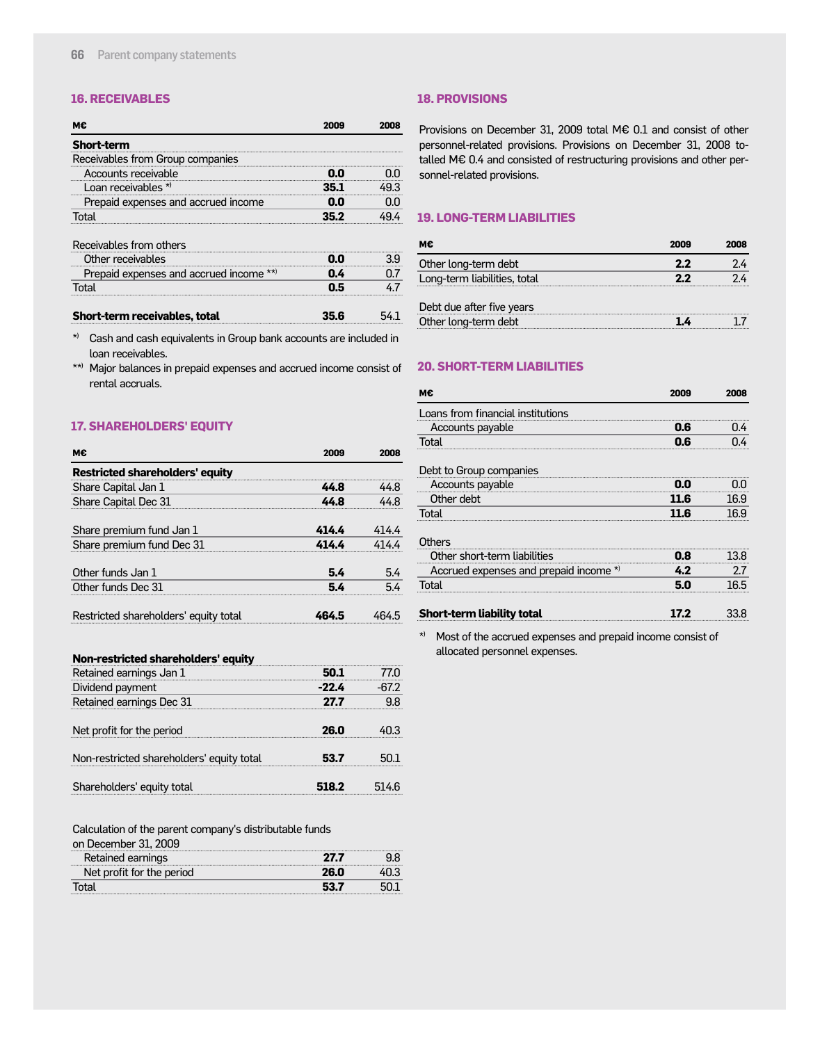## 16. RECEIVABLES

| M€ | 2009 | 2008 |
|---|---|---|
| **Short-term** | | |
| Receivables from Group companies | | |
| Accounts receivable | **0.0** | 0.0 |
| Loan receivables *) | **35.1** | 49.3 |
| Prepaid expenses and accrued income | **0.0** | 0.0 |
| Total | **35.2** | 49.4 |
| | | |
| Receivables from others | | |
| Other receivables | **0.0** | 3.9 |
| Prepaid expenses and accrued income **) | **0.4** | 0.7 |
| Total | **0.5** | 4.7 |
| | | |
| **Short-term receivables, total** | **35.6** | 54.1 |

*) Cash and cash equivalents in Group bank accounts are included in loan receivables.

**) Major balances in prepaid expenses and accrued income consist of rental accruals.

## 17. SHAREHOLDERS' EQUITY

| M€ | 2009 | 2008 |
|---|---|---|
| **Restricted shareholders' equity** | | |
| Share Capital Jan 1 | **44.8** | 44.8 |
| Share Capital Dec 31 | **44.8** | 44.8 |
| | | |
| Share premium fund Jan 1 | **414.4** | 414.4 |
| Share premium fund Dec 31 | **414.4** | 414.4 |
| | | |
| Other funds Jan 1 | **5.4** | 5.4 |
| Other funds Dec 31 | **5.4** | 5.4 |
| | | |
| Restricted shareholders' equity total | **464.5** | 464.5 |
| | | |
| **Non-restricted shareholders' equity** | | |
| Retained earnings Jan 1 | **50.1** | 77.0 |
| Dividend payment | **-22.4** | -67.2 |
| Retained earnings Dec 31 | **27.7** | 9.8 |
| | | |
| Net profit for the period | **26.0** | 40.3 |
| | | |
| Non-restricted shareholders' equity total | **53.7** | 50.1 |
| | | |
| Shareholders' equity total | **518.2** | 514.6 |

| Calculation of the parent company's distributable funds on December 31, 2009 | | |
|---|---|---|
| Retained earnings | **27.7** | 9.8 |
| Net profit for the period | **26.0** | 40.3 |
| Total | **53.7** | 50.1 |

## 18. PROVISIONS

Provisions on December 31, 2009 total M€ 0.1 and consist of other personnel-related provisions. Provisions on December 31, 2008 totalled M€ 0.4 and consisted of restructuring provisions and other personnel-related provisions.

## 19. LONG-TERM LIABILITIES

| M€ | 2009 | 2008 |
|---|---|---|
| Other long-term debt | **2.2** | 2.4 |
| Long-term liabilities, total | **2.2** | 2.4 |
| | | |
| Debt due after five years | | |
| Other long-term debt | **1.4** | 1.7 |

## 20. SHORT-TERM LIABILITIES

| M€ | 2009 | 2008 |
|---|---|---|
| Loans from financial institutions | | |
| Accounts payable | **0.6** | 0.4 |
| Total | **0.6** | 0.4 |
| | | |
| Debt to Group companies | | |
| Accounts payable | **0.0** | 0.0 |
| Other debt | **11.6** | 16.9 |
| Total | **11.6** | 16.9 |
| | | |
| Others | | |
| Other short-term liabilities | **0.8** | 13.8 |
| Accrued expenses and prepaid income *) | **4.2** | 2.7 |
| Total | **5.0** | 16.5 |
| | | |
| **Short-term liability total** | **17.2** | 33.8 |

*) Most of the accrued expenses and prepaid income consist of allocated personnel expenses.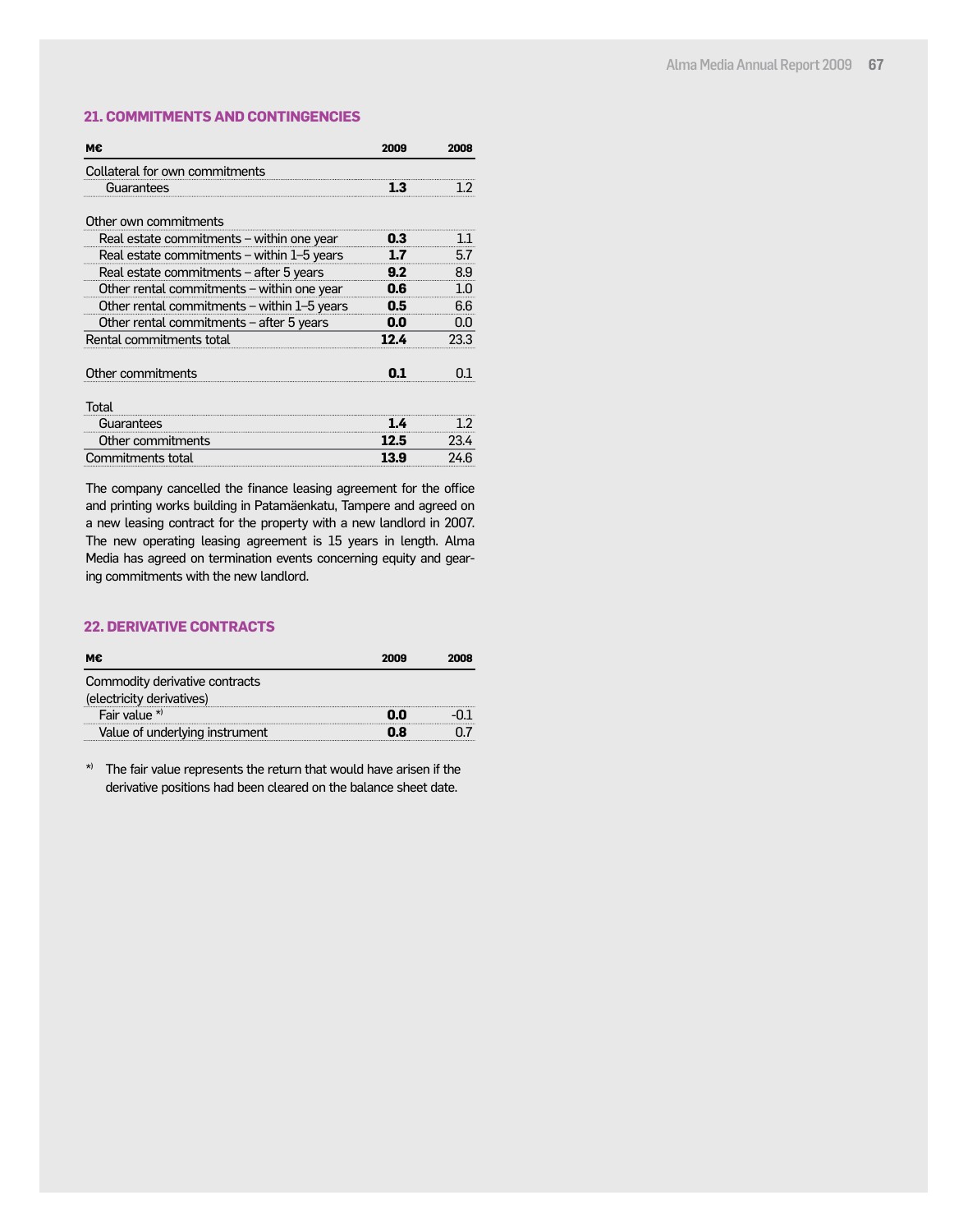## 21. COMMITMENTS AND CONTINGENCIES

| M€ | 2009 | 2008 |
|---|---|---|
| Collateral for own commitments | | |
| Guarantees | **1.3** | 1.2 |
| | | |
| Other own commitments | | |
| Real estate commitments – within one year | **0.3** | 1.1 |
| Real estate commitments – within 1–5 years | **1.7** | 5.7 |
| Real estate commitments – after 5 years | **9.2** | 8.9 |
| Other rental commitments – within one year | **0.6** | 1.0 |
| Other rental commitments – within 1–5 years | **0.5** | 6.6 |
| Other rental commitments – after 5 years | **0.0** | 0.0 |
| Rental commitments total | **12.4** | 23.3 |
| | | |
| Other commitments | **0.1** | 0.1 |
| | | |
| Total | | |
| Guarantees | **1.4** | 1.2 |
| Other commitments | **12.5** | 23.4 |
| Commitments total | **13.9** | 24.6 |

The company cancelled the finance leasing agreement for the office and printing works building in Patamäenkatu, Tampere and agreed on a new leasing contract for the property with a new landlord in 2007. The new operating leasing agreement is 15 years in length. Alma Media has agreed on termination events concerning equity and gearing commitments with the new landlord.

## 22. DERIVATIVE CONTRACTS

| M€ | 2009 | 2008 |
|---|---|---|
| Commodity derivative contracts (electricity derivatives) | | |
| Fair value *) | **0.0** | -0.1 |
| Value of underlying instrument | **0.8** | 0.7 |

*) The fair value represents the return that would have arisen if the derivative positions had been cleared on the balance sheet date.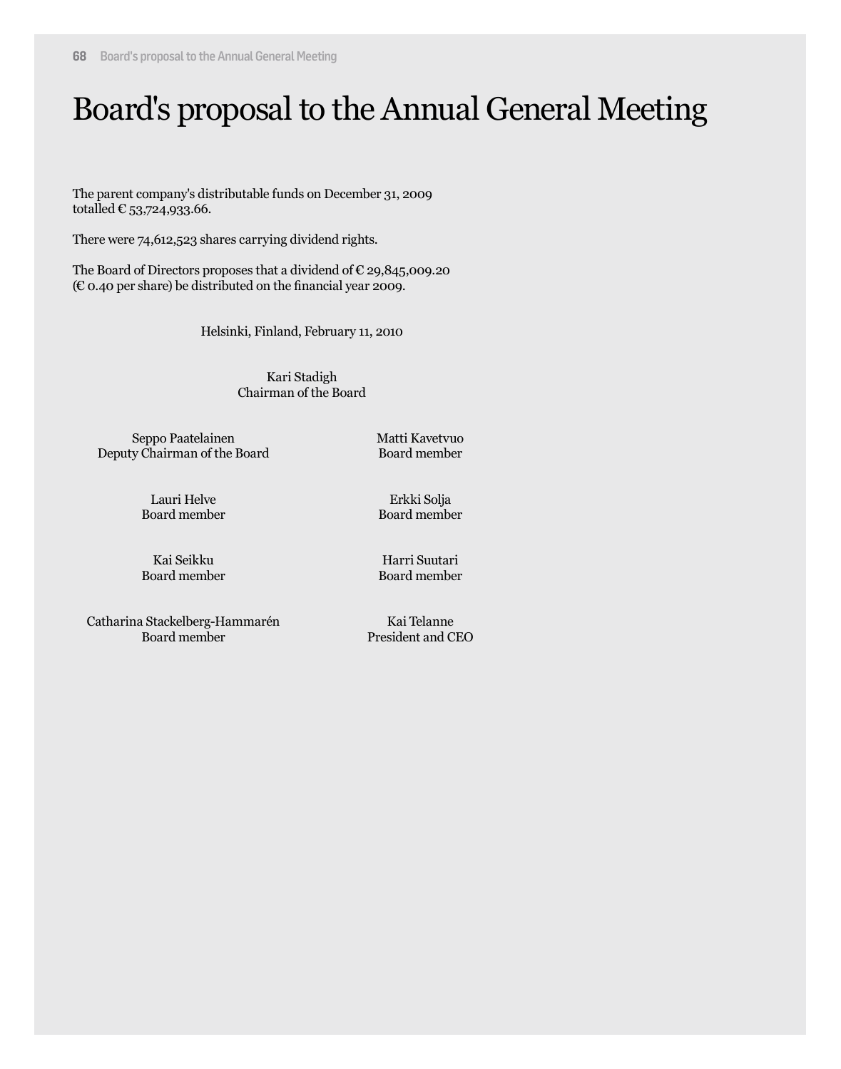# Board's proposal to the Annual General Meeting

The parent company's distributable funds on December 31, 2009 totalled € 53,724,933.66.

There were 74,612,523 shares carrying dividend rights.

The Board of Directors proposes that a dividend of € 29,845,009.20 (€ 0.40 per share) be distributed on the financial year 2009.

Helsinki, Finland, February 11, 2010

Kari Stadigh
Chairman of the Board

Seppo Paatelainen
Deputy Chairman of the Board

Matti Kavetvuo
Board member

Lauri Helve
Board member

Erkki Solja
Board member

Kai Seikku
Board member

Harri Suutari
Board member

Catharina Stackelberg-Hammarén
Board member

Kai Telanne
President and CEO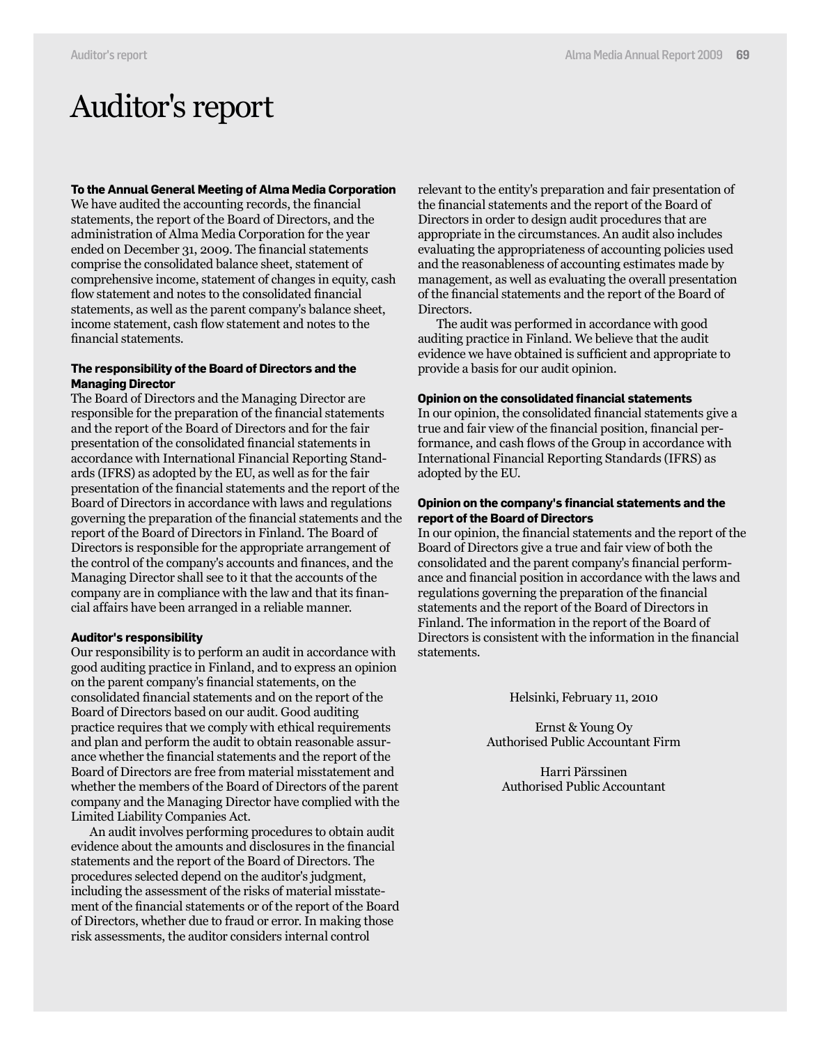# Auditor's report

**To the Annual General Meeting of Alma Media Corporation**
We have audited the accounting records, the financial statements, the report of the Board of Directors, and the administration of Alma Media Corporation for the year ended on December 31, 2009. The financial statements comprise the consolidated balance sheet, statement of comprehensive income, statement of changes in equity, cash flow statement and notes to the consolidated financial statements, as well as the parent company's balance sheet, income statement, cash flow statement and notes to the financial statements.

**The responsibility of the Board of Directors and the Managing Director**
The Board of Directors and the Managing Director are responsible for the preparation of the financial statements and the report of the Board of Directors and for the fair presentation of the consolidated financial statements in accordance with International Financial Reporting Standards (IFRS) as adopted by the EU, as well as for the fair presentation of the financial statements and the report of the Board of Directors in accordance with laws and regulations governing the preparation of the financial statements and the report of the Board of Directors in Finland. The Board of Directors is responsible for the appropriate arrangement of the control of the company's accounts and finances, and the Managing Director shall see to it that the accounts of the company are in compliance with the law and that its financial affairs have been arranged in a reliable manner.

**Auditor's responsibility**
Our responsibility is to perform an audit in accordance with good auditing practice in Finland, and to express an opinion on the parent company's financial statements, on the consolidated financial statements and on the report of the Board of Directors based on our audit. Good auditing practice requires that we comply with ethical requirements and plan and perform the audit to obtain reasonable assurance whether the financial statements and the report of the Board of Directors are free from material misstatement and whether the members of the Board of Directors of the parent company and the Managing Director have complied with the Limited Liability Companies Act.

An audit involves performing procedures to obtain audit evidence about the amounts and disclosures in the financial statements and the report of the Board of Directors. The procedures selected depend on the auditor's judgment, including the assessment of the risks of material misstatement of the financial statements or of the report of the Board of Directors, whether due to fraud or error. In making those risk assessments, the auditor considers internal control relevant to the entity's preparation and fair presentation of the financial statements and the report of the Board of Directors in order to design audit procedures that are appropriate in the circumstances. An audit also includes evaluating the appropriateness of accounting policies used and the reasonableness of accounting estimates made by management, as well as evaluating the overall presentation of the financial statements and the report of the Board of Directors.

The audit was performed in accordance with good auditing practice in Finland. We believe that the audit evidence we have obtained is sufficient and appropriate to provide a basis for our audit opinion.

**Opinion on the consolidated financial statements**
In our opinion, the consolidated financial statements give a true and fair view of the financial position, financial performance, and cash flows of the Group in accordance with International Financial Reporting Standards (IFRS) as adopted by the EU.

**Opinion on the company's financial statements and the report of the Board of Directors**
In our opinion, the financial statements and the report of the Board of Directors give a true and fair view of both the consolidated and the parent company's financial performance and financial position in accordance with the laws and regulations governing the preparation of the financial statements and the report of the Board of Directors in Finland. The information in the report of the Board of Directors is consistent with the information in the financial statements.

Helsinki, February 11, 2010

Ernst & Young Oy
Authorised Public Accountant Firm

Harri Pärssinen
Authorised Public Accountant